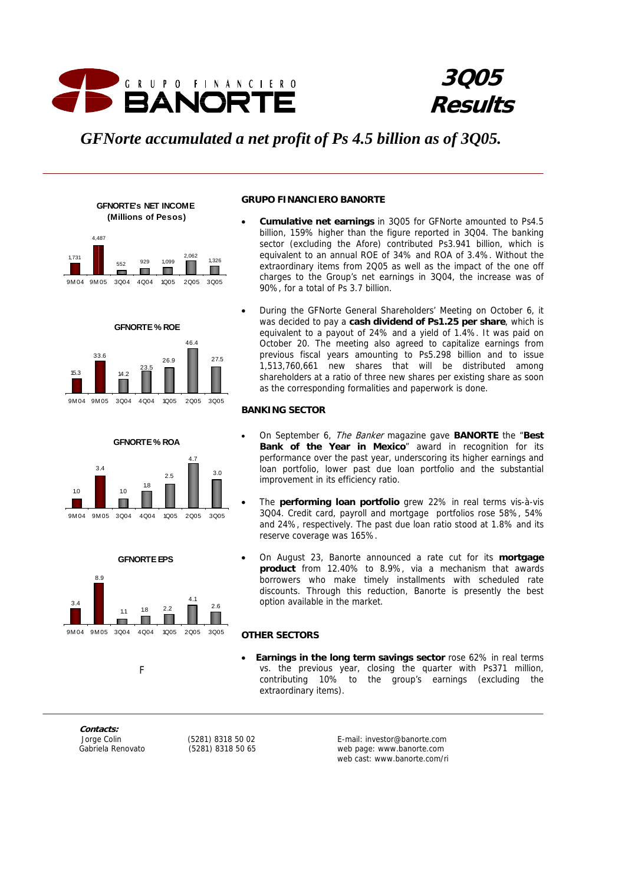# 3Q05 Results

## *GFNorte accumulated a net profit of Ps 4.5 billion as of 3Q05.*

**GFNORTE's NET INCOME (Millions of Pesos)**

| 9M04 | 9M05 | 3Q04 | 4Q04 | 1Q05 | 2Q05 | 3Q05 |
|---|---|---|---|---|---|---|
| 1,731 | 4,487 | 552 | 929 | 1,099 | 2,062 | 1,326 |

**GFNORTE % ROE**

| 9M04 | 9M05 | 3Q04 | 4Q04 | 1Q05 | 2Q05 | 3Q05 |
|---|---|---|---|---|---|---|
| 15.3 | 33.6 | 14.2 | 23.5 | 26.9 | 46.4 | 27.5 |

**GFNORTE % ROA**

| 9M04 | 9M05 | 3Q04 | 4Q04 | 1Q05 | 2Q05 | 3Q05 |
|---|---|---|---|---|---|---|
| 1.0 | 3.4 | 1.0 | 1.8 | 2.5 | 4.7 | 3.0 |

**GFNORTE EPS**

| 9M04 | 9M05 | 3Q04 | 4Q04 | 1Q05 | 2Q05 | 3Q05 |
|---|---|---|---|---|---|---|
| 3.4 | 8.9 | 1.1 | 1.8 | 2.2 | 4.1 | 2.6 |

F

### GRUPO FINANCIERO BANORTE

- **Cumulative net earnings** in 3Q05 for GFNorte amounted to Ps4.5 billion, 159% higher than the figure reported in 3Q04. The banking sector (excluding the Afore) contributed Ps3.941 billion, which is equivalent to an annual ROE of 34% and ROA of 3.4%. Without the extraordinary items from 2Q05 as well as the impact of the one off charges to the Group's net earnings in 3Q04, the increase was of 90%, for a total of Ps 3.7 billion.
- During the GFNorte General Shareholders' Meeting on October 6, it was decided to pay a **cash dividend of Ps1.25 per share**, which is equivalent to a payout of 24% and a yield of 1.4%. It was paid on October 20. The meeting also agreed to capitalize earnings from previous fiscal years amounting to Ps5.298 billion and to issue 1,513,760,661 new shares that will be distributed among shareholders at a ratio of three new shares per existing share as soon as the corresponding formalities and paperwork is done.

### BANKING SECTOR

- On September 6, *The Banker* magazine gave **BANORTE** the "**Best Bank of the Year in Mexico**" award in recognition for its performance over the past year, underscoring its higher earnings and loan portfolio, lower past due loan portfolio and the substantial improvement in its efficiency ratio.
- The **performing loan portfolio** grew 22% in real terms vis-à-vis 3Q04. Credit card, payroll and mortgage portfolios rose 58%, 54% and 24%, respectively. The past due loan ratio stood at 1.8% and its reserve coverage was 165%.
- On August 23, Banorte announced a rate cut for its **mortgage product** from 12.40% to 8.9%, via a mechanism that awards borrowers who make timely installments with scheduled rate discounts. Through this reduction, Banorte is presently the best option available in the market.

### OTHER SECTORS

- **Earnings in the long term savings sector** rose 62% in real terms vs. the previous year, closing the quarter with Ps371 million, contributing 10% to the group's earnings (excluding the extraordinary items).

**Contacts:**

| | | |
|---|---|---|
| Jorge Colin | (5281) 8318 50 02 | E-mail: investor@banorte.com |
| Gabriela Renovato | (5281) 8318 50 65 | web page: www.banorte.com |
| | | web cast: www.banorte.com/ri |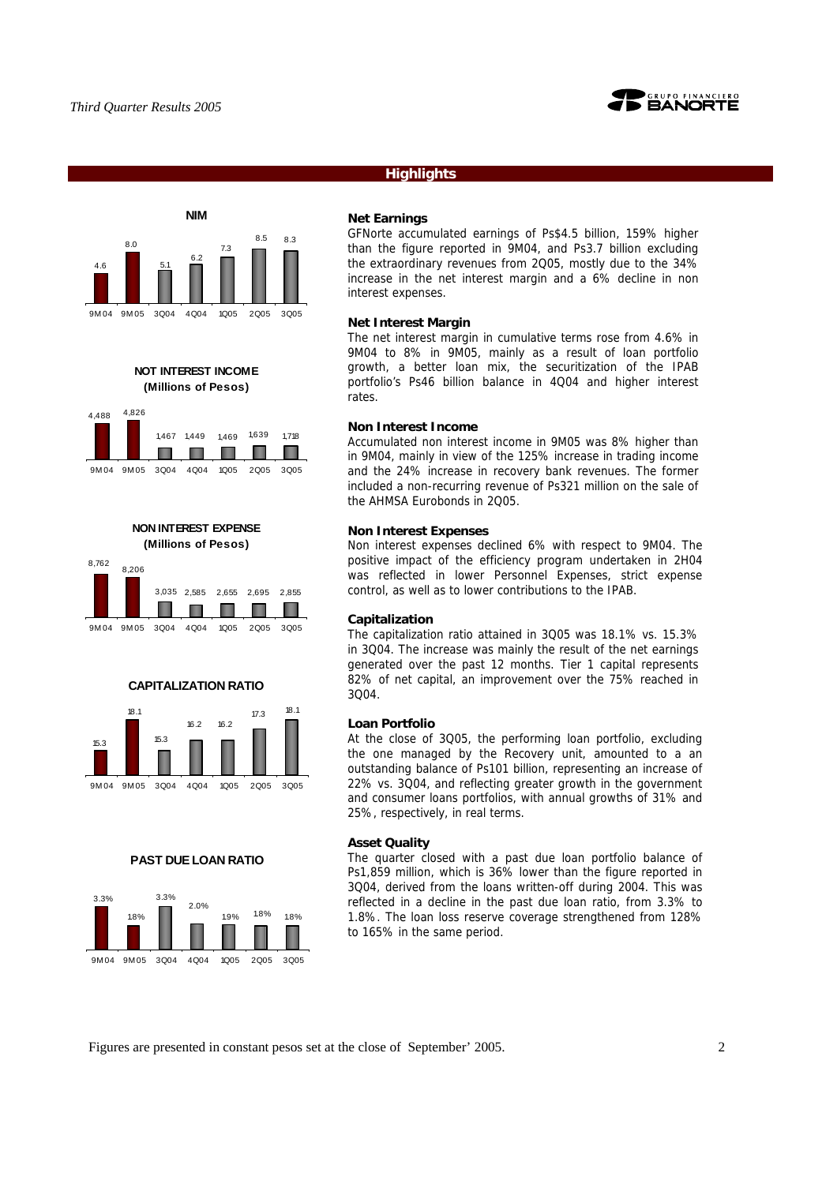## Highlights

**NIM**

| 9M04 | 9M05 | 3Q04 | 4Q04 | 1Q05 | 2Q05 | 3Q05 |
|---|---|---|---|---|---|---|
| 4.6 | 8.0 | 5.1 | 6.2 | 7.3 | 8.5 | 8.3 |

**NOT INTEREST INCOME (Millions of Pesos)**

| 9M04 | 9M05 | 3Q04 | 4Q04 | 1Q05 | 2Q05 | 3Q05 |
|---|---|---|---|---|---|---|
| 4,488 | 4,826 | 1,467 | 1,449 | 1,469 | 1,639 | 1,718 |

**NON INTEREST EXPENSE (Millions of Pesos)**

| 9M04 | 9M05 | 3Q04 | 4Q04 | 1Q05 | 2Q05 | 3Q05 |
|---|---|---|---|---|---|---|
| 8,762 | 8,206 | 3,035 | 2,585 | 2,655 | 2,695 | 2,855 |

**CAPITALIZATION RATIO**

| 9M04 | 9M05 | 3Q04 | 4Q04 | 1Q05 | 2Q05 | 3Q05 |
|---|---|---|---|---|---|---|
| 15.3 | 18.1 | 15.3 | 16.2 | 16.2 | 17.3 | 18.1 |

**PAST DUE LOAN RATIO**

| 9M04 | 9M05 | 3Q04 | 4Q04 | 1Q05 | 2Q05 | 3Q05 |
|---|---|---|---|---|---|---|
| 3.3% | 1.8% | 3.3% | 2.0% | 1.9% | 1.8% | 1.8% |

### Net Earnings

GFNorte accumulated earnings of Ps$4.5 billion, 159% higher than the figure reported in 9M04, and Ps3.7 billion excluding the extraordinary revenues from 2Q05, mostly due to the 34% increase in the net interest margin and a 6% decline in non interest expenses.

### Net Interest Margin

The net interest margin in cumulative terms rose from 4.6% in 9M04 to 8% in 9M05, mainly as a result of loan portfolio growth, a better loan mix, the securitization of the IPAB portfolio's Ps46 billion balance in 4Q04 and higher interest rates.

### Non Interest Income

Accumulated non interest income in 9M05 was 8% higher than in 9M04, mainly in view of the 125% increase in trading income and the 24% increase in recovery bank revenues. The former included a non-recurring revenue of Ps321 million on the sale of the AHMSA Eurobonds in 2Q05.

### Non Interest Expenses

Non interest expenses declined 6% with respect to 9M04. The positive impact of the efficiency program undertaken in 2H04 was reflected in lower Personnel Expenses, strict expense control, as well as to lower contributions to the IPAB.

### Capitalization

The capitalization ratio attained in 3Q05 was 18.1% vs. 15.3% in 3Q04. The increase was mainly the result of the net earnings generated over the past 12 months. Tier 1 capital represents 82% of net capital, an improvement over the 75% reached in 3Q04.

### Loan Portfolio

At the close of 3Q05, the performing loan portfolio, excluding the one managed by the Recovery unit, amounted to a an outstanding balance of Ps101 billion, representing an increase of 22% vs. 3Q04, and reflecting greater growth in the government and consumer loans portfolios, with annual growths of 31% and 25%, respectively, in real terms.

### Asset Quality

The quarter closed with a past due loan portfolio balance of Ps1,859 million, which is 36% lower than the figure reported in 3Q04, derived from the loans written-off during 2004. This was reflected in a decline in the past due loan ratio, from 3.3% to 1.8%. The loan loss reserve coverage strengthened from 128% to 165% in the same period.

Figures are presented in constant pesos set at the close of September' 2005.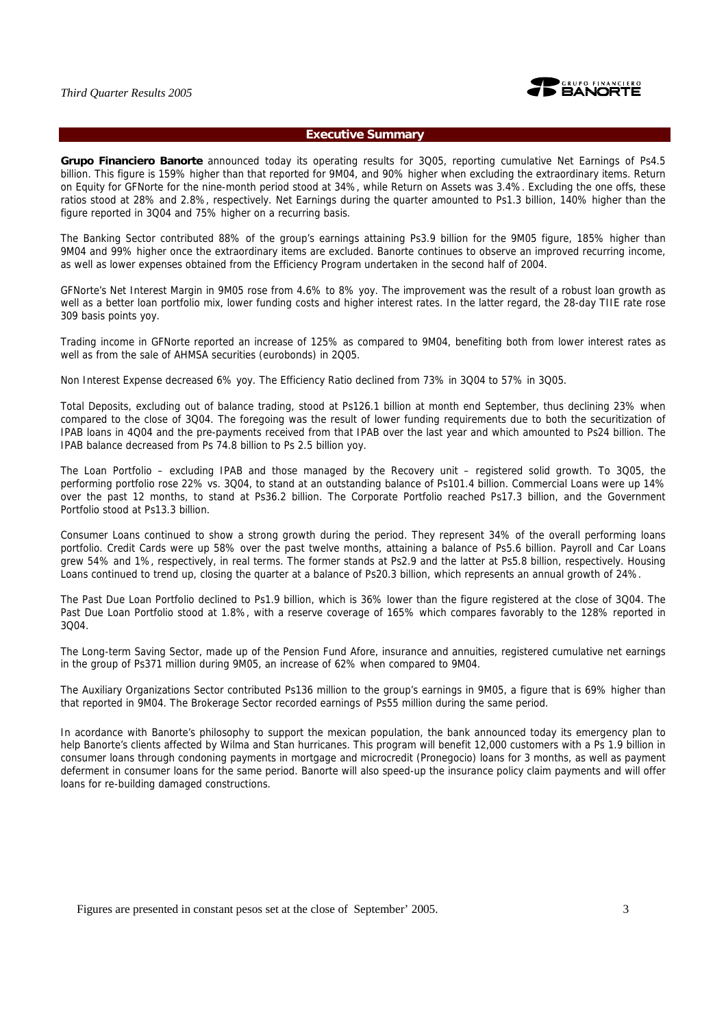## Executive Summary

**Grupo Financiero Banorte** announced today its operating results for 3Q05, reporting cumulative Net Earnings of Ps4.5 billion. This figure is 159% higher than that reported for 9M04, and 90% higher when excluding the extraordinary items. Return on Equity for GFNorte for the nine-month period stood at 34%, while Return on Assets was 3.4%. Excluding the one offs, these ratios stood at 28% and 2.8%, respectively. Net Earnings during the quarter amounted to Ps1.3 billion, 140% higher than the figure reported in 3Q04 and 75% higher on a recurring basis.

The Banking Sector contributed 88% of the group's earnings attaining Ps3.9 billion for the 9M05 figure, 185% higher than 9M04 and 99% higher once the extraordinary items are excluded. Banorte continues to observe an improved recurring income, as well as lower expenses obtained from the Efficiency Program undertaken in the second half of 2004.

GFNorte's Net Interest Margin in 9M05 rose from 4.6% to 8% yoy. The improvement was the result of a robust loan growth as well as a better loan portfolio mix, lower funding costs and higher interest rates. In the latter regard, the 28-day TIIE rate rose 309 basis points yoy.

Trading income in GFNorte reported an increase of 125% as compared to 9M04, benefiting both from lower interest rates as well as from the sale of AHMSA securities (eurobonds) in 2Q05.

Non Interest Expense decreased 6% yoy. The Efficiency Ratio declined from 73% in 3Q04 to 57% in 3Q05.

Total Deposits, excluding out of balance trading, stood at Ps126.1 billion at month end September, thus declining 23% when compared to the close of 3Q04. The foregoing was the result of lower funding requirements due to both the securitization of IPAB loans in 4Q04 and the pre-payments received from that IPAB over the last year and which amounted to Ps24 billion. The IPAB balance decreased from Ps 74.8 billion to Ps 2.5 billion yoy.

The Loan Portfolio – excluding IPAB and those managed by the Recovery unit – registered solid growth. To 3Q05, the performing portfolio rose 22% vs. 3Q04, to stand at an outstanding balance of Ps101.4 billion. Commercial Loans were up 14% over the past 12 months, to stand at Ps36.2 billion. The Corporate Portfolio reached Ps17.3 billion, and the Government Portfolio stood at Ps13.3 billion.

Consumer Loans continued to show a strong growth during the period. They represent 34% of the overall performing loans portfolio. Credit Cards were up 58% over the past twelve months, attaining a balance of Ps5.6 billion. Payroll and Car Loans grew 54% and 1%, respectively, in real terms. The former stands at Ps2.9 and the latter at Ps5.8 billion, respectively. Housing Loans continued to trend up, closing the quarter at a balance of Ps20.3 billion, which represents an annual growth of 24%.

The Past Due Loan Portfolio declined to Ps1.9 billion, which is 36% lower than the figure registered at the close of 3Q04. The Past Due Loan Portfolio stood at 1.8%, with a reserve coverage of 165% which compares favorably to the 128% reported in 3Q04.

The Long-term Saving Sector, made up of the Pension Fund Afore, insurance and annuities, registered cumulative net earnings in the group of Ps371 million during 9M05, an increase of 62% when compared to 9M04.

The Auxiliary Organizations Sector contributed Ps136 million to the group's earnings in 9M05, a figure that is 69% higher than that reported in 9M04. The Brokerage Sector recorded earnings of Ps55 million during the same period.

In acordance with Banorte's philosophy to support the mexican population, the bank announced today its emergency plan to help Banorte's clients affected by Wilma and Stan hurricanes. This program will benefit 12,000 customers with a Ps 1.9 billion in consumer loans through condoning payments in mortgage and microcredit (Pronegocio) loans for 3 months, as well as payment deferment in consumer loans for the same period. Banorte will also speed-up the insurance policy claim payments and will offer loans for re-building damaged constructions.

Figures are presented in constant pesos set at the close of September' 2005.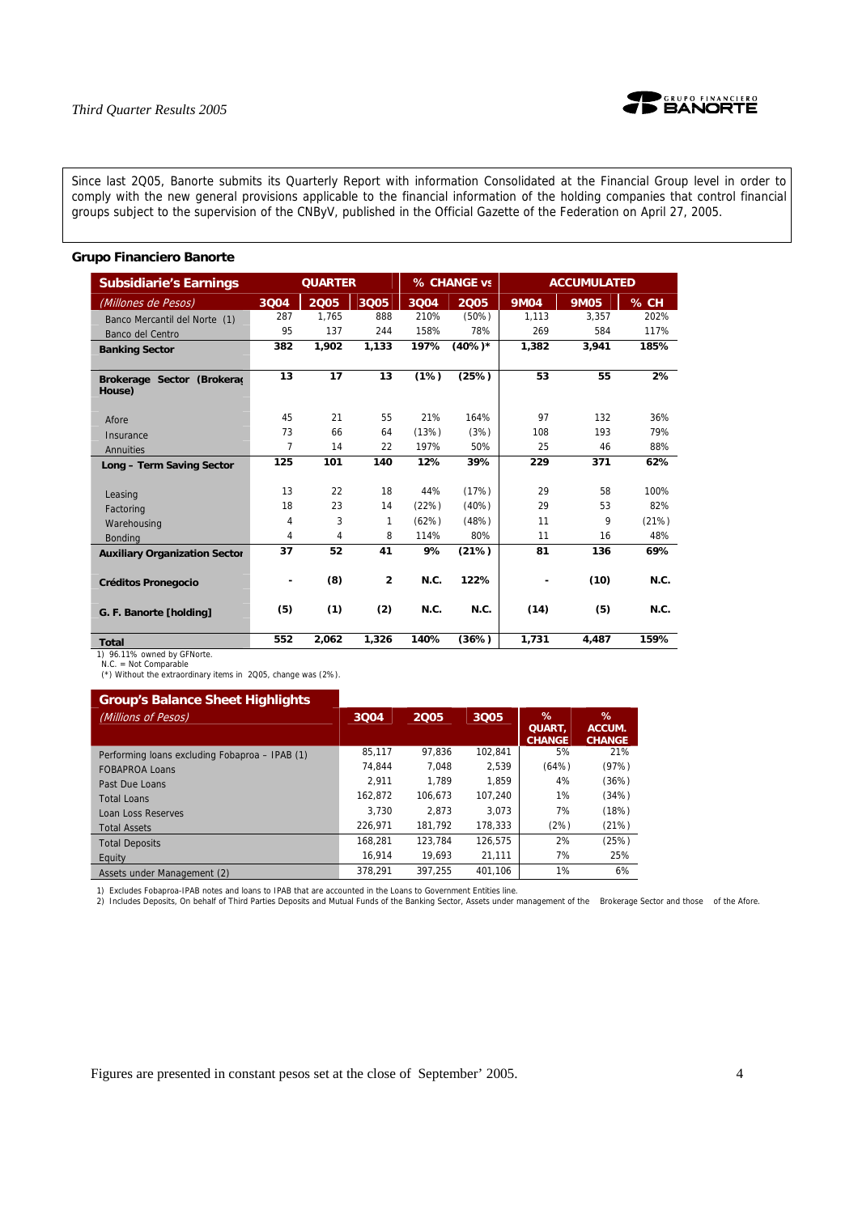Since last 2Q05, Banorte submits its Quarterly Report with information Consolidated at the Financial Group level in order to comply with the new general provisions applicable to the financial information of the holding companies that control financial groups subject to the supervision of the CNByV, published in the Official Gazette of the Federation on April 27, 2005.

**Grupo Financiero Banorte**

| **Subsidiarie's Earnings** | QUARTER | | | % CHANGE vs | | ACCUMULATED | | |
|---|---|---|---|---|---|---|---|---|
| *(Millones de Pesos)* | 3Q04 | 2Q05 | 3Q05 | 3Q04 | 2Q05 | 9M04 | 9M05 | % CH |
| Banco Mercantil del Norte (1) | 287 | 1,765 | 888 | 210% | (50%) | 1,113 | 3,357 | 202% |
| Banco del Centro | 95 | 137 | 244 | 158% | 78% | 269 | 584 | 117% |
| **Banking Sector** | **382** | **1,902** | **1,133** | **197%** | **(40%)*** | **1,382** | **3,941** | **185%** |
| **Brokerage Sector (Brokerage House)** | **13** | **17** | **13** | **(1%)** | **(25%)** | **53** | **55** | **2%** |
| Afore | 45 | 21 | 55 | 21% | 164% | 97 | 132 | 36% |
| Insurance | 73 | 66 | 64 | (13%) | (3%) | 108 | 193 | 79% |
| Annuities | 7 | 14 | 22 | 197% | 50% | 25 | 46 | 88% |
| **Long – Term Saving Sector** | **125** | **101** | **140** | **12%** | **39%** | **229** | **371** | **62%** |
| Leasing | 13 | 22 | 18 | 44% | (17%) | 29 | 58 | 100% |
| Factoring | 18 | 23 | 14 | (22%) | (40%) | 29 | 53 | 82% |
| Warehousing | 4 | 3 | 1 | (62%) | (48%) | 11 | 9 | (21%) |
| Bonding | 4 | 4 | 8 | 114% | 80% | 11 | 16 | 48% |
| **Auxiliary Organization Sector** | **37** | **52** | **41** | **9%** | **(21%)** | **81** | **136** | **69%** |
| **Créditos Pronegocio** | **-** | **(8)** | **2** | **N.C.** | **122%** | **-** | **(10)** | **N.C.** |
| **G. F. Banorte [holding]** | **(5)** | **(1)** | **(2)** | **N.C.** | **N.C.** | **(14)** | **(5)** | **N.C.** |
| **Total** | **552** | **2,062** | **1,326** | **140%** | **(36%)** | **1,731** | **4,487** | **159%** |

1) 96.11% owned by GFNorte.
N.C. = Not Comparable
(*) Without the extraordinary items in 2Q05, change was (2%).

| **Group's Balance Sheet Highlights** *(Millions of Pesos)* | 3Q04 | 2Q05 | 3Q05 | % QUART. CHANGE | % ACCUM. CHANGE |
|---|---|---|---|---|---|
| Performing loans excluding Fobaproa – IPAB (1) | 85,117 | 97,836 | 102,841 | 5% | 21% |
| FOBAPROA Loans | 74,844 | 7,048 | 2,539 | (64%) | (97%) |
| Past Due Loans | 2,911 | 1,789 | 1,859 | 4% | (36%) |
| Total Loans | 162,872 | 106,673 | 107,240 | 1% | (34%) |
| Loan Loss Reserves | 3,730 | 2,873 | 3,073 | 7% | (18%) |
| Total Assets | 226,971 | 181,792 | 178,333 | (2%) | (21%) |
| Total Deposits | 168,281 | 123,784 | 126,575 | 2% | (25%) |
| Equity | 16,914 | 19,693 | 21,111 | 7% | 25% |
| Assets under Management (2) | 378,291 | 397,255 | 401,106 | 1% | 6% |

1) Excludes Fobaproa-IPAB notes and loans to IPAB that are accounted in the Loans to Government Entities line.
2) Includes Deposits, On behalf of Third Parties Deposits and Mutual Funds of the Banking Sector, Assets under management of the Brokerage Sector and those of the Afore.

Figures are presented in constant pesos set at the close of September' 2005.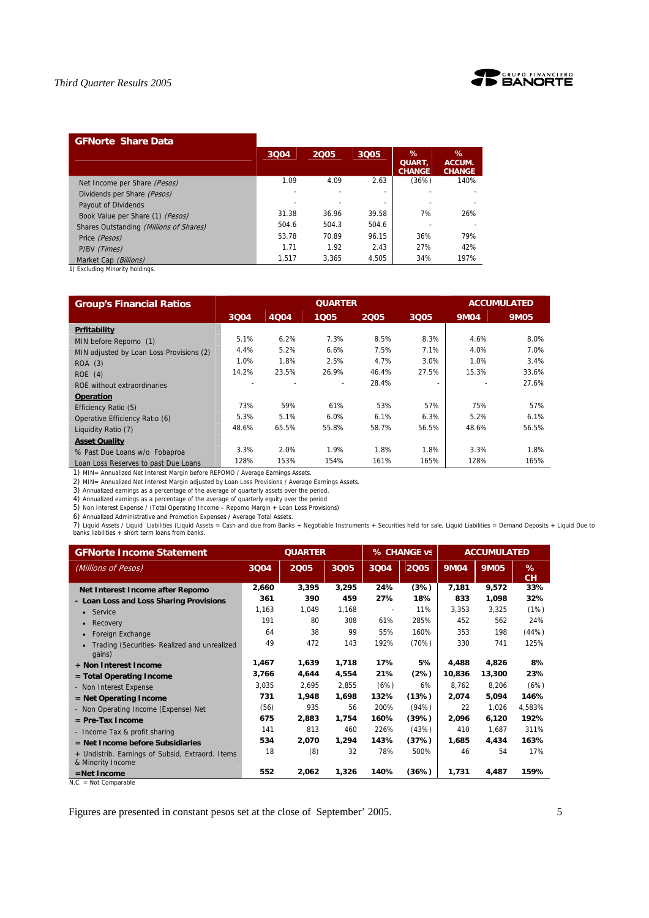## GFNorte Share Data

| | 3Q04 | 2Q05 | 3Q05 | % QUART, CHANGE | % ACCUM. CHANGE |
|---|---|---|---|---|---|
| Net Income per Share *(Pesos)* | 1.09 | 4.09 | 2.63 | (36%) | 140% |
| Dividends per Share *(Pesos)* | - | - | - | - | - |
| Payout of Dividends | - | - | - | - | - |
| Book Value per Share (1) *(Pesos)* | 31.38 | 36.96 | 39.58 | 7% | 26% |
| Shares Outstanding *(Millions of Shares)* | 504.6 | 504.3 | 504.6 | - | - |
| Price *(Pesos)* | 53.78 | 70.89 | 96.15 | 36% | 79% |
| P/BV *(Times)* | 1.71 | 1.92 | 2.43 | 27% | 42% |
| Market Cap *(Billions)* | 1,517 | 3,365 | 4,505 | 34% | 197% |

1) Excluding Minority holdings.

## Group's Financial Ratios

| | QUARTER | | | | | ACCUMULATED | |
|---|---|---|---|---|---|---|---|
| | 3Q04 | 4Q04 | 1Q05 | 2Q05 | 3Q05 | 9M04 | 9M05 |
| **Prfitability** | | | | | | | |
| MIN before Repomo (1) | 5.1% | 6.2% | 7.3% | 8.5% | 8.3% | 4.6% | 8.0% |
| MIN adjusted by Loan Loss Provisions (2) | 4.4% | 5.2% | 6.6% | 7.5% | 7.1% | 4.0% | 7.0% |
| ROA (3) | 1.0% | 1.8% | 2.5% | 4.7% | 3.0% | 1.0% | 3.4% |
| ROE (4) | 14.2% | 23.5% | 26.9% | 46.4% | 27.5% | 15.3% | 33.6% |
| ROE without extraordinaries | - | - | - | 28.4% | - | - | 27.6% |
| **Operation** | | | | | | | |
| Efficiency Ratio (5) | 73% | 59% | 61% | 53% | 57% | 75% | 57% |
| Operative Efficiency Ratio (6) | 5.3% | 5.1% | 6.0% | 6.1% | 6.3% | 5.2% | 6.1% |
| Liquidity Ratio (7) | 48.6% | 65.5% | 55.8% | 58.7% | 56.5% | 48.6% | 56.5% |
| **Asset Quality** | | | | | | | |
| % Past Due Loans w/o Fobaproa | 3.3% | 2.0% | 1.9% | 1.8% | 1.8% | 3.3% | 1.8% |
| Loan Loss Reserves to past Due Loans | 128% | 153% | 154% | 161% | 165% | 128% | 165% |

1) MIN= Annualized Net Interest Margin before REPOMO / Average Earnings Assets.
2) MIN= Annualized Net Interest Margin adjusted by Loan Loss Provisions / Average Earnings Assets.
3) Annualized earnings as a percentage of the average of quarterly assets over the period.
4) Annualized earnings as a percentage of the average of quarterly equity over the period
5) Non Interest Expense / (Total Operating Income – Repomo Margin + Loan Loss Provisions)
6) Annualized Administrative and Promotion Expenses / Average Total Assets.
7) Liquid Assets / Liquid Liabilities (Liquid Assets = Cash and due from Banks + Negotiable Instruments + Securities held for sale, Liquid Liabilities = Demand Deposits + Liquid Due to banks liabilities + short term loans from banks.

## GFNorte Income Statement

| *(Millions of Pesos)* | QUARTER | | | % CHANGE vs | | ACCUMULATED | | |
|---|---|---|---|---|---|---|---|---|
| | 3Q04 | 2Q05 | 3Q05 | 3Q04 | 2Q05 | 9M04 | 9M05 | % CH |
| **Net Interest Income after Repomo** | **2,660** | **3,395** | **3,295** | **24%** | **(3%)** | **7,181** | **9,572** | **33%** |
| **- Loan Loss and Loss Sharing Provisions** | **361** | **390** | **459** | **27%** | **18%** | **833** | **1,098** | **32%** |
| • Service | 1,163 | 1,049 | 1,168 | - | 11% | 3,353 | 3,325 | (1%) |
| • Recovery | 191 | 80 | 308 | 61% | 285% | 452 | 562 | 24% |
| • Foreign Exchange | 64 | 38 | 99 | 55% | 160% | 353 | 198 | (44%) |
| • Trading (Securities- Realized and unrealized gains) | 49 | 472 | 143 | 192% | (70%) | 330 | 741 | 125% |
| **+ Non Interest Income** | **1,467** | **1,639** | **1,718** | **17%** | **5%** | **4,488** | **4,826** | **8%** |
| **= Total Operating Income** | **3,766** | **4,644** | **4,554** | **21%** | **(2%)** | **10,836** | **13,300** | **23%** |
| - Non Interest Expense | 3,035 | 2,695 | 2,855 | (6%) | 6% | 8,762 | 8,206 | (6%) |
| **= Net Operating Income** | **731** | **1,948** | **1,698** | **132%** | **(13%)** | **2,074** | **5,094** | **146%** |
| - Non Operating Income (Expense) Net | (56) | 935 | 56 | 200% | (94%) | 22 | 1,026 | 4,583% |
| **= Pre-Tax Income** | **675** | **2,883** | **1,754** | **160%** | **(39%)** | **2,096** | **6,120** | **192%** |
| - Income Tax & profit sharing | 141 | 813 | 460 | 226% | (43%) | 410 | 1,687 | 311% |
| **= Net Income before Subsidiaries** | **534** | **2,070** | **1,294** | **143%** | **(37%)** | **1,685** | **4,434** | **163%** |
| + Undistrib. Earnings of Subsid, Extraord. Items & Minority Income | 18 | (8) | 32 | 78% | 500% | 46 | 54 | 17% |
| **=Net Income** | **552** | **2,062** | **1,326** | **140%** | **(36%)** | **1,731** | **4,487** | **159%** |

N.C. = Not Comparable

Figures are presented in constant pesos set at the close of September' 2005.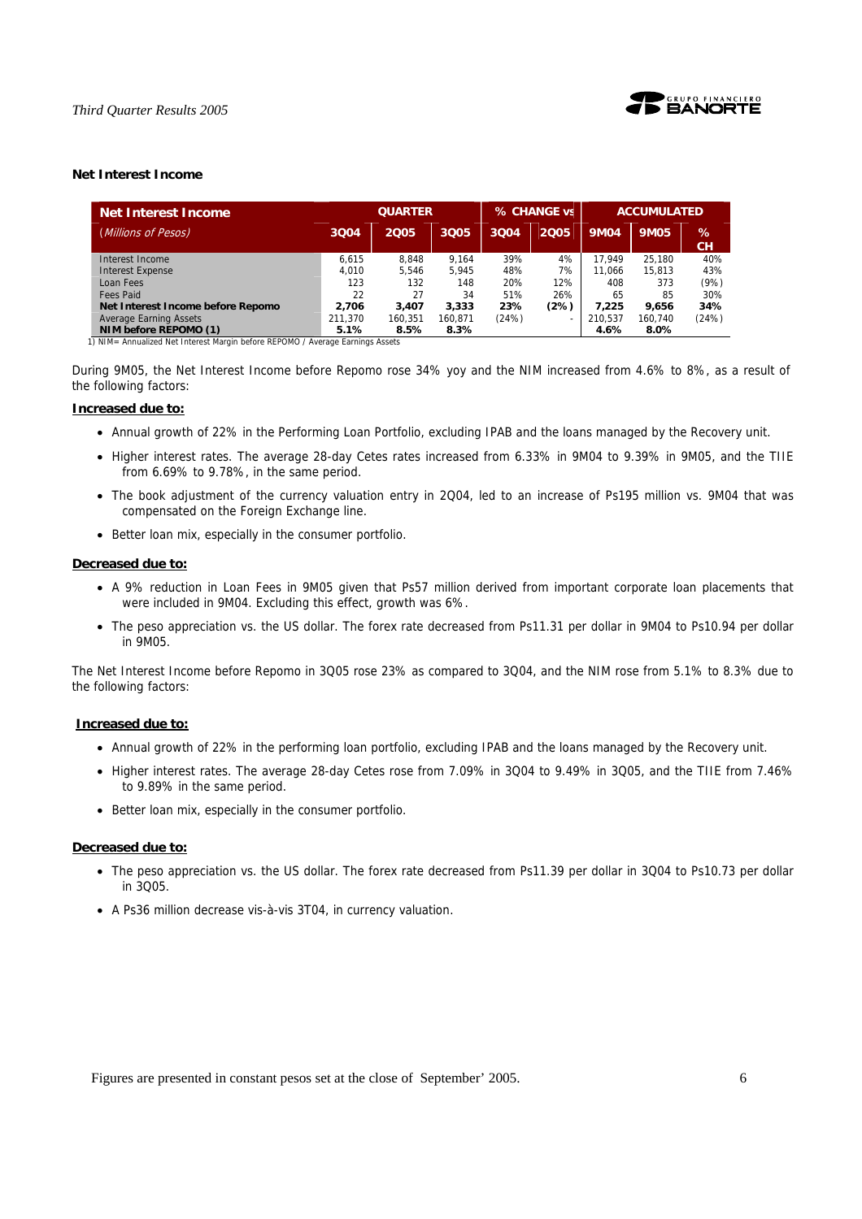### Net Interest Income

| Net Interest Income | QUARTER | | | % CHANGE vs | | ACCUMULATED | | |
|---|---|---|---|---|---|---|---|---|
| *(Millions of Pesos)* | 3Q04 | 2Q05 | 3Q05 | 3Q04 | 2Q05 | 9M04 | 9M05 | % CH |
| Interest Income | 6,615 | 8,848 | 9,164 | 39% | 4% | 17,949 | 25,180 | 40% |
| Interest Expense | 4,010 | 5,546 | 5,945 | 48% | 7% | 11,066 | 15,813 | 43% |
| Loan Fees | 123 | 132 | 148 | 20% | 12% | 408 | 373 | (9%) |
| Fees Paid | 22 | 27 | 34 | 51% | 26% | 65 | 85 | 30% |
| **Net Interest Income before Repomo** | **2,706** | **3,407** | **3,333** | **23%** | **(2%)** | **7,225** | **9,656** | **34%** |
| Average Earning Assets | 211,370 | 160,351 | 160,871 | (24%) | - | 210,537 | 160,740 | (24%) |
| **NIM before REPOMO (1)** | **5.1%** | **8.5%** | **8.3%** | | | **4.6%** | **8.0%** | |

1) NIM= Annualized Net Interest Margin before REPOMO / Average Earnings Assets

During 9M05, the Net Interest Income before Repomo rose 34% yoy and the NIM increased from 4.6% to 8%, as a result of the following factors:

**Increased due to:**

- Annual growth of 22% in the Performing Loan Portfolio, excluding IPAB and the loans managed by the Recovery unit.
- Higher interest rates. The average 28-day Cetes rates increased from 6.33% in 9M04 to 9.39% in 9M05, and the TIIE from 6.69% to 9.78%, in the same period.
- The book adjustment of the currency valuation entry in 2Q04, led to an increase of Ps195 million vs. 9M04 that was compensated on the Foreign Exchange line.
- Better loan mix, especially in the consumer portfolio.

**Decreased due to:**

- A 9% reduction in Loan Fees in 9M05 given that Ps57 million derived from important corporate loan placements that were included in 9M04. Excluding this effect, growth was 6%.
- The peso appreciation vs. the US dollar. The forex rate decreased from Ps11.31 per dollar in 9M04 to Ps10.94 per dollar in 9M05.

The Net Interest Income before Repomo in 3Q05 rose 23% as compared to 3Q04, and the NIM rose from 5.1% to 8.3% due to the following factors:

**Increased due to:**

- Annual growth of 22% in the performing loan portfolio, excluding IPAB and the loans managed by the Recovery unit.
- Higher interest rates. The average 28-day Cetes rose from 7.09% in 3Q04 to 9.49% in 3Q05, and the TIIE from 7.46% to 9.89% in the same period.
- Better loan mix, especially in the consumer portfolio.

**Decreased due to:**

- The peso appreciation vs. the US dollar. The forex rate decreased from Ps11.39 per dollar in 3Q04 to Ps10.73 per dollar in 3Q05.
- A Ps36 million decrease vis-à-vis 3T04, in currency valuation.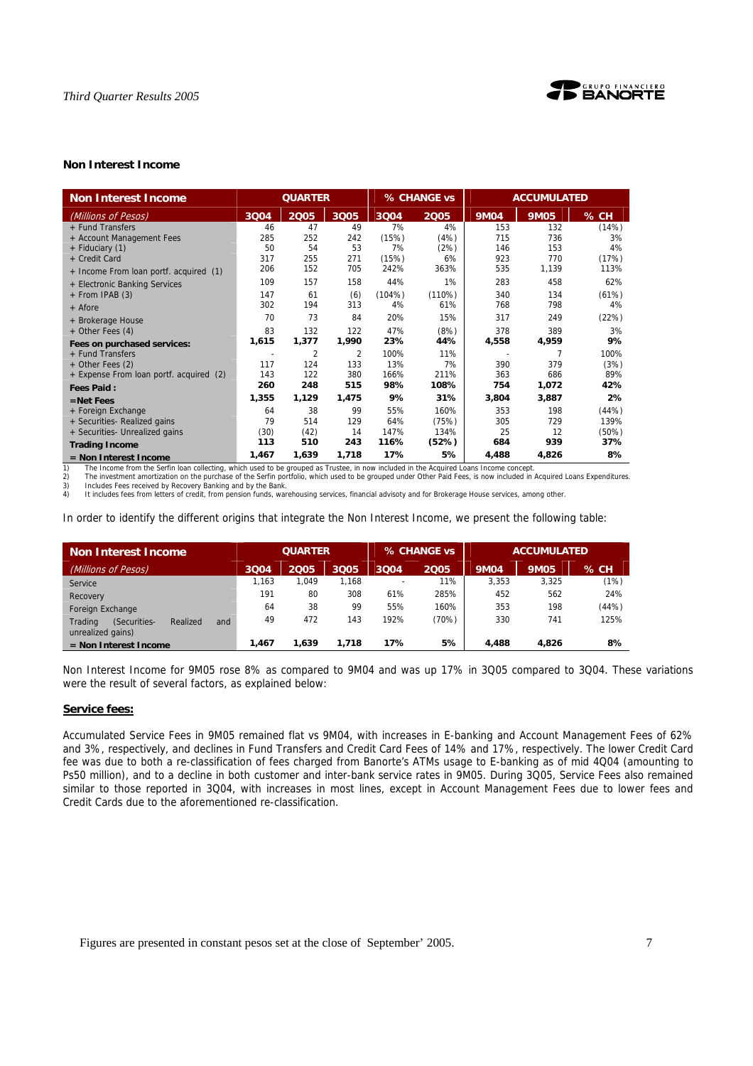## Non Interest Income

| Non Interest Income | QUARTER | | | % CHANGE vs | | ACCUMULATED | | |
|---|---|---|---|---|---|---|---|---|
| *(Millions of Pesos)* | 3Q04 | 2Q05 | 3Q05 | 3Q04 | 2Q05 | 9M04 | 9M05 | % CH |
| + Fund Transfers | 46 | 47 | 49 | 7% | 4% | 153 | 132 | (14%) |
| + Account Management Fees | 285 | 252 | 242 | (15%) | (4%) | 715 | 736 | 3% |
| + Fiduciary (1) | 50 | 54 | 53 | 7% | (2%) | 146 | 153 | 4% |
| + Credit Card | 317 | 255 | 271 | (15%) | 6% | 923 | 770 | (17%) |
| + Income From loan portf. acquired (1) | 206 | 152 | 705 | 242% | 363% | 535 | 1,139 | 113% |
| + Electronic Banking Services | 109 | 157 | 158 | 44% | 1% | 283 | 458 | 62% |
| + From IPAB (3) | 147 | 61 | (6) | (104%) | (110%) | 340 | 134 | (61%) |
| + Afore | 302 | 194 | 313 | 4% | 61% | 768 | 798 | 4% |
| + Brokerage House | 70 | 73 | 84 | 20% | 15% | 317 | 249 | (22%) |
| + Other Fees (4) | 83 | 132 | 122 | 47% | (8%) | 378 | 389 | 3% |
| **Fees on purchased services:** | **1,615** | **1,377** | **1,990** | **23%** | **44%** | **4,558** | **4,959** | **9%** |
| + Fund Transfers | - | 2 | 2 | 100% | 11% | - | 7 | 100% |
| + Other Fees (2) | 117 | 124 | 133 | 13% | 7% | 390 | 379 | (3%) |
| + Expense From loan portf. acquired (2) | 143 | 122 | 380 | 166% | 211% | 363 | 686 | 89% |
| **Fees Paid :** | **260** | **248** | **515** | **98%** | **108%** | **754** | **1,072** | **42%** |
| **=Net Fees** | **1,355** | **1,129** | **1,475** | **9%** | **31%** | **3,804** | **3,887** | **2%** |
| + Foreign Exchange | 64 | 38 | 99 | 55% | 160% | 353 | 198 | (44%) |
| + Securities- Realized gains | 79 | 514 | 129 | 64% | (75%) | 305 | 729 | 139% |
| + Securities- Unrealized gains | (30) | (42) | 14 | 147% | 134% | 25 | 12 | (50%) |
| **Trading Income** | **113** | **510** | **243** | **116%** | **(52%)** | **684** | **939** | **37%** |
| **= Non Interest Income** | **1,467** | **1,639** | **1,718** | **17%** | **5%** | **4,488** | **4,826** | **8%** |

1) The Income from the Serfin loan collecting, which used to be grouped as Trustee, in now included in the Acquired Loans Income concept.
2) The investment amortization on the purchase of the Serfin portfolio, which used to be grouped under Other Paid Fees, is now included in Acquired Loans Expenditures.
3) Includes Fees received by Recovery Banking and by the Bank.
4) It includes fees from letters of credit, from pension funds, warehousing services, financial advisory and for Brokerage House services, among other.

In order to identify the different origins that integrate the Non Interest Income, we present the following table:

| Non Interest Income | QUARTER | | | % CHANGE vs | | ACCUMULATED | | |
|---|---|---|---|---|---|---|---|---|
| *(Millions of Pesos)* | 3Q04 | 2Q05 | 3Q05 | 3Q04 | 2Q05 | 9M04 | 9M05 | % CH |
| Service | 1,163 | 1,049 | 1,168 | - | 11% | 3,353 | 3,325 | (1%) |
| Recovery | 191 | 80 | 308 | 61% | 285% | 452 | 562 | 24% |
| Foreign Exchange | 64 | 38 | 99 | 55% | 160% | 353 | 198 | (44%) |
| Trading (Securities- Realized and unrealized gains) | 49 | 472 | 143 | 192% | (70%) | 330 | 741 | 125% |
| **= Non Interest Income** | **1,467** | **1,639** | **1,718** | **17%** | **5%** | **4,488** | **4,826** | **8%** |

Non Interest Income for 9M05 rose 8% as compared to 9M04 and was up 17% in 3Q05 compared to 3Q04. These variations were the result of several factors, as explained below:

**Service fees:**

Accumulated Service Fees in 9M05 remained flat vs 9M04, with increases in E-banking and Account Management Fees of 62% and 3%, respectively, and declines in Fund Transfers and Credit Card Fees of 14% and 17%, respectively. The lower Credit Card fee was due to both a re-classification of fees charged from Banorte's ATMs usage to E-banking as of mid 4Q04 (amounting to Ps50 million), and to a decline in both customer and inter-bank service rates in 9M05. During 3Q05, Service Fees also remained similar to those reported in 3Q04, with increases in most lines, except in Account Management Fees due to lower fees and Credit Cards due to the aforementioned re-classification.

Figures are presented in constant pesos set at the close of September' 2005.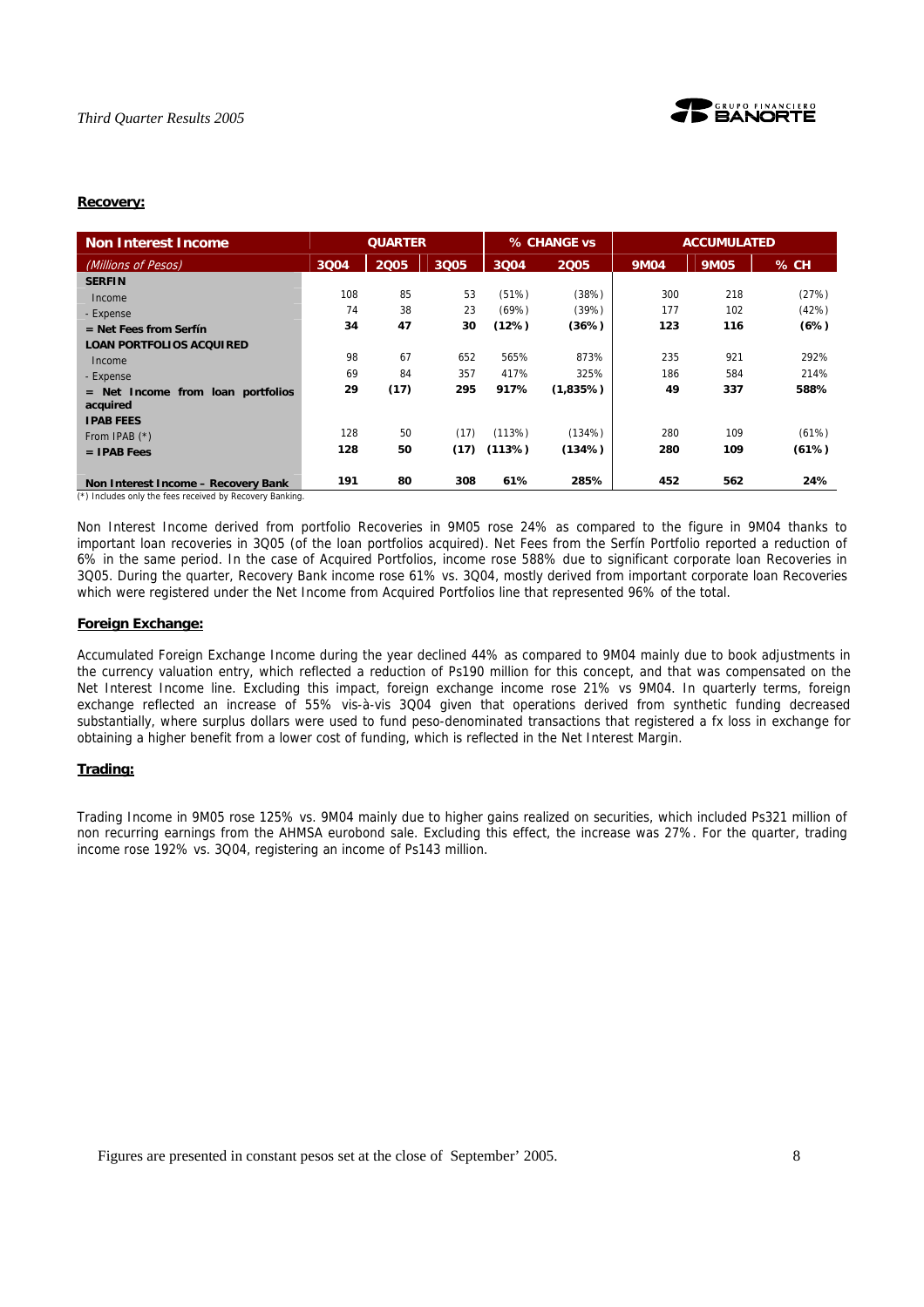**Recovery:**

| Non Interest Income | QUARTER | | | % CHANGE vs | | ACCUMULATED | | |
|---|---|---|---|---|---|---|---|---|
| *(Millions of Pesos)* | 3Q04 | 2Q05 | 3Q05 | 3Q04 | 2Q05 | 9M04 | 9M05 | % CH |
| **SERFIN** | | | | | | | | |
| Income | 108 | 85 | 53 | (51%) | (38%) | 300 | 218 | (27%) |
| - Expense | 74 | 38 | 23 | (69%) | (39%) | 177 | 102 | (42%) |
| **= Net Fees from Serfín** | **34** | **47** | **30** | **(12%)** | **(36%)** | **123** | **116** | **(6%)** |
| **LOAN PORTFOLIOS ACQUIRED** | | | | | | | | |
| Income | 98 | 67 | 652 | 565% | 873% | 235 | 921 | 292% |
| - Expense | 69 | 84 | 357 | 417% | 325% | 186 | 584 | 214% |
| **= Net Income from loan portfolios acquired** | **29** | **(17)** | **295** | **917%** | **(1,835%)** | **49** | **337** | **588%** |
| **IPAB FEES** | | | | | | | | |
| From IPAB (*) | 128 | 50 | (17) | (113%) | (134%) | 280 | 109 | (61%) |
| **= IPAB Fees** | **128** | **50** | **(17)** | **(113%)** | **(134%)** | **280** | **109** | **(61%)** |
| **Non Interest Income – Recovery Bank** | **191** | **80** | **308** | **61%** | **285%** | **452** | **562** | **24%** |

(*) Includes only the fees received by Recovery Banking.

Non Interest Income derived from portfolio Recoveries in 9M05 rose 24% as compared to the figure in 9M04 thanks to important loan recoveries in 3Q05 (of the loan portfolios acquired). Net Fees from the Serfín Portfolio reported a reduction of 6% in the same period. In the case of Acquired Portfolios, income rose 588% due to significant corporate loan Recoveries in 3Q05. During the quarter, Recovery Bank income rose 61% vs. 3Q04, mostly derived from important corporate loan Recoveries which were registered under the Net Income from Acquired Portfolios line that represented 96% of the total.

**Foreign Exchange:**

Accumulated Foreign Exchange Income during the year declined 44% as compared to 9M04 mainly due to book adjustments in the currency valuation entry, which reflected a reduction of Ps190 million for this concept, and that was compensated on the Net Interest Income line. Excluding this impact, foreign exchange income rose 21% vs 9M04. In quarterly terms, foreign exchange reflected an increase of 55% vis-à-vis 3Q04 given that operations derived from synthetic funding decreased substantially, where surplus dollars were used to fund peso-denominated transactions that registered a fx loss in exchange for obtaining a higher benefit from a lower cost of funding, which is reflected in the Net Interest Margin.

**Trading:**

Trading Income in 9M05 rose 125% vs. 9M04 mainly due to higher gains realized on securities, which included Ps321 million of non recurring earnings from the AHMSA eurobond sale. Excluding this effect, the increase was 27%. For the quarter, trading income rose 192% vs. 3Q04, registering an income of Ps143 million.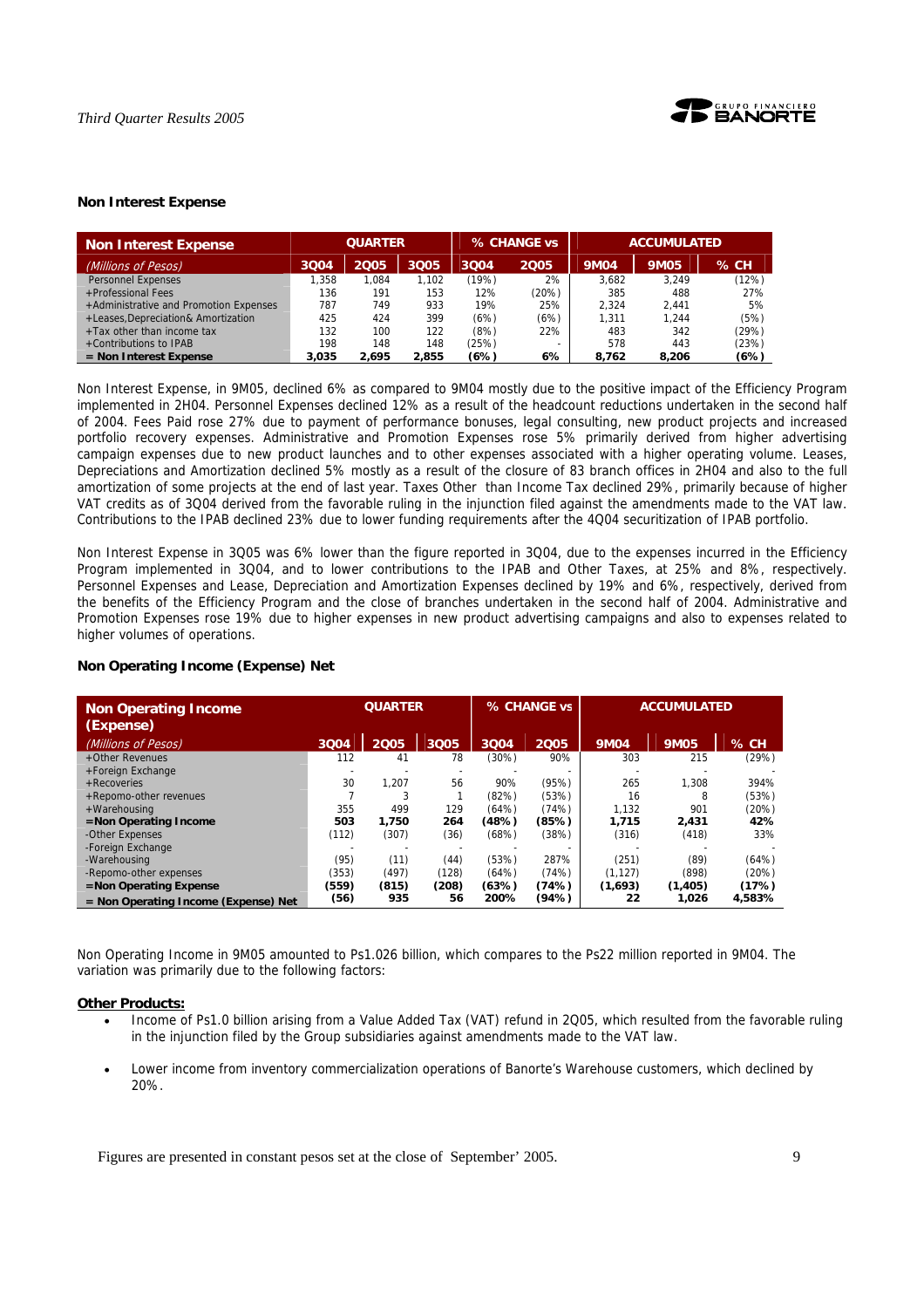### Non Interest Expense

| Non Interest Expense | QUARTER | | | % CHANGE vs | | ACCUMULATED | | |
|---|---|---|---|---|---|---|---|---|
| *(Millions of Pesos)* | 3Q04 | 2Q05 | 3Q05 | 3Q04 | 2Q05 | 9M04 | 9M05 | % CH |
| Personnel Expenses | 1,358 | 1,084 | 1,102 | (19%) | 2% | 3,682 | 3,249 | (12%) |
| +Professional Fees | 136 | 191 | 153 | 12% | (20%) | 385 | 488 | 27% |
| +Administrative and Promotion Expenses | 787 | 749 | 933 | 19% | 25% | 2,324 | 2,441 | 5% |
| +Leases,Depreciation& Amortization | 425 | 424 | 399 | (6%) | (6%) | 1,311 | 1,244 | (5%) |
| +Tax other than income tax | 132 | 100 | 122 | (8%) | 22% | 483 | 342 | (29%) |
| +Contributions to IPAB | 198 | 148 | 148 | (25%) | - | 578 | 443 | (23%) |
| **= Non Interest Expense** | **3,035** | **2,695** | **2,855** | **(6%)** | **6%** | **8,762** | **8,206** | **(6%)** |

Non Interest Expense, in 9M05, declined 6% as compared to 9M04 mostly due to the positive impact of the Efficiency Program implemented in 2H04. Personnel Expenses declined 12% as a result of the headcount reductions undertaken in the second half of 2004. Fees Paid rose 27% due to payment of performance bonuses, legal consulting, new product projects and increased portfolio recovery expenses. Administrative and Promotion Expenses rose 5% primarily derived from higher advertising campaign expenses due to new product launches and to other expenses associated with a higher operating volume. Leases, Depreciations and Amortization declined 5% mostly as a result of the closure of 83 branch offices in 2H04 and also to the full amortization of some projects at the end of last year. Taxes Other than Income Tax declined 29%, primarily because of higher VAT credits as of 3Q04 derived from the favorable ruling in the injunction filed against the amendments made to the VAT law. Contributions to the IPAB declined 23% due to lower funding requirements after the 4Q04 securitization of IPAB portfolio.

Non Interest Expense in 3Q05 was 6% lower than the figure reported in 3Q04, due to the expenses incurred in the Efficiency Program implemented in 3Q04, and to lower contributions to the IPAB and Other Taxes, at 25% and 8%, respectively. Personnel Expenses and Lease, Depreciation and Amortization Expenses declined by 19% and 6%, respectively, derived from the benefits of the Efficiency Program and the close of branches undertaken in the second half of 2004. Administrative and Promotion Expenses rose 19% due to higher expenses in new product advertising campaigns and also to expenses related to higher volumes of operations.

### Non Operating Income (Expense) Net

| Non Operating Income (Expense) | QUARTER | | | % CHANGE vs | | ACCUMULATED | | |
|---|---|---|---|---|---|---|---|---|
| *(Millions of Pesos)* | 3Q04 | 2Q05 | 3Q05 | 3Q04 | 2Q05 | 9M04 | 9M05 | % CH |
| +Other Revenues | 112 | 41 | 78 | (30%) | 90% | 303 | 215 | (29%) |
| +Foreign Exchange | - | - | - | - | - | - | - | - |
| +Recoveries | 30 | 1,207 | 56 | 90% | (95%) | 265 | 1,308 | 394% |
| +Repomo-other revenues | 7 | 3 | 1 | (82%) | (53%) | 16 | 8 | (53%) |
| +Warehousing | 355 | 499 | 129 | (64%) | (74%) | 1,132 | 901 | (20%) |
| **=Non Operating Income** | **503** | **1,750** | **264** | **(48%)** | **(85%)** | **1,715** | **2,431** | **42%** |
| -Other Expenses | (112) | (307) | (36) | (68%) | (38%) | (316) | (418) | 33% |
| -Foreign Exchange | - | - | - | - | - | - | - | - |
| -Warehousing | (95) | (11) | (44) | (53%) | 287% | (251) | (89) | (64%) |
| -Repomo-other expenses | (353) | (497) | (128) | (64%) | (74%) | (1,127) | (898) | (20%) |
| **=Non Operating Expense** | **(559)** | **(815)** | **(208)** | **(63%)** | **(74%)** | **(1,693)** | **(1,405)** | **(17%)** |
| **= Non Operating Income (Expense) Net** | **(56)** | **935** | **56** | **200%** | **(94%)** | **22** | **1,026** | **4,583%** |

Non Operating Income in 9M05 amounted to Ps1.026 billion, which compares to the Ps22 million reported in 9M04. The variation was primarily due to the following factors:

**Other Products:**

- Income of Ps1.0 billion arising from a Value Added Tax (VAT) refund in 2Q05, which resulted from the favorable ruling in the injunction filed by the Group subsidiaries against amendments made to the VAT law.
- Lower income from inventory commercialization operations of Banorte's Warehouse customers, which declined by 20%.

Figures are presented in constant pesos set at the close of September' 2005.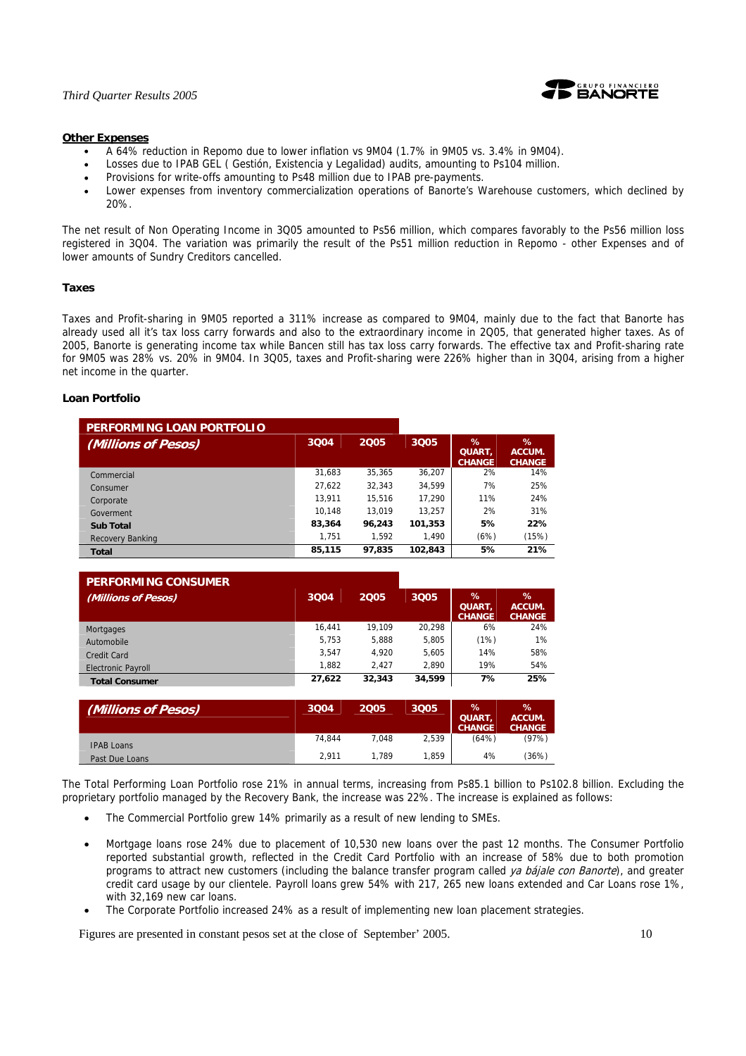**Other Expenses**

- A 64% reduction in Repomo due to lower inflation vs 9M04 (1.7% in 9M05 vs. 3.4% in 9M04).
- Losses due to IPAB GEL ( Gestión, Existencia y Legalidad) audits, amounting to Ps104 million.
- Provisions for write-offs amounting to Ps48 million due to IPAB pre-payments.
- Lower expenses from inventory commercialization operations of Banorte's Warehouse customers, which declined by 20%.

The net result of Non Operating Income in 3Q05 amounted to Ps56 million, which compares favorably to the Ps56 million loss registered in 3Q04. The variation was primarily the result of the Ps51 million reduction in Repomo - other Expenses and of lower amounts of Sundry Creditors cancelled.

### Taxes

Taxes and Profit-sharing in 9M05 reported a 311% increase as compared to 9M04, mainly due to the fact that Banorte has already used all it's tax loss carry forwards and also to the extraordinary income in 2Q05, that generated higher taxes. As of 2005, Banorte is generating income tax while Bancen still has tax loss carry forwards. The effective tax and Profit-sharing rate for 9M05 was 28% vs. 20% in 9M04. In 3Q05, taxes and Profit-sharing were 226% higher than in 3Q04, arising from a higher net income in the quarter.

### Loan Portfolio

**PERFORMING LOAN PORTFOLIO**

| *(Millions of Pesos)* | 3Q04 | 2Q05 | 3Q05 | % QUART, CHANGE | % ACCUM. CHANGE |
|---|---|---|---|---|---|
| Commercial | 31,683 | 35,365 | 36,207 | 2% | 14% |
| Consumer | 27,622 | 32,343 | 34,599 | 7% | 25% |
| Corporate | 13,911 | 15,516 | 17,290 | 11% | 24% |
| Goverment | 10,148 | 13,019 | 13,257 | 2% | 31% |
| **Sub Total** | **83,364** | **96,243** | **101,353** | **5%** | **22%** |
| Recovery Banking | 1,751 | 1,592 | 1,490 | (6%) | (15%) |
| **Total** | **85,115** | **97,835** | **102,843** | **5%** | **21%** |

**PERFORMING CONSUMER**

| *(Millions of Pesos)* | 3Q04 | 2Q05 | 3Q05 | % QUART, CHANGE | % ACCUM. CHANGE |
|---|---|---|---|---|---|
| Mortgages | 16,441 | 19,109 | 20,298 | 6% | 24% |
| Automobile | 5,753 | 5,888 | 5,805 | (1%) | 1% |
| Credit Card | 3,547 | 4,920 | 5,605 | 14% | 58% |
| Electronic Payroll | 1,882 | 2,427 | 2,890 | 19% | 54% |
| **Total Consumer** | **27,622** | **32,343** | **34,599** | **7%** | **25%** |

| *(Millions of Pesos)* | 3Q04 | 2Q05 | 3Q05 | % QUART, CHANGE | % ACCUM. CHANGE |
|---|---|---|---|---|---|
| IPAB Loans | 74,844 | 7,048 | 2,539 | (64%) | (97%) |
| Past Due Loans | 2,911 | 1,789 | 1,859 | 4% | (36%) |

The Total Performing Loan Portfolio rose 21% in annual terms, increasing from Ps85.1 billion to Ps102.8 billion. Excluding the proprietary portfolio managed by the Recovery Bank, the increase was 22%. The increase is explained as follows:

- The Commercial Portfolio grew 14% primarily as a result of new lending to SMEs.
- Mortgage loans rose 24% due to placement of 10,530 new loans over the past 12 months. The Consumer Portfolio reported substantial growth, reflected in the Credit Card Portfolio with an increase of 58% due to both promotion programs to attract new customers (including the balance transfer program called *ya bájale con Banorte*), and greater credit card usage by our clientele. Payroll loans grew 54% with 217, 265 new loans extended and Car Loans rose 1%, with 32,169 new car loans.
- The Corporate Portfolio increased 24% as a result of implementing new loan placement strategies.

Figures are presented in constant pesos set at the close of September' 2005.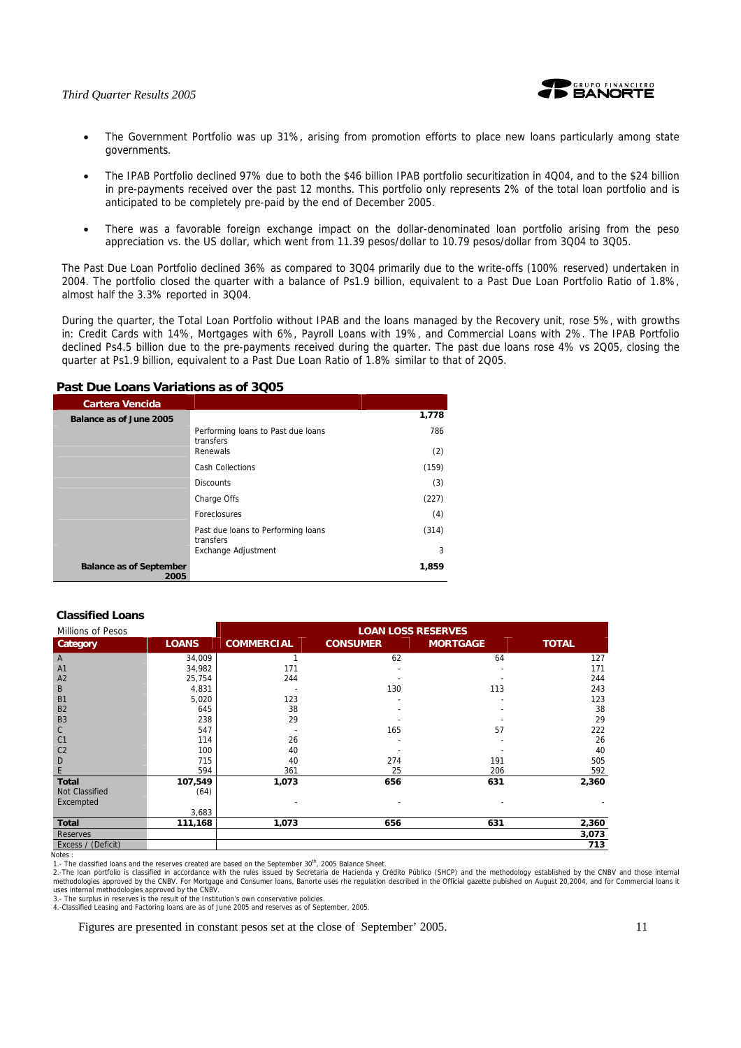- The Government Portfolio was up 31%, arising from promotion efforts to place new loans particularly among state governments.

- The IPAB Portfolio declined 97% due to both the $46 billion IPAB portfolio securitization in 4Q04, and to the $24 billion in pre-payments received over the past 12 months. This portfolio only represents 2% of the total loan portfolio and is anticipated to be completely pre-paid by the end of December 2005.

- There was a favorable foreign exchange impact on the dollar-denominated loan portfolio arising from the peso appreciation vs. the US dollar, which went from 11.39 pesos/dollar to 10.79 pesos/dollar from 3Q04 to 3Q05.

The Past Due Loan Portfolio declined 36% as compared to 3Q04 primarily due to the write-offs (100% reserved) undertaken in 2004. The portfolio closed the quarter with a balance of Ps1.9 billion, equivalent to a Past Due Loan Portfolio Ratio of 1.8%, almost half the 3.3% reported in 3Q04.

During the quarter, the Total Loan Portfolio without IPAB and the loans managed by the Recovery unit, rose 5%, with growths in: Credit Cards with 14%, Mortgages with 6%, Payroll Loans with 19%, and Commercial Loans with 2%. The IPAB Portfolio declined Ps4.5 billion due to the pre-payments received during the quarter. The past due loans rose 4% vs 2Q05, closing the quarter at Ps1.9 billion, equivalent to a Past Due Loan Ratio of 1.8% similar to that of 2Q05.

### Past Due Loans Variations as of 3Q05

| Cartera Vencida | | |
|---|---|---|
| **Balance as of June 2005** | | **1,778** |
| | Performing loans to Past due loans transfers | 786 |
| | Renewals | (2) |
| | Cash Collections | (159) |
| | Discounts | (3) |
| | Charge Offs | (227) |
| | Foreclosures | (4) |
| | Past due loans to Performing loans transfers | (314) |
| | Exchange Adjustment | 3 |
| **Balance as of September 2005** | | **1,859** |

### Classified Loans

| Millions of Pesos | | LOAN LOSS RESERVES | | | |
|---|---|---|---|---|---|
| **Category** | **LOANS** | **COMMERCIAL** | **CONSUMER** | **MORTGAGE** | **TOTAL** |
| A | 34,009 | 1 | 62 | 64 | 127 |
| A1 | 34,982 | 171 | - | - | 171 |
| A2 | 25,754 | 244 | - | - | 244 |
| B | 4,831 | - | 130 | 113 | 243 |
| B1 | 5,020 | 123 | - | - | 123 |
| B2 | 645 | 38 | - | - | 38 |
| B3 | 238 | 29 | - | - | 29 |
| C | 547 | - | 165 | 57 | 222 |
| C1 | 114 | 26 | - | - | 26 |
| C2 | 100 | 40 | - | - | 40 |
| D | 715 | 40 | 274 | 191 | 505 |
| E | 594 | 361 | 25 | 206 | 592 |
| **Total** | **107,549** | **1,073** | **656** | **631** | **2,360** |
| Not Classified | (64) | | | | |
| Excempted | 3,683 | - | - | - | - |
| **Total** | **111,168** | **1,073** | **656** | **631** | **2,360** |
| Reserves | | | | | **3,073** |
| Excess / (Deficit) | | | | | **713** |

Notes :
1.- The classified loans and the reserves created are based on the September 30th, 2005 Balance Sheet.
2.-The loan portfolio is classified in accordance with the rules issued by Secretaria de Hacienda y Crédito Público (SHCP) and the methodology established by the CNBV and those internal methodologies approved by the CNBV. For Mortgage and Consumer loans, Banorte uses rhe regulation described in the Official gazette pubished on August 20,2004, and for Commercial loans it uses internal methodologies approved by the CNBV.
3.- The surplus in reserves is the result of the Institution's own conservative policies.
4.-Classified Leasing and Factoring loans are as of June 2005 and reserves as of September, 2005.

Figures are presented in constant pesos set at the close of September' 2005.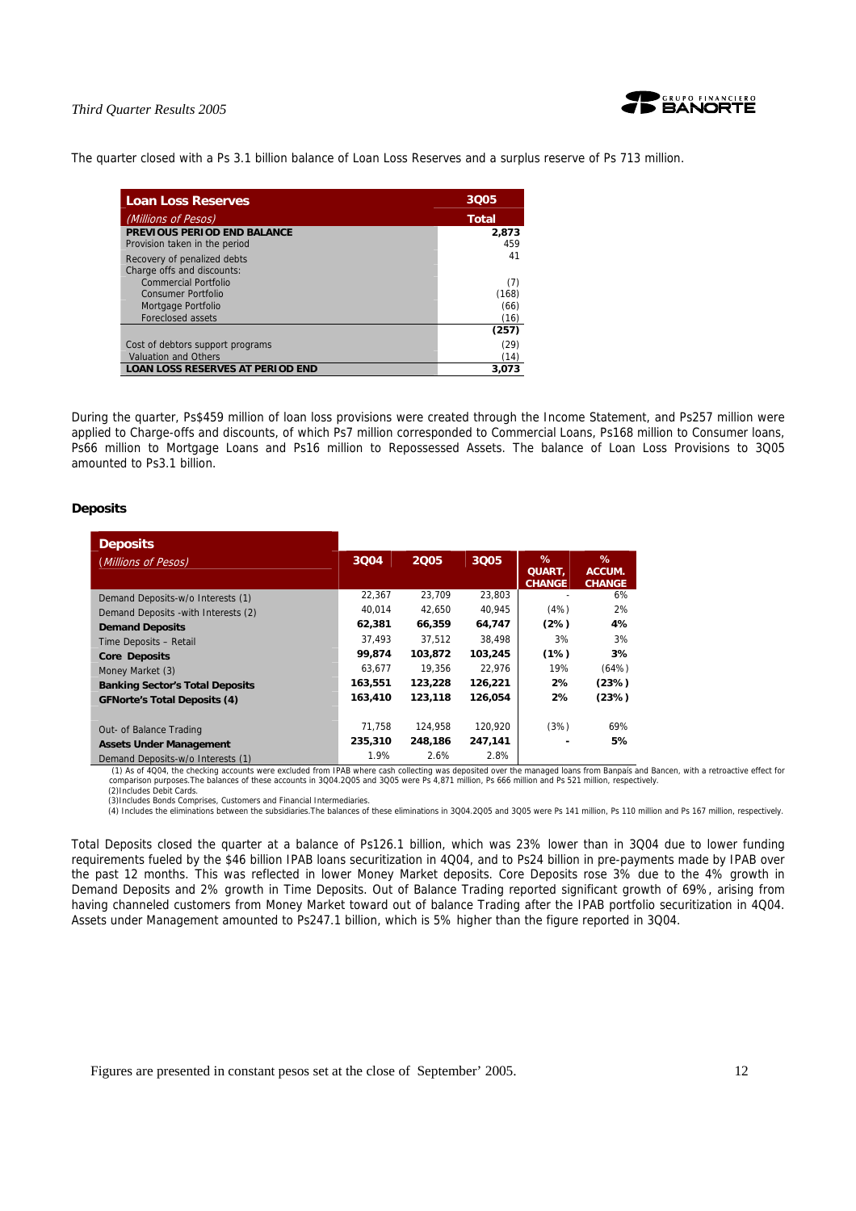The quarter closed with a Ps 3.1 billion balance of Loan Loss Reserves and a surplus reserve of Ps 713 million.

| Loan Loss Reserves | 3Q05 |
|---|---|
| *(Millions of Pesos)* | Total |
| **PREVIOUS PERIOD END BALANCE** | **2,873** |
| Provision taken in the period | 459 |
| Recovery of penalized debts | 41 |
| Charge offs and discounts: | |
| Commercial Portfolio | (7) |
| Consumer Portfolio | (168) |
| Mortgage Portfolio | (66) |
| Foreclosed assets | (16) |
| | **(257)** |
| Cost of debtors support programs | (29) |
| Valuation and Others | (14) |
| **LOAN LOSS RESERVES AT PERIOD END** | **3,073** |

During the quarter, Ps$459 million of loan loss provisions were created through the Income Statement, and Ps257 million were applied to Charge-offs and discounts, of which Ps7 million corresponded to Commercial Loans, Ps168 million to Consumer loans, Ps66 million to Mortgage Loans and Ps16 million to Repossessed Assets. The balance of Loan Loss Provisions to 3Q05 amounted to Ps3.1 billion.

**Deposits**

| Deposits *(Millions of Pesos)* | 3Q04 | 2Q05 | 3Q05 | % QUART, CHANGE | % ACCUM. CHANGE |
|---|---|---|---|---|---|
| Demand Deposits-w/o Interests (1) | 22,367 | 23,709 | 23,803 | - | 6% |
| Demand Deposits -with Interests (2) | 40,014 | 42,650 | 40,945 | (4%) | 2% |
| **Demand Deposits** | **62,381** | **66,359** | **64,747** | **(2%)** | **4%** |
| Time Deposits – Retail | 37,493 | 37,512 | 38,498 | 3% | 3% |
| **Core Deposits** | **99,874** | **103,872** | **103,245** | **(1%)** | **3%** |
| Money Market (3) | 63,677 | 19,356 | 22,976 | 19% | (64%) |
| **Banking Sector's Total Deposits** | **163,551** | **123,228** | **126,221** | **2%** | **(23%)** |
| **GFNorte's Total Deposits (4)** | **163,410** | **123,118** | **126,054** | **2%** | **(23%)** |
| | | | | | |
| Out- of Balance Trading | 71,758 | 124,958 | 120,920 | (3%) | 69% |
| **Assets Under Management** | **235,310** | **248,186** | **247,141** | **-** | **5%** |
| Demand Deposits-w/o Interests (1) | 1.9% | 2.6% | 2.8% | | |

(1) As of 4Q04, the checking accounts were excluded from IPAB where cash collecting was deposited over the managed loans from Banpaís and Bancen, with a retroactive effect for comparison purposes.The balances of these accounts in 3Q04.2Q05 and 3Q05 were Ps 4,871 million, Ps 666 million and Ps 521 million, respectively.
(2)Includes Debit Cards.
(3)Includes Bonds Comprises, Customers and Financial Intermediaries.
(4) Includes the eliminations between the subsidiaries.The balances of these eliminations in 3Q04.2Q05 and 3Q05 were Ps 141 million, Ps 110 million and Ps 167 million, respectively.

Total Deposits closed the quarter at a balance of Ps126.1 billion, which was 23% lower than in 3Q04 due to lower funding requirements fueled by the $46 billion IPAB loans securitization in 4Q04, and to Ps24 billion in pre-payments made by IPAB over the past 12 months. This was reflected in lower Money Market deposits. Core Deposits rose 3% due to the 4% growth in Demand Deposits and 2% growth in Time Deposits. Out of Balance Trading reported significant growth of 69%, arising from having channeled customers from Money Market toward out of balance Trading after the IPAB portfolio securitization in 4Q04. Assets under Management amounted to Ps247.1 billion, which is 5% higher than the figure reported in 3Q04.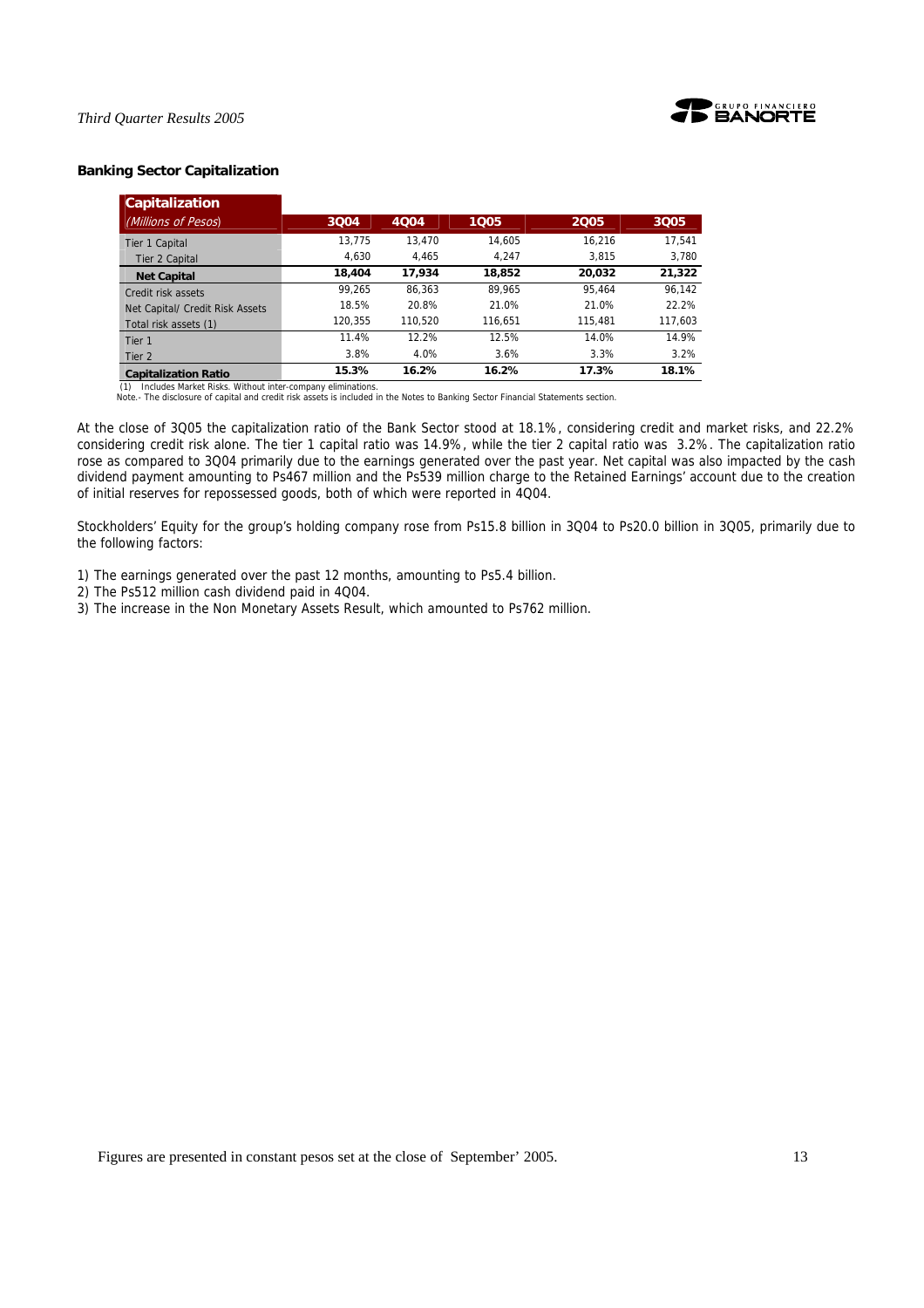## Banking Sector Capitalization

| Capitalization *(Millions of Pesos)* | 3Q04 | 4Q04 | 1Q05 | 2Q05 | 3Q05 |
|---|---|---|---|---|---|
| Tier 1 Capital | 13,775 | 13,470 | 14,605 | 16,216 | 17,541 |
| Tier 2 Capital | 4,630 | 4,465 | 4,247 | 3,815 | 3,780 |
| **Net Capital** | **18,404** | **17,934** | **18,852** | **20,032** | **21,322** |
| Credit risk assets | 99,265 | 86,363 | 89,965 | 95,464 | 96,142 |
| Net Capital/ Credit Risk Assets | 18.5% | 20.8% | 21.0% | 21.0% | 22.2% |
| Total risk assets (1) | 120,355 | 110,520 | 116,651 | 115,481 | 117,603 |
| Tier 1 | 11.4% | 12.2% | 12.5% | 14.0% | 14.9% |
| Tier 2 | 3.8% | 4.0% | 3.6% | 3.3% | 3.2% |
| **Capitalization Ratio** | **15.3%** | **16.2%** | **16.2%** | **17.3%** | **18.1%** |

(1) Includes Market Risks. Without inter-company eliminations.
Note.- The disclosure of capital and credit risk assets is included in the Notes to Banking Sector Financial Statements section.

At the close of 3Q05 the capitalization ratio of the Bank Sector stood at 18.1%, considering credit and market risks, and 22.2% considering credit risk alone. The tier 1 capital ratio was 14.9%, while the tier 2 capital ratio was 3.2%. The capitalization ratio rose as compared to 3Q04 primarily due to the earnings generated over the past year. Net capital was also impacted by the cash dividend payment amounting to Ps467 million and the Ps539 million charge to the Retained Earnings' account due to the creation of initial reserves for repossessed goods, both of which were reported in 4Q04.

Stockholders' Equity for the group's holding company rose from Ps15.8 billion in 3Q04 to Ps20.0 billion in 3Q05, primarily due to the following factors:

1) The earnings generated over the past 12 months, amounting to Ps5.4 billion.
2) The Ps512 million cash dividend paid in 4Q04.
3) The increase in the Non Monetary Assets Result, which amounted to Ps762 million.

Figures are presented in constant pesos set at the close of September' 2005.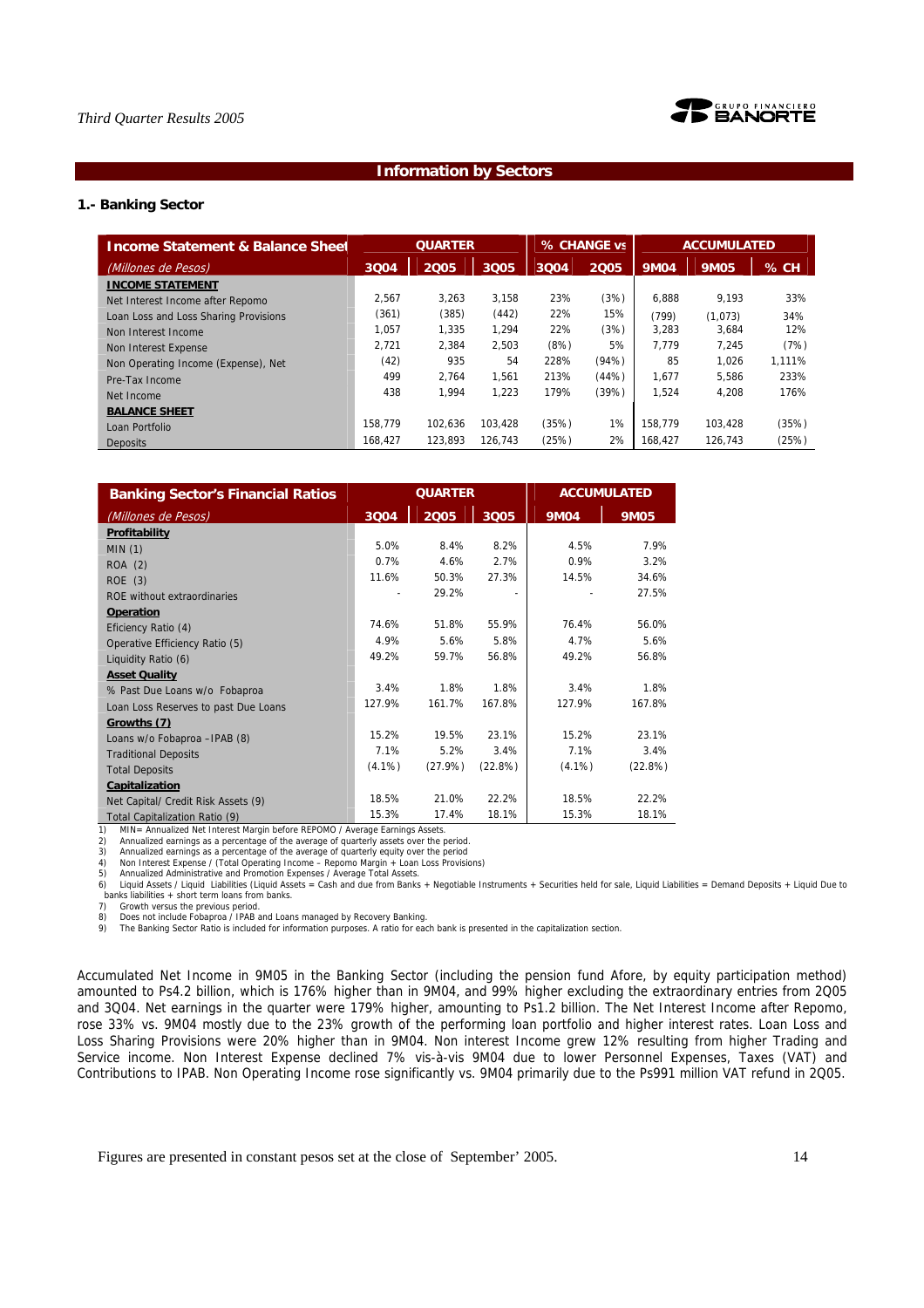## Information by Sectors

### 1.- Banking Sector

| Income Statement & Balance Sheet | QUARTER | | | % CHANGE vs | | ACCUMULATED | | |
|---|---|---|---|---|---|---|---|---|
| *(Millones de Pesos)* | 3Q04 | 2Q05 | 3Q05 | 3Q04 | 2Q05 | 9M04 | 9M05 | % CH |
| **INCOME STATEMENT** | | | | | | | | |
| Net Interest Income after Repomo | 2,567 | 3,263 | 3,158 | 23% | (3%) | 6,888 | 9,193 | 33% |
| Loan Loss and Loss Sharing Provisions | (361) | (385) | (442) | 22% | 15% | (799) | (1,073) | 34% |
| Non Interest Income | 1,057 | 1,335 | 1,294 | 22% | (3%) | 3,283 | 3,684 | 12% |
| Non Interest Expense | 2,721 | 2,384 | 2,503 | (8%) | 5% | 7,779 | 7,245 | (7%) |
| Non Operating Income (Expense), Net | (42) | 935 | 54 | 228% | (94%) | 85 | 1,026 | 1,111% |
| Pre-Tax Income | 499 | 2,764 | 1,561 | 213% | (44%) | 1,677 | 5,586 | 233% |
| Net Income | 438 | 1,994 | 1,223 | 179% | (39%) | 1,524 | 4,208 | 176% |
| **BALANCE SHEET** | | | | | | | | |
| Loan Portfolio | 158,779 | 102,636 | 103,428 | (35%) | 1% | 158,779 | 103,428 | (35%) |
| Deposits | 168,427 | 123,893 | 126,743 | (25%) | 2% | 168,427 | 126,743 | (25%) |

| Banking Sector's Financial Ratios | QUARTER | | | ACCUMULATED | |
|---|---|---|---|---|---|
| *(Millones de Pesos)* | 3Q04 | 2Q05 | 3Q05 | 9M04 | 9M05 |
| **Profitability** | | | | | |
| MIN (1) | 5.0% | 8.4% | 8.2% | 4.5% | 7.9% |
| ROA (2) | 0.7% | 4.6% | 2.7% | 0.9% | 3.2% |
| ROE (3) | 11.6% | 50.3% | 27.3% | 14.5% | 34.6% |
| ROE without extraordinaries | - | 29.2% | - | - | 27.5% |
| **Operation** | | | | | |
| Eficiency Ratio (4) | 74.6% | 51.8% | 55.9% | 76.4% | 56.0% |
| Operative Efficiency Ratio (5) | 4.9% | 5.6% | 5.8% | 4.7% | 5.6% |
| Liquidity Ratio (6) | 49.2% | 59.7% | 56.8% | 49.2% | 56.8% |
| **Asset Quality** | | | | | |
| % Past Due Loans w/o Fobaproa | 3.4% | 1.8% | 1.8% | 3.4% | 1.8% |
| Loan Loss Reserves to past Due Loans | 127.9% | 161.7% | 167.8% | 127.9% | 167.8% |
| **Growths (7)** | | | | | |
| Loans w/o Fobaproa –IPAB (8) | 15.2% | 19.5% | 23.1% | 15.2% | 23.1% |
| Traditional Deposits | 7.1% | 5.2% | 3.4% | 7.1% | 3.4% |
| Total Deposits | (4.1%) | (27.9%) | (22.8%) | (4.1%) | (22.8%) |
| **Capitalization** | | | | | |
| Net Capital/ Credit Risk Assets (9) | 18.5% | 21.0% | 22.2% | 18.5% | 22.2% |
| Total Capitalization Ratio (9) | 15.3% | 17.4% | 18.1% | 15.3% | 18.1% |

1) MIN= Annualized Net Interest Margin before REPOMO / Average Earnings Assets.
2) Annualized earnings as a percentage of the average of quarterly assets over the period.
3) Annualized earnings as a percentage of the average of quarterly equity over the period
4) Non Interest Expense / (Total Operating Income – Repomo Margin + Loan Loss Provisions)
5) Annualized Administrative and Promotion Expenses / Average Total Assets.
6) Liquid Assets / Liquid Liabilities (Liquid Assets = Cash and due from Banks + Negotiable Instruments + Securities held for sale, Liquid Liabilities = Demand Deposits + Liquid Due to banks liabilities + short term loans from banks.
7) Growth versus the previous period.
8) Does not include Fobaproa / IPAB and Loans managed by Recovery Banking.
9) The Banking Sector Ratio is included for information purposes. A ratio for each bank is presented in the capitalization section.

Accumulated Net Income in 9M05 in the Banking Sector (including the pension fund Afore, by equity participation method) amounted to Ps4.2 billion, which is 176% higher than in 9M04, and 99% higher excluding the extraordinary entries from 2Q05 and 3Q04. Net earnings in the quarter were 179% higher, amounting to Ps1.2 billion. The Net Interest Income after Repomo, rose 33% vs. 9M04 mostly due to the 23% growth of the performing loan portfolio and higher interest rates. Loan Loss and Loss Sharing Provisions were 20% higher than in 9M04. Non interest Income grew 12% resulting from higher Trading and Service income. Non Interest Expense declined 7% vis-à-vis 9M04 due to lower Personnel Expenses, Taxes (VAT) and Contributions to IPAB. Non Operating Income rose significantly vs. 9M04 primarily due to the Ps991 million VAT refund in 2Q05.

Figures are presented in constant pesos set at the close of September' 2005.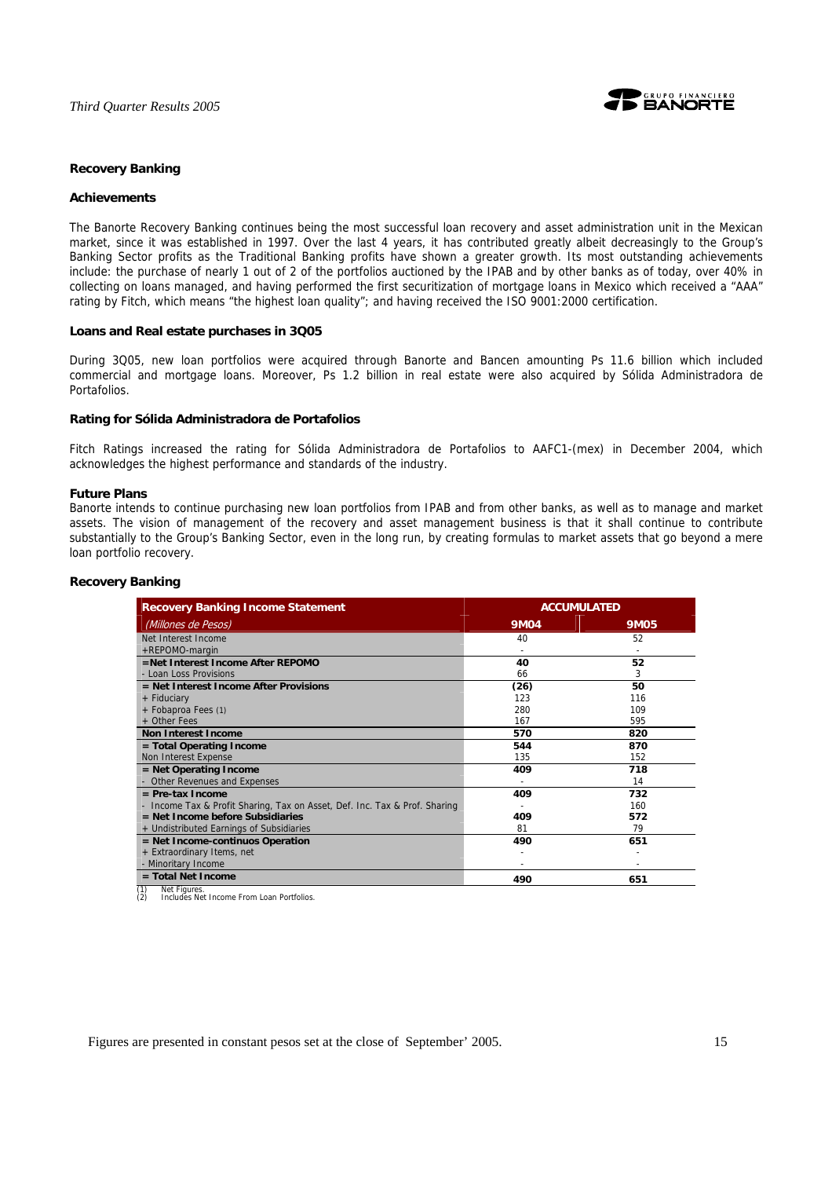## Recovery Banking

### Achievements

The Banorte Recovery Banking continues being the most successful loan recovery and asset administration unit in the Mexican market, since it was established in 1997. Over the last 4 years, it has contributed greatly albeit decreasingly to the Group's Banking Sector profits as the Traditional Banking profits have shown a greater growth. Its most outstanding achievements include: the purchase of nearly 1 out of 2 of the portfolios auctioned by the IPAB and by other banks as of today, over 40% in collecting on loans managed, and having performed the first securitization of mortgage loans in Mexico which received a "AAA" rating by Fitch, which means "the highest loan quality"; and having received the ISO 9001:2000 certification.

### Loans and Real estate purchases in 3Q05

During 3Q05, new loan portfolios were acquired through Banorte and Bancen amounting Ps 11.6 billion which included commercial and mortgage loans. Moreover, Ps 1.2 billion in real estate were also acquired by Sólida Administradora de Portafolios.

### Rating for Sólida Administradora de Portafolios

Fitch Ratings increased the rating for Sólida Administradora de Portafolios to AAFC1-(mex) in December 2004, which acknowledges the highest performance and standards of the industry.

### Future Plans

Banorte intends to continue purchasing new loan portfolios from IPAB and from other banks, as well as to manage and market assets. The vision of management of the recovery and asset management business is that it shall continue to contribute substantially to the Group's Banking Sector, even in the long run, by creating formulas to market assets that go beyond a mere loan portfolio recovery.

### Recovery Banking

| **Recovery Banking Income Statement** | **ACCUMULATED** | |
|---|---|---|
| *(Millones de Pesos)* | **9M04** | **9M05** |
| Net Interest Income | 40 | 52 |
| +REPOMO-margin | - | - |
| **=Net Interest Income After REPOMO** | **40** | **52** |
| - Loan Loss Provisions | 66 | 3 |
| **= Net Interest Income After Provisions** | **(26)** | **50** |
| + Fiduciary | 123 | 116 |
| + Fobaproa Fees (1) | 280 | 109 |
| + Other Fees | 167 | 595 |
| **Non Interest Income** | **570** | **820** |
| **= Total Operating Income** | **544** | **870** |
| Non Interest Expense | 135 | 152 |
| **= Net Operating Income** | **409** | **718** |
| - Other Revenues and Expenses | - | 14 |
| **= Pre-tax Income** | **409** | **732** |
| - Income Tax & Profit Sharing, Tax on Asset, Def. Inc. Tax & Prof. Sharing | - | 160 |
| **= Net Income before Subsidiaries** | **409** | **572** |
| + Undistributed Earnings of Subsidiaries | 81 | 79 |
| **= Net Income-continuos Operation** | **490** | **651** |
| + Extraordinary Items, net | - | - |
| - Minoritary Income | - | - |
| **= Total Net Income** | **490** | **651** |

(1) Net Figures.
(2) Includes Net Income From Loan Portfolios.

Figures are presented in constant pesos set at the close of September' 2005.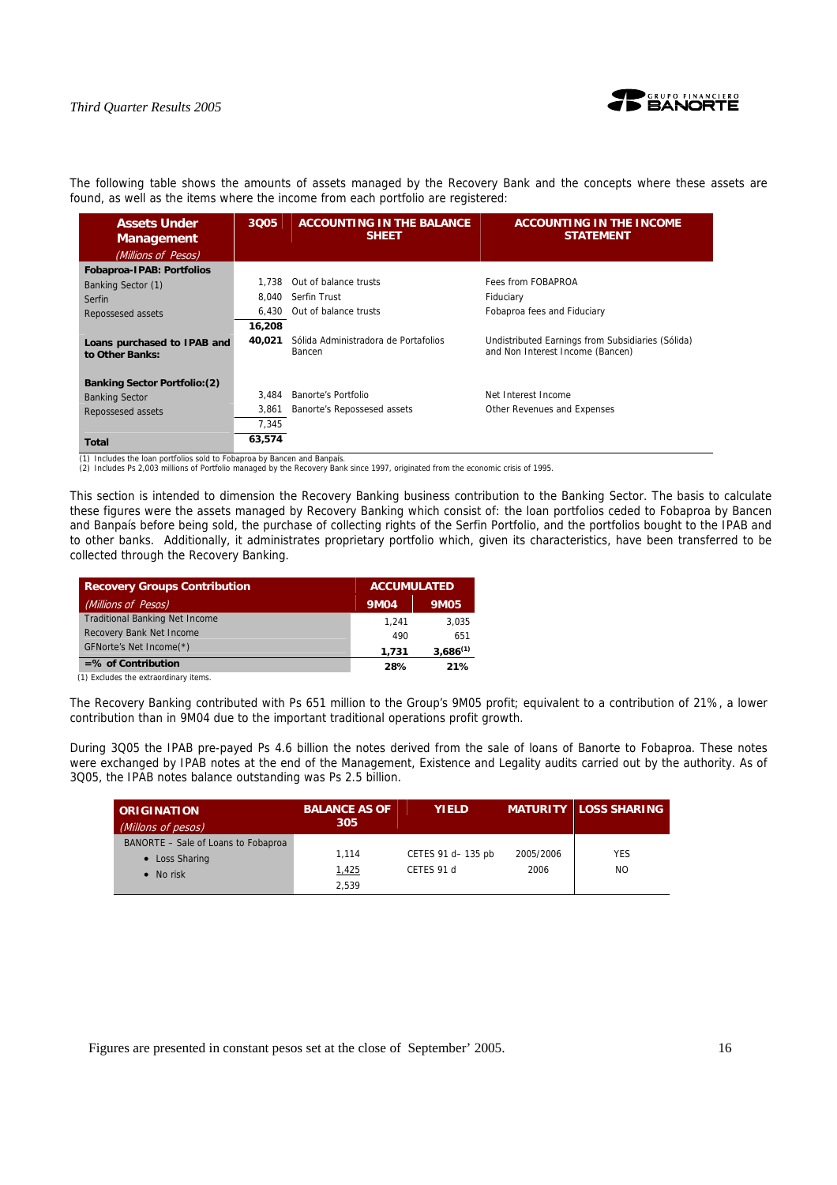The following table shows the amounts of assets managed by the Recovery Bank and the concepts where these assets are found, as well as the items where the income from each portfolio are registered:

| Assets Under Management *(Millions of Pesos)* | 3Q05 | ACCOUNTING IN THE BALANCE SHEET | ACCOUNTING IN THE INCOME STATEMENT |
|---|---|---|---|
| **Fobaproa-IPAB: Portfolios** | | | |
| Banking Sector (1) | 1,738 | Out of balance trusts | Fees from FOBAPROA |
| Serfin | 8,040 | Serfin Trust | Fiduciary |
| Repossesed assets | 6,430 | Out of balance trusts | Fobaproa fees and Fiduciary |
| | **16,208** | | |
| **Loans purchased to IPAB and to Other Banks:** | **40,021** | Sólida Administradora de Portafolios Bancen | Undistributed Earnings from Subsidiaries (Sólida) and Non Interest Income (Bancen) |
| **Banking Sector Portfolio:(2)** | | | |
| Banking Sector | 3,484 | Banorte's Portfolio | Net Interest Income |
| Repossesed assets | 3,861 | Banorte's Repossesed assets | Other Revenues and Expenses |
| | 7,345 | | |
| **Total** | **63,574** | | |

(1) Includes the loan portfolios sold to Fobaproa by Bancen and Banpaís.
(2) Includes Ps 2,003 millions of Portfolio managed by the Recovery Bank since 1997, originated from the economic crisis of 1995.

This section is intended to dimension the Recovery Banking business contribution to the Banking Sector. The basis to calculate these figures were the assets managed by Recovery Banking which consist of: the loan portfolios ceded to Fobaproa by Bancen and Banpaís before being sold, the purchase of collecting rights of the Serfin Portfolio, and the portfolios bought to the IPAB and to other banks. Additionally, it administrates proprietary portfolio which, given its characteristics, have been transferred to be collected through the Recovery Banking.

| Recovery Groups Contribution *(Millions of Pesos)* | ACCUMULATED 9M04 | 9M05 |
|---|---|---|
| Traditional Banking Net Income | 1,241 | 3,035 |
| Recovery Bank Net Income | 490 | 651 |
| GFNorte's Net Income(*) | **1,731** | **3,686(1)** |
| **=% of Contribution** | **28%** | **21%** |

(1) Excludes the extraordinary items.

The Recovery Banking contributed with Ps 651 million to the Group's 9M05 profit; equivalent to a contribution of 21%, a lower contribution than in 9M04 due to the important traditional operations profit growth.

During 3Q05 the IPAB pre-payed Ps 4.6 billion the notes derived from the sale of loans of Banorte to Fobaproa. These notes were exchanged by IPAB notes at the end of the Management, Existence and Legality audits carried out by the authority. As of 3Q05, the IPAB notes balance outstanding was Ps 2.5 billion.

| ORIGINATION *(Millons of pesos)* | BALANCE AS OF 305 | YIELD | MATURITY | LOSS SHARING |
|---|---|---|---|---|
| BANORTE – Sale of Loans to Fobaproa | | | | |
| • Loss Sharing | 1,114 | CETES 91 d– 135 pb | 2005/2006 | YES |
| • No risk | 1,425 | CETES 91 d | 2006 | NO |
| | 2,539 | | | |

Figures are presented in constant pesos set at the close of September' 2005.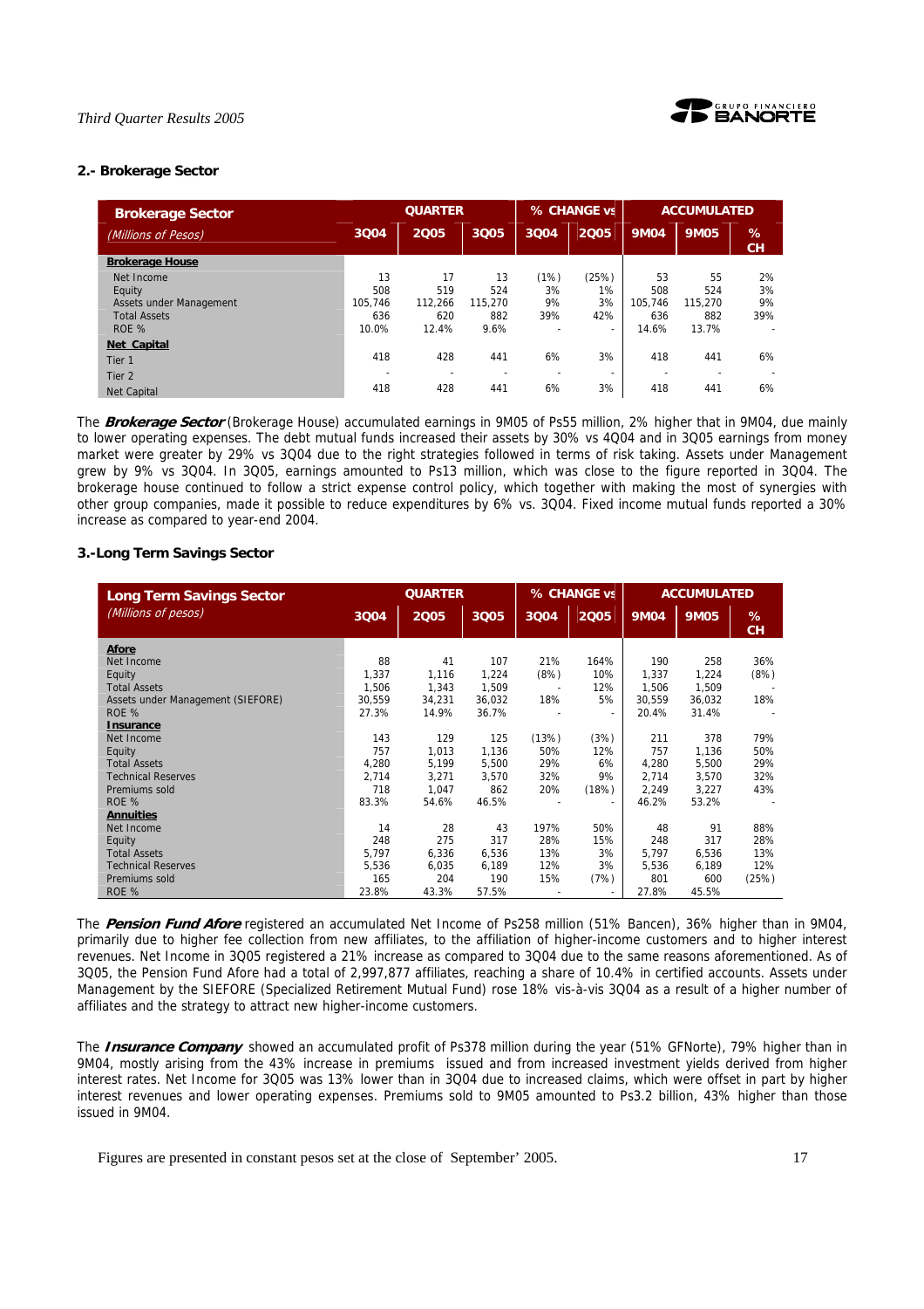### 2.- Brokerage Sector

| Brokerage Sector | QUARTER | | | % CHANGE vs | | ACCUMULATED | | |
|---|---|---|---|---|---|---|---|---|
| *(Millions of Pesos)* | 3Q04 | 2Q05 | 3Q05 | 3Q04 | 2Q05 | 9M04 | 9M05 | % CH |
| **Brokerage House** | | | | | | | | |
| Net Income | 13 | 17 | 13 | (1%) | (25%) | 53 | 55 | 2% |
| Equity | 508 | 519 | 524 | 3% | 1% | 508 | 524 | 3% |
| Assets under Management | 105,746 | 112,266 | 115,270 | 9% | 3% | 105,746 | 115,270 | 9% |
| Total Assets | 636 | 620 | 882 | 39% | 42% | 636 | 882 | 39% |
| ROE % | 10.0% | 12.4% | 9.6% | - | - | 14.6% | 13.7% | - |
| **Net Capital** | | | | | | | | |
| Tier 1 | 418 | 428 | 441 | 6% | 3% | 418 | 441 | 6% |
| Tier 2 | - | - | - | - | - | - | - | - |
| Net Capital | 418 | 428 | 441 | 6% | 3% | 418 | 441 | 6% |

The ***Brokerage Sector*** (Brokerage House) accumulated earnings in 9M05 of Ps55 million, 2% higher that in 9M04, due mainly to lower operating expenses. The debt mutual funds increased their assets by 30% vs 4Q04 and in 3Q05 earnings from money market were greater by 29% vs 3Q04 due to the right strategies followed in terms of risk taking. Assets under Management grew by 9% vs 3Q04. In 3Q05, earnings amounted to Ps13 million, which was close to the figure reported in 3Q04. The brokerage house continued to follow a strict expense control policy, which together with making the most of synergies with other group companies, made it possible to reduce expenditures by 6% vs. 3Q04. Fixed income mutual funds reported a 30% increase as compared to year-end 2004.

### 3.-Long Term Savings Sector

| Long Term Savings Sector | QUARTER | | | % CHANGE vs | | ACCUMULATED | | |
|---|---|---|---|---|---|---|---|---|
| *(Millions of pesos)* | 3Q04 | 2Q05 | 3Q05 | 3Q04 | 2Q05 | 9M04 | 9M05 | % CH |
| **Afore** | | | | | | | | |
| Net Income | 88 | 41 | 107 | 21% | 164% | 190 | 258 | 36% |
| Equity | 1,337 | 1,116 | 1,224 | (8%) | 10% | 1,337 | 1,224 | (8%) |
| Total Assets | 1,506 | 1,343 | 1,509 | - | 12% | 1,506 | 1,509 | - |
| Assets under Management (SIEFORE) | 30,559 | 34,231 | 36,032 | 18% | 5% | 30,559 | 36,032 | 18% |
| ROE % | 27.3% | 14.9% | 36.7% | - | - | 20.4% | 31.4% | - |
| **Insurance** | | | | | | | | |
| Net Income | 143 | 129 | 125 | (13%) | (3%) | 211 | 378 | 79% |
| Equity | 757 | 1,013 | 1,136 | 50% | 12% | 757 | 1,136 | 50% |
| Total Assets | 4,280 | 5,199 | 5,500 | 29% | 6% | 4,280 | 5,500 | 29% |
| Technical Reserves | 2,714 | 3,271 | 3,570 | 32% | 9% | 2,714 | 3,570 | 32% |
| Premiums sold | 718 | 1,047 | 862 | 20% | (18%) | 2,249 | 3,227 | 43% |
| ROE % | 83.3% | 54.6% | 46.5% | - | - | 46.2% | 53.2% | - |
| **Annuities** | | | | | | | | |
| Net Income | 14 | 28 | 43 | 197% | 50% | 48 | 91 | 88% |
| Equity | 248 | 275 | 317 | 28% | 15% | 248 | 317 | 28% |
| Total Assets | 5,797 | 6,336 | 6,536 | 13% | 3% | 5,797 | 6,536 | 13% |
| Technical Reserves | 5,536 | 6,035 | 6,189 | 12% | 3% | 5,536 | 6,189 | 12% |
| Premiums sold | 165 | 204 | 190 | 15% | (7%) | 801 | 600 | (25%) |
| ROE % | 23.8% | 43.3% | 57.5% | - | - | 27.8% | 45.5% | |

The ***Pension Fund Afore*** registered an accumulated Net Income of Ps258 million (51% Bancen), 36% higher than in 9M04, primarily due to higher fee collection from new affiliates, to the affiliation of higher-income customers and to higher interest revenues. Net Income in 3Q05 registered a 21% increase as compared to 3Q04 due to the same reasons aforementioned. As of 3Q05, the Pension Fund Afore had a total of 2,997,877 affiliates, reaching a share of 10.4% in certified accounts. Assets under Management by the SIEFORE (Specialized Retirement Mutual Fund) rose 18% vis-à-vis 3Q04 as a result of a higher number of affiliates and the strategy to attract new higher-income customers.

The ***Insurance Company*** showed an accumulated profit of Ps378 million during the year (51% GFNorte), 79% higher than in 9M04, mostly arising from the 43% increase in premiums issued and from increased investment yields derived from higher interest rates. Net Income for 3Q05 was 13% lower than in 3Q04 due to increased claims, which were offset in part by higher interest revenues and lower operating expenses. Premiums sold to 9M05 amounted to Ps3.2 billion, 43% higher than those issued in 9M04.

Figures are presented in constant pesos set at the close of September' 2005.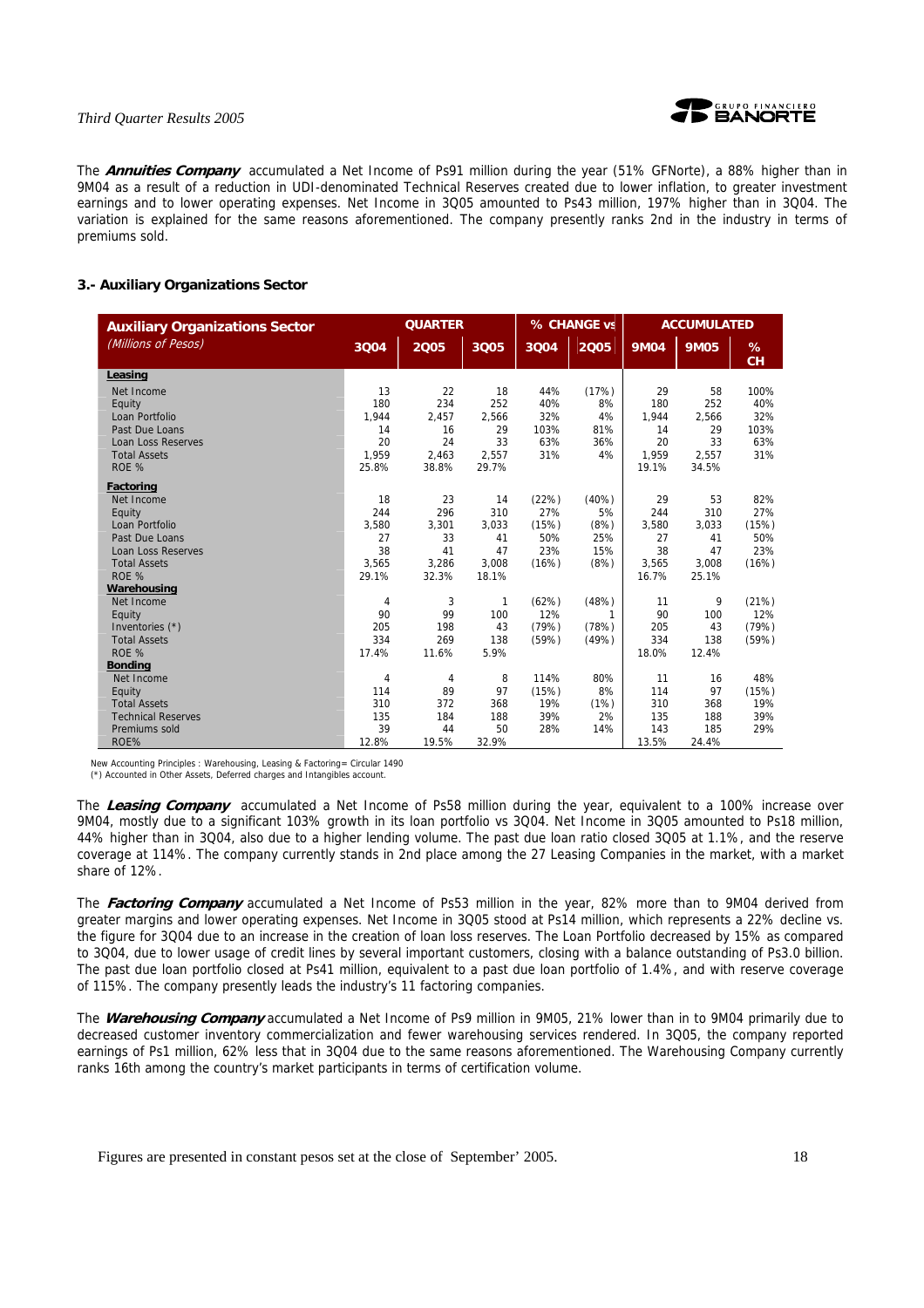The ***Annuities Company*** accumulated a Net Income of Ps91 million during the year (51% GFNorte), a 88% higher than in 9M04 as a result of a reduction in UDI-denominated Technical Reserves created due to lower inflation, to greater investment earnings and to lower operating expenses. Net Income in 3Q05 amounted to Ps43 million, 197% higher than in 3Q04. The variation is explained for the same reasons aforementioned. The company presently ranks 2nd in the industry in terms of premiums sold.

### 3.- Auxiliary Organizations Sector

| Auxiliary Organizations Sector | QUARTER | | | % CHANGE vs | | ACCUMULATED | | |
|---|---|---|---|---|---|---|---|---|
| *(Millions of Pesos)* | 3Q04 | 2Q05 | 3Q05 | 3Q04 | 2Q05 | 9M04 | 9M05 | % CH |
| **Leasing** | | | | | | | | |
| Net Income | 13 | 22 | 18 | 44% | (17%) | 29 | 58 | 100% |
| Equity | 180 | 234 | 252 | 40% | 8% | 180 | 252 | 40% |
| Loan Portfolio | 1,944 | 2,457 | 2,566 | 32% | 4% | 1,944 | 2,566 | 32% |
| Past Due Loans | 14 | 16 | 29 | 103% | 81% | 14 | 29 | 103% |
| Loan Loss Reserves | 20 | 24 | 33 | 63% | 36% | 20 | 33 | 63% |
| Total Assets | 1,959 | 2,463 | 2,557 | 31% | 4% | 1,959 | 2,557 | 31% |
| ROE % | 25.8% | 38.8% | 29.7% | | | 19.1% | 34.5% | |
| **Factoring** | | | | | | | | |
| Net Income | 18 | 23 | 14 | (22%) | (40%) | 29 | 53 | 82% |
| Equity | 244 | 296 | 310 | 27% | 5% | 244 | 310 | 27% |
| Loan Portfolio | 3,580 | 3,301 | 3,033 | (15%) | (8%) | 3,580 | 3,033 | (15%) |
| Past Due Loans | 27 | 33 | 41 | 50% | 25% | 27 | 41 | 50% |
| Loan Loss Reserves | 38 | 41 | 47 | 23% | 15% | 38 | 47 | 23% |
| Total Assets | 3,565 | 3,286 | 3,008 | (16%) | (8%) | 3,565 | 3,008 | (16%) |
| ROE % | 29.1% | 32.3% | 18.1% | | | 16.7% | 25.1% | |
| **Warehousing** | | | | | | | | |
| Net Income | 4 | 3 | 1 | (62%) | (48%) | 11 | 9 | (21%) |
| Equity | 90 | 99 | 100 | 12% | 1 | 90 | 100 | 12% |
| Inventories (*) | 205 | 198 | 43 | (79%) | (78%) | 205 | 43 | (79%) |
| Total Assets | 334 | 269 | 138 | (59%) | (49%) | 334 | 138 | (59%) |
| ROE % | 17.4% | 11.6% | 5.9% | | | 18.0% | 12.4% | |
| **Bonding** | | | | | | | | |
| Net Income | 4 | 4 | 8 | 114% | 80% | 11 | 16 | 48% |
| Equity | 114 | 89 | 97 | (15%) | 8% | 114 | 97 | (15%) |
| Total Assets | 310 | 372 | 368 | 19% | (1%) | 310 | 368 | 19% |
| Technical Reserves | 135 | 184 | 188 | 39% | 2% | 135 | 188 | 39% |
| Premiums sold | 39 | 44 | 50 | 28% | 14% | 143 | 185 | 29% |
| ROE% | 12.8% | 19.5% | 32.9% | | | 13.5% | 24.4% | |

New Accounting Principles : Warehousing, Leasing & Factoring= Circular 1490
(*) Accounted in Other Assets, Deferred charges and Intangibles account.

The ***Leasing Company*** accumulated a Net Income of Ps58 million during the year, equivalent to a 100% increase over 9M04, mostly due to a significant 103% growth in its loan portfolio vs 3Q04. Net Income in 3Q05 amounted to Ps18 million, 44% higher than in 3Q04, also due to a higher lending volume. The past due loan ratio closed 3Q05 at 1.1%, and the reserve coverage at 114%. The company currently stands in 2nd place among the 27 Leasing Companies in the market, with a market share of 12%.

The ***Factoring Company*** accumulated a Net Income of Ps53 million in the year, 82% more than to 9M04 derived from greater margins and lower operating expenses. Net Income in 3Q05 stood at Ps14 million, which represents a 22% decline vs. the figure for 3Q04 due to an increase in the creation of loan loss reserves. The Loan Portfolio decreased by 15% as compared to 3Q04, due to lower usage of credit lines by several important customers, closing with a balance outstanding of Ps3.0 billion. The past due loan portfolio closed at Ps41 million, equivalent to a past due loan portfolio of 1.4%, and with reserve coverage of 115%. The company presently leads the industry's 11 factoring companies.

The ***Warehousing Company*** accumulated a Net Income of Ps9 million in 9M05, 21% lower than in to 9M04 primarily due to decreased customer inventory commercialization and fewer warehousing services rendered. In 3Q05, the company reported earnings of Ps1 million, 62% less that in 3Q04 due to the same reasons aforementioned. The Warehousing Company currently ranks 16th among the country's market participants in terms of certification volume.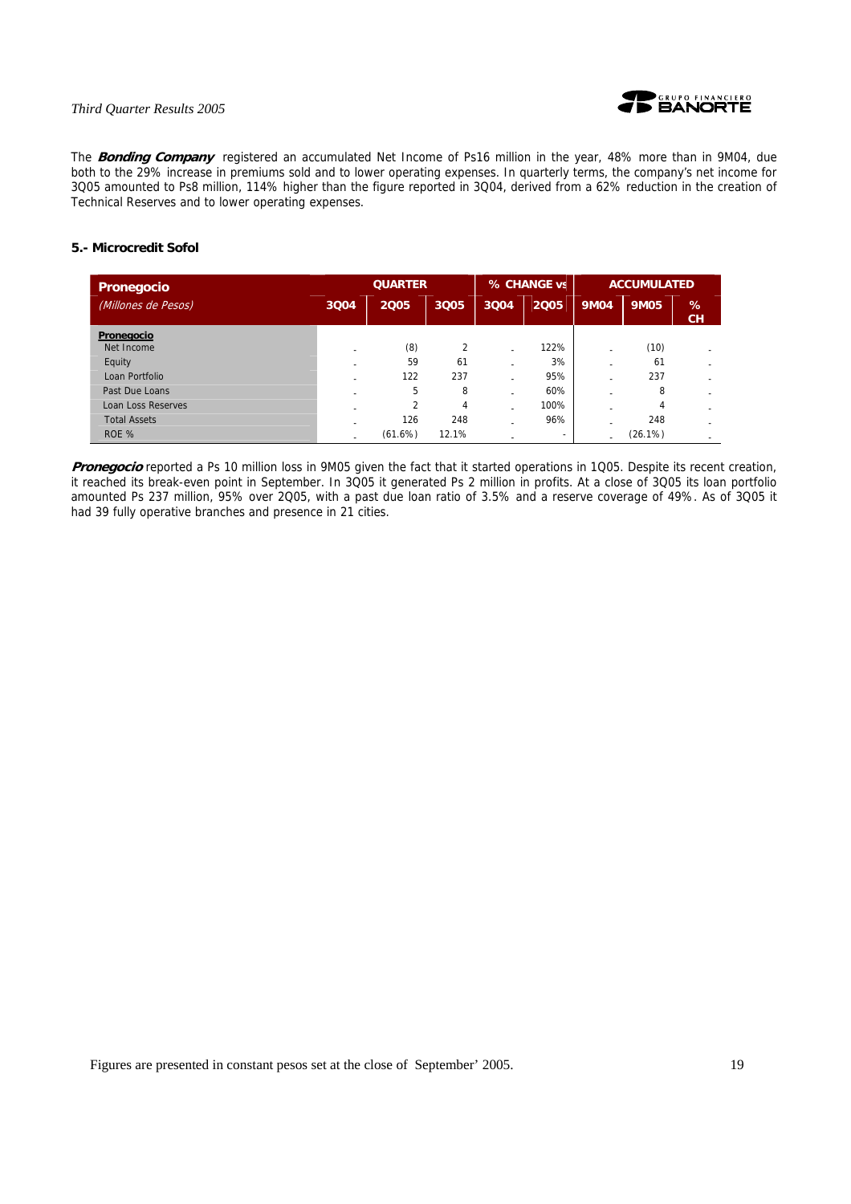The ***Bonding Company*** registered an accumulated Net Income of Ps16 million in the year, 48% more than in 9M04, due both to the 29% increase in premiums sold and to lower operating expenses. In quarterly terms, the company's net income for 3Q05 amounted to Ps8 million, 114% higher than the figure reported in 3Q04, derived from a 62% reduction in the creation of Technical Reserves and to lower operating expenses.

### 5.- Microcredit Sofol

| Pronegocio | QUARTER | | | % CHANGE vs | | ACCUMULATED | | |
|---|---|---|---|---|---|---|---|---|
| (Millones de Pesos) | 3Q04 | 2Q05 | 3Q05 | 3Q04 | 2Q05 | 9M04 | 9M05 | % CH |
| **Pronegocio** | | | | | | | | |
| Net Income | - | (8) | 2 | - | 122% | - | (10) | - |
| Equity | - | 59 | 61 | - | 3% | - | 61 | - |
| Loan Portfolio | - | 122 | 237 | - | 95% | - | 237 | - |
| Past Due Loans | - | 5 | 8 | - | 60% | - | 8 | - |
| Loan Loss Reserves | - | 2 | 4 | - | 100% | - | 4 | - |
| Total Assets | - | 126 | 248 | - | 96% | - | 248 | - |
| ROE % | - | (61.6%) | 12.1% | - | - | - | (26.1%) | - |

***Pronegocio*** reported a Ps 10 million loss in 9M05 given the fact that it started operations in 1Q05. Despite its recent creation, it reached its break-even point in September. In 3Q05 it generated Ps 2 million in profits. At a close of 3Q05 its loan portfolio amounted Ps 237 million, 95% over 2Q05, with a past due loan ratio of 3.5% and a reserve coverage of 49%. As of 3Q05 it had 39 fully operative branches and presence in 21 cities.

Figures are presented in constant pesos set at the close of September' 2005.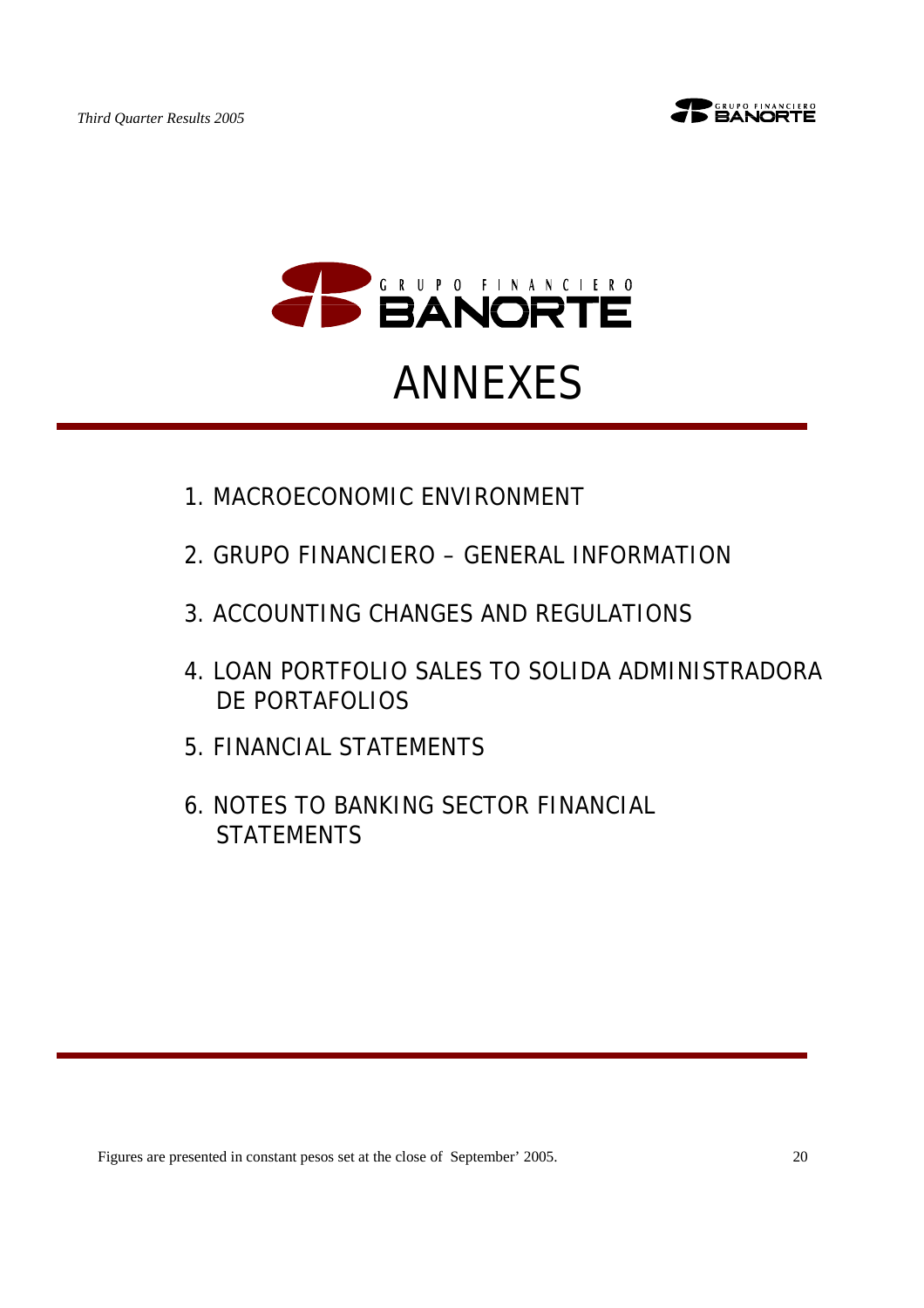# ANNEXES

1. MACROECONOMIC ENVIRONMENT
2. GRUPO FINANCIERO – GENERAL INFORMATION
3. ACCOUNTING CHANGES AND REGULATIONS
4. LOAN PORTFOLIO SALES TO SOLIDA ADMINISTRADORA DE PORTAFOLIOS
5. FINANCIAL STATEMENTS
6. NOTES TO BANKING SECTOR FINANCIAL STATEMENTS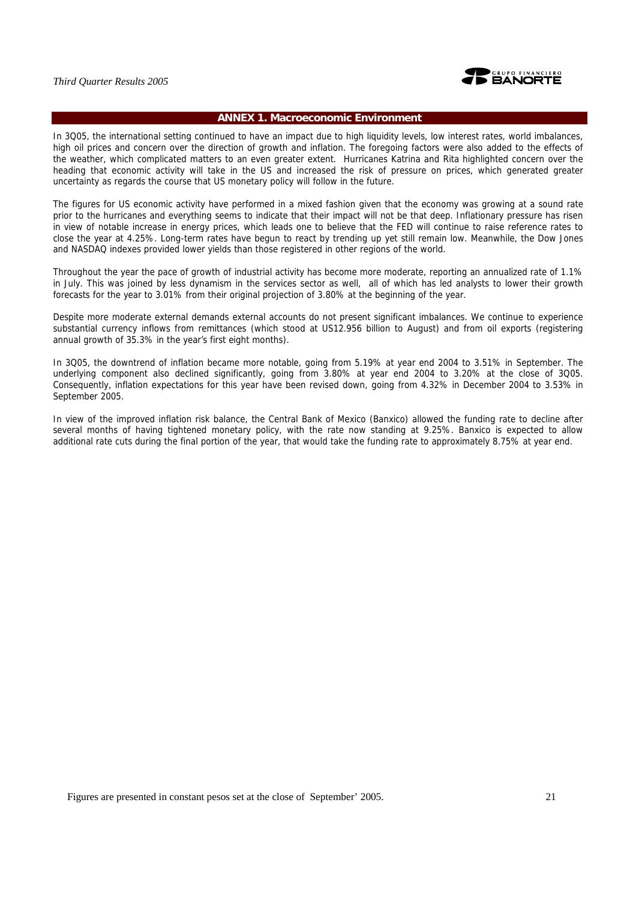## ANNEX 1. Macroeconomic Environment

In 3Q05, the international setting continued to have an impact due to high liquidity levels, low interest rates, world imbalances, high oil prices and concern over the direction of growth and inflation. The foregoing factors were also added to the effects of the weather, which complicated matters to an even greater extent. Hurricanes Katrina and Rita highlighted concern over the heading that economic activity will take in the US and increased the risk of pressure on prices, which generated greater uncertainty as regards the course that US monetary policy will follow in the future.

The figures for US economic activity have performed in a mixed fashion given that the economy was growing at a sound rate prior to the hurricanes and everything seems to indicate that their impact will not be that deep. Inflationary pressure has risen in view of notable increase in energy prices, which leads one to believe that the FED will continue to raise reference rates to close the year at 4.25%. Long-term rates have begun to react by trending up yet still remain low. Meanwhile, the Dow Jones and NASDAQ indexes provided lower yields than those registered in other regions of the world.

Throughout the year the pace of growth of industrial activity has become more moderate, reporting an annualized rate of 1.1% in July. This was joined by less dynamism in the services sector as well, all of which has led analysts to lower their growth forecasts for the year to 3.01% from their original projection of 3.80% at the beginning of the year.

Despite more moderate external demands external accounts do not present significant imbalances. We continue to experience substantial currency inflows from remittances (which stood at US12.956 billion to August) and from oil exports (registering annual growth of 35.3% in the year's first eight months).

In 3Q05, the downtrend of inflation became more notable, going from 5.19% at year end 2004 to 3.51% in September. The underlying component also declined significantly, going from 3.80% at year end 2004 to 3.20% at the close of 3Q05. Consequently, inflation expectations for this year have been revised down, going from 4.32% in December 2004 to 3.53% in September 2005.

In view of the improved inflation risk balance, the Central Bank of Mexico (Banxico) allowed the funding rate to decline after several months of having tightened monetary policy, with the rate now standing at 9.25%. Banxico is expected to allow additional rate cuts during the final portion of the year, that would take the funding rate to approximately 8.75% at year end.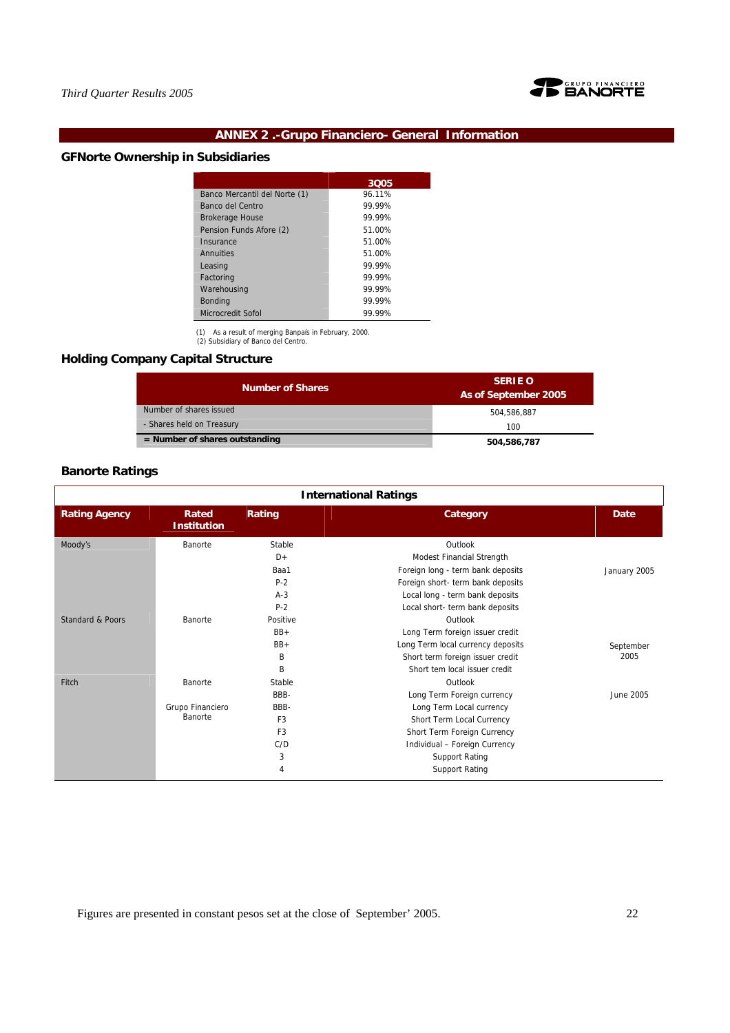## ANNEX 2 .-Grupo Financiero- General Information

### GFNorte Ownership in Subsidiaries

| | 3Q05 |
|---|---|
| Banco Mercantil del Norte (1) | 96.11% |
| Banco del Centro | 99.99% |
| Brokerage House | 99.99% |
| Pension Funds Afore (2) | 51.00% |
| Insurance | 51.00% |
| Annuities | 51.00% |
| Leasing | 99.99% |
| Factoring | 99.99% |
| Warehousing | 99.99% |
| Bonding | 99.99% |
| Microcredit Sofol | 99.99% |

(1) As a result of merging Banpaís in February, 2000.
(2) Subsidiary of Banco del Centro.

### Holding Company Capital Structure

| Number of Shares | SERIE O As of September 2005 |
|---|---|
| Number of shares issued | 504,586,887 |
| - Shares held on Treasury | 100 |
| **= Number of shares outstanding** | **504,586,787** |

### Banorte Ratings

| International Ratings | | | | |
|---|---|---|---|---|
| **Rating Agency** | **Rated Institution** | **Rating** | **Category** | **Date** |
| Moody's | Banorte | Stable | Outlook | |
| | | D+ | Modest Financial Strength | |
| | | Baa1 | Foreign long - term bank deposits | January 2005 |
| | | P-2 | Foreign short- term bank deposits | |
| | | A-3 | Local long - term bank deposits | |
| | | P-2 | Local short- term bank deposits | |
| Standard & Poors | Banorte | Positive | Outlook | |
| | | BB+ | Long Term foreign issuer credit | |
| | | BB+ | Long Term local currency deposits | September 2005 |
| | | B | Short term foreign issuer credit | |
| | | B | Short tem local issuer credit | |
| Fitch | Banorte | Stable | Outlook | |
| | | BBB- | Long Term Foreign currency | June 2005 |
| | Grupo Financiero Banorte | BBB- | Long Term Local currency | |
| | | F3 | Short Term Local Currency | |
| | | F3 | Short Term Foreign Currency | |
| | | C/D | Individual – Foreign Currency | |
| | | 3 | Support Rating | |
| | | 4 | Support Rating | |

Figures are presented in constant pesos set at the close of September' 2005.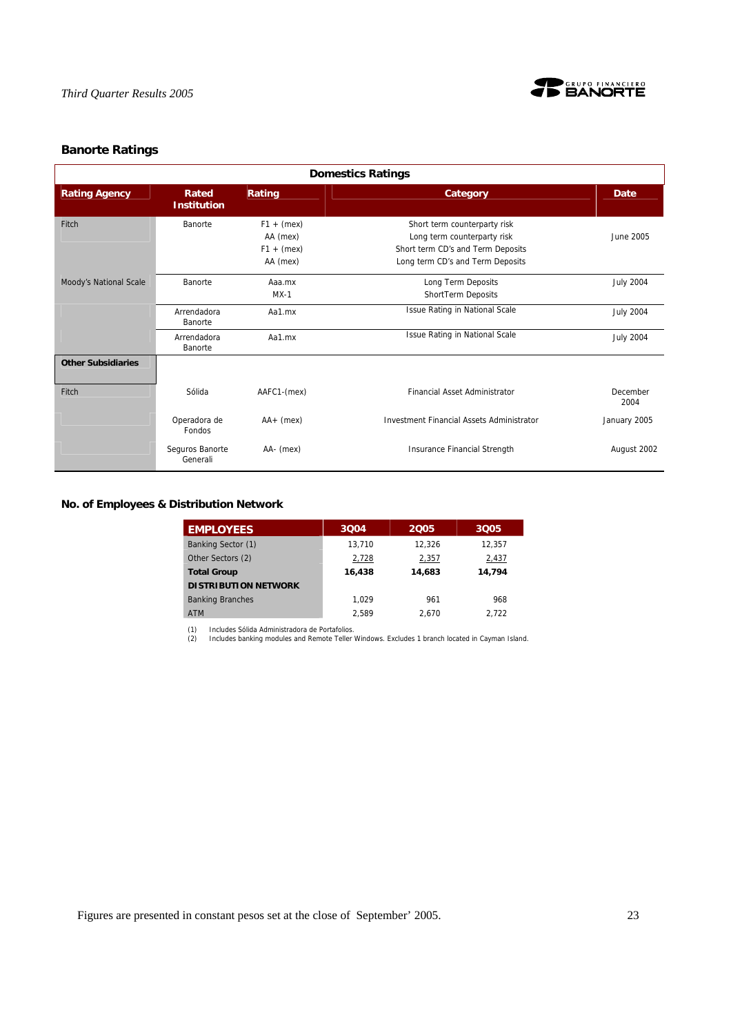## Banorte Ratings

| Domestics Ratings | | | | |
|---|---|---|---|---|
| **Rating Agency** | **Rated Institution** | **Rating** | **Category** | **Date** |
| Fitch | Banorte | F1 + (mex)<br>AA (mex)<br>F1 + (mex)<br>AA (mex) | Short term counterparty risk<br>Long term counterparty risk<br>Short term CD's and Term Deposits<br>Long term CD's and Term Deposits | June 2005 |
| Moody's National Scale | Banorte | Aaa.mx<br>MX-1 | Long Term Deposits<br>ShortTerm Deposits | July 2004 |
| | Arrendadora Banorte | Aa1.mx | Issue Rating in National Scale | July 2004 |
| | Arrendadora Banorte | Aa1.mx | Issue Rating in National Scale | July 2004 |
| **Other Subsidiaries** | | | | |
| Fitch | Sólida | AAFC1-(mex) | Financial Asset Administrator | December 2004 |
| | Operadora de Fondos | AA+ (mex) | Investment Financial Assets Administrator | January 2005 |
| | Seguros Banorte Generali | AA- (mex) | Insurance Financial Strength | August 2002 |

## No. of Employees & Distribution Network

| EMPLOYEES | 3Q04 | 2Q05 | 3Q05 |
|---|---|---|---|
| Banking Sector (1) | 13,710 | 12,326 | 12,357 |
| Other Sectors (2) | 2,728 | 2,357 | 2,437 |
| **Total Group** | **16,438** | **14,683** | **14,794** |
| **DISTRIBUTION NETWORK** | | | |
| Banking Branches | 1,029 | 961 | 968 |
| ATM | 2,589 | 2,670 | 2,722 |

(1) Includes Sólida Administradora de Portafolios.
(2) Includes banking modules and Remote Teller Windows. Excludes 1 branch located in Cayman Island.

Figures are presented in constant pesos set at the close of September' 2005.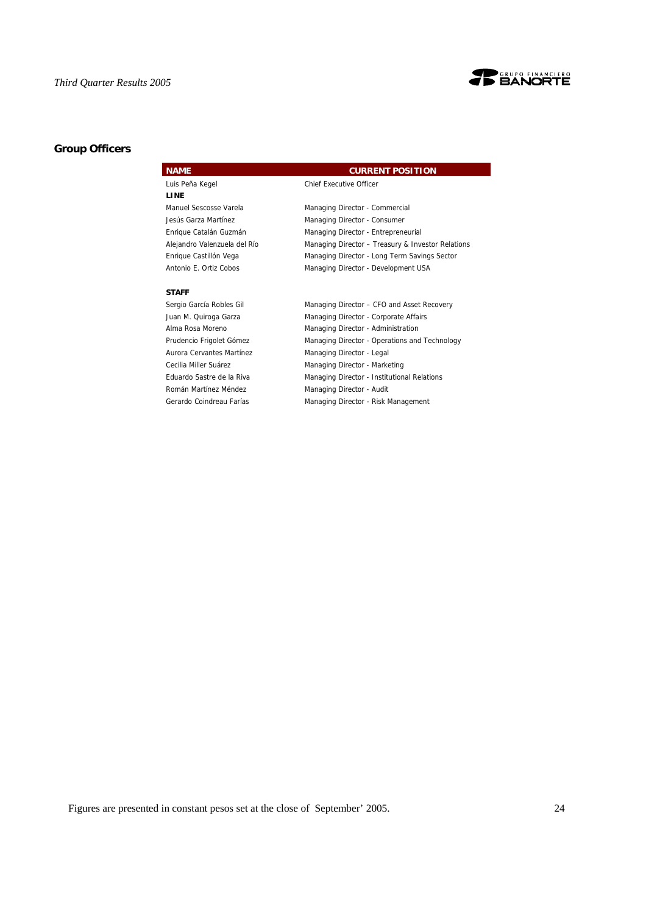## Group Officers

| NAME | CURRENT POSITION |
|---|---|
| Luis Peña Kegel | Chief Executive Officer |
| **LINE** | |
| Manuel Sescosse Varela | Managing Director - Commercial |
| Jesús Garza Martínez | Managing Director - Consumer |
| Enrique Catalán Guzmán | Managing Director - Entrepreneurial |
| Alejandro Valenzuela del Río | Managing Director – Treasury & Investor Relations |
| Enrique Castillón Vega | Managing Director - Long Term Savings Sector |
| Antonio E. Ortiz Cobos | Managing Director - Development USA |
| **STAFF** | |
| Sergio García Robles Gil | Managing Director – CFO and Asset Recovery |
| Juan M. Quiroga Garza | Managing Director - Corporate Affairs |
| Alma Rosa Moreno | Managing Director - Administration |
| Prudencio Frigolet Gómez | Managing Director - Operations and Technology |
| Aurora Cervantes Martínez | Managing Director - Legal |
| Cecilia Miller Suárez | Managing Director - Marketing |
| Eduardo Sastre de la Riva | Managing Director - Institutional Relations |
| Román Martínez Méndez | Managing Director - Audit |
| Gerardo Coindreau Farías | Managing Director - Risk Management |

Figures are presented in constant pesos set at the close of September' 2005.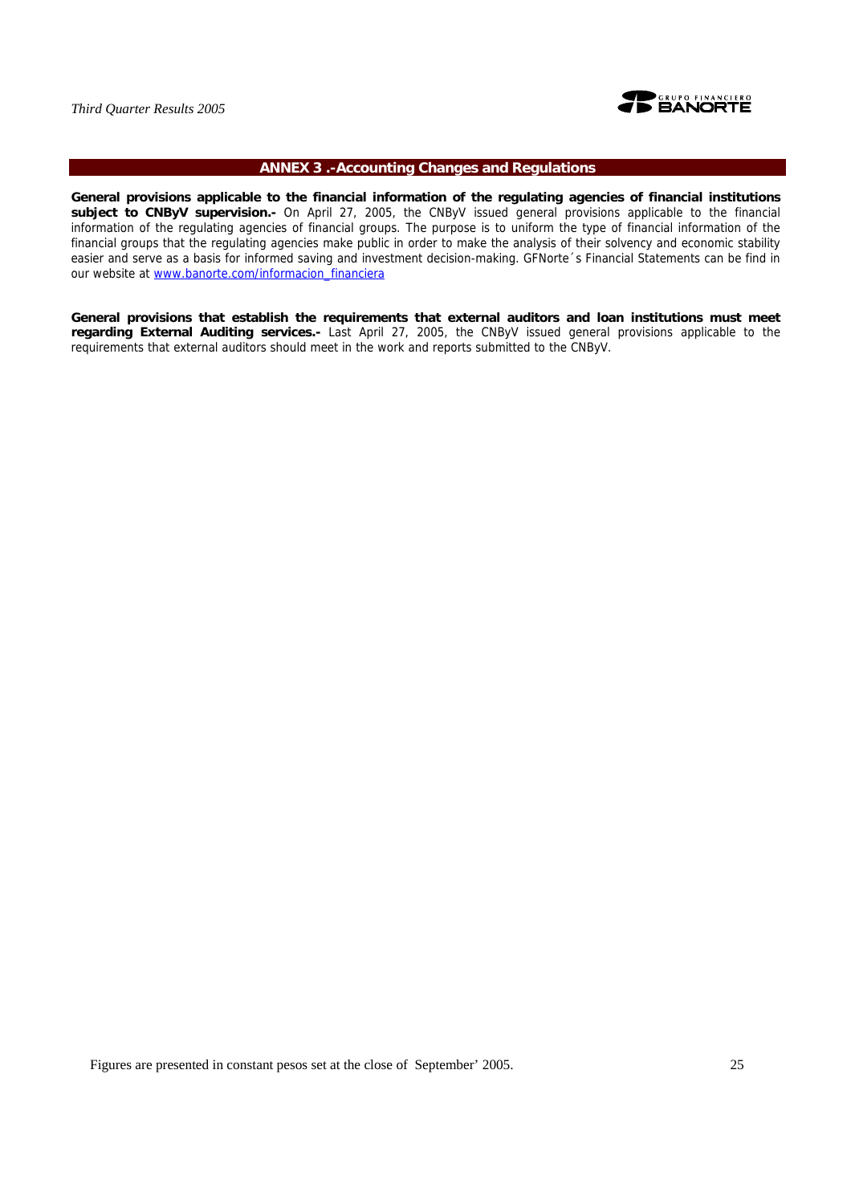## ANNEX 3 .-Accounting Changes and Regulations

**General provisions applicable to the financial information of the regulating agencies of financial institutions subject to CNByV supervision.-** On April 27, 2005, the CNByV issued general provisions applicable to the financial information of the regulating agencies of financial groups. The purpose is to uniform the type of financial information of the financial groups that the regulating agencies make public in order to make the analysis of their solvency and economic stability easier and serve as a basis for informed saving and investment decision-making. GFNorte´s Financial Statements can be find in our website at www.banorte.com/informacion_financiera

**General provisions that establish the requirements that external auditors and loan institutions must meet regarding External Auditing services.-** Last April 27, 2005, the CNByV issued general provisions applicable to the requirements that external auditors should meet in the work and reports submitted to the CNByV.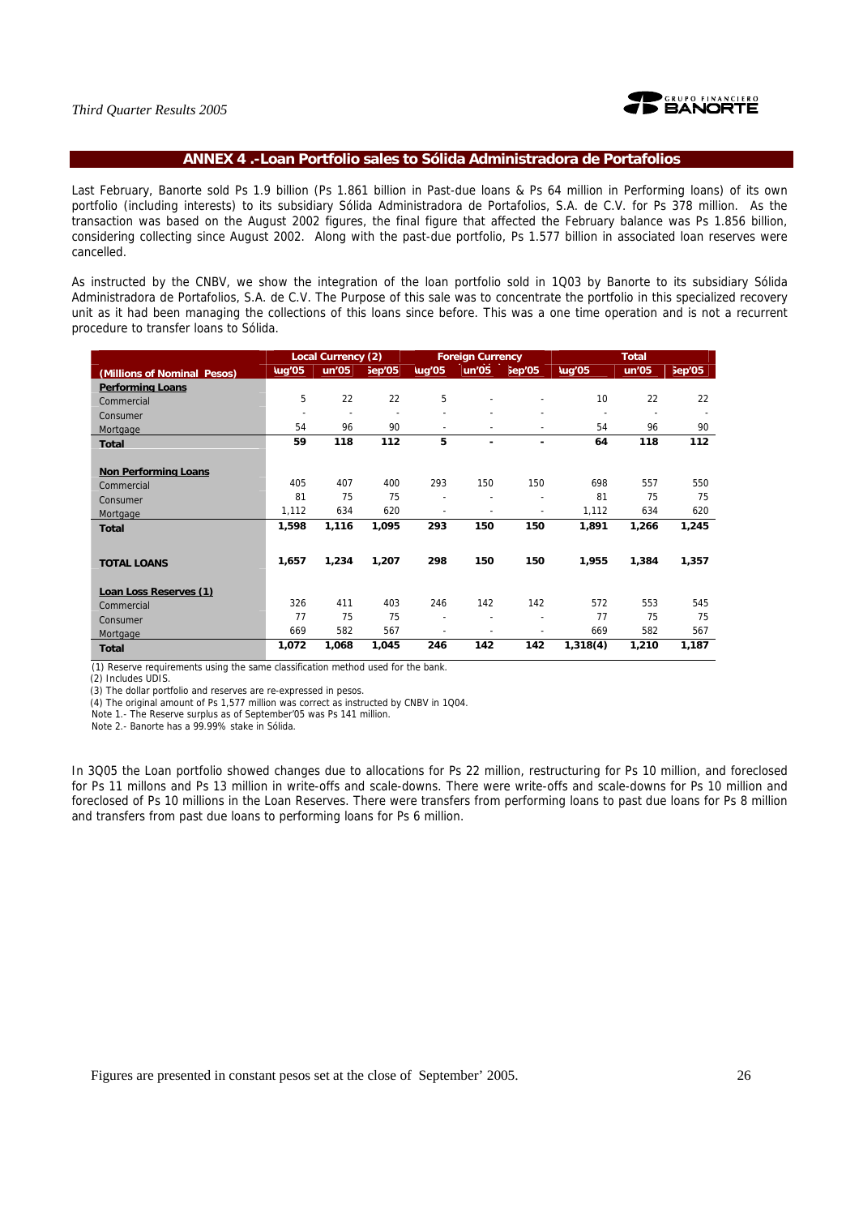## ANNEX 4 .-Loan Portfolio sales to Sólida Administradora de Portafolios

Last February, Banorte sold Ps 1.9 billion (Ps 1.861 billion in Past-due loans & Ps 64 million in Performing loans) of its own portfolio (including interests) to its subsidiary Sólida Administradora de Portafolios, S.A. de C.V. for Ps 378 million. As the transaction was based on the August 2002 figures, the final figure that affected the February balance was Ps 1.856 billion, considering collecting since August 2002. Along with the past-due portfolio, Ps 1.577 billion in associated loan reserves were cancelled.

As instructed by the CNBV, we show the integration of the loan portfolio sold in 1Q03 by Banorte to its subsidiary Sólida Administradora de Portafolios, S.A. de C.V. The Purpose of this sale was to concentrate the portfolio in this specialized recovery unit as it had been managing the collections of this loans since before. This was a one time operation and is not a recurrent procedure to transfer loans to Sólida.

| | Local Currency (2) | | | Foreign Currency | | | Total | | |
|---|---|---|---|---|---|---|---|---|---|
| (Millions of Nominal Pesos) | Aug'05 | Jun'05 | Sep'05 | Aug'05 | Jun'05 | Sep'05 | Aug'05 | Jun'05 | Sep'05 |
| **Performing Loans** | | | | | | | | | |
| Commercial | 5 | 22 | 22 | 5 | - | - | 10 | 22 | 22 |
| Consumer | - | - | - | - | - | - | - | - | - |
| Mortgage | 54 | 96 | 90 | - | - | - | 54 | 96 | 90 |
| **Total** | **59** | **118** | **112** | **5** | **-** | **-** | **64** | **118** | **112** |
| **Non Performing Loans** | | | | | | | | | |
| Commercial | 405 | 407 | 400 | 293 | 150 | 150 | 698 | 557 | 550 |
| Consumer | 81 | 75 | 75 | - | - | - | 81 | 75 | 75 |
| Mortgage | 1,112 | 634 | 620 | - | - | - | 1,112 | 634 | 620 |
| **Total** | **1,598** | **1,116** | **1,095** | **293** | **150** | **150** | **1,891** | **1,266** | **1,245** |
| **TOTAL LOANS** | **1,657** | **1,234** | **1,207** | **298** | **150** | **150** | **1,955** | **1,384** | **1,357** |
| **Loan Loss Reserves (1)** | | | | | | | | | |
| Commercial | 326 | 411 | 403 | 246 | 142 | 142 | 572 | 553 | 545 |
| Consumer | 77 | 75 | 75 | - | - | - | 77 | 75 | 75 |
| Mortgage | 669 | 582 | 567 | - | - | - | 669 | 582 | 567 |
| **Total** | **1,072** | **1,068** | **1,045** | **246** | **142** | **142** | **1,318(4)** | **1,210** | **1,187** |

(1) Reserve requirements using the same classification method used for the bank.
(2) Includes UDIS.
(3) The dollar portfolio and reserves are re-expressed in pesos.
(4) The original amount of Ps 1,577 million was correct as instructed by CNBV in 1Q04.
Note 1.- The Reserve surplus as of September'05 was Ps 141 million.
Note 2.- Banorte has a 99.99% stake in Sólida.

In 3Q05 the Loan portfolio showed changes due to allocations for Ps 22 million, restructuring for Ps 10 million, and foreclosed for Ps 11 millons and Ps 13 million in write-offs and scale-downs. There were write-offs and scale-downs for Ps 10 million and foreclosed of Ps 10 millions in the Loan Reserves. There were transfers from performing loans to past due loans for Ps 8 million and transfers from past due loans to performing loans for Ps 6 million.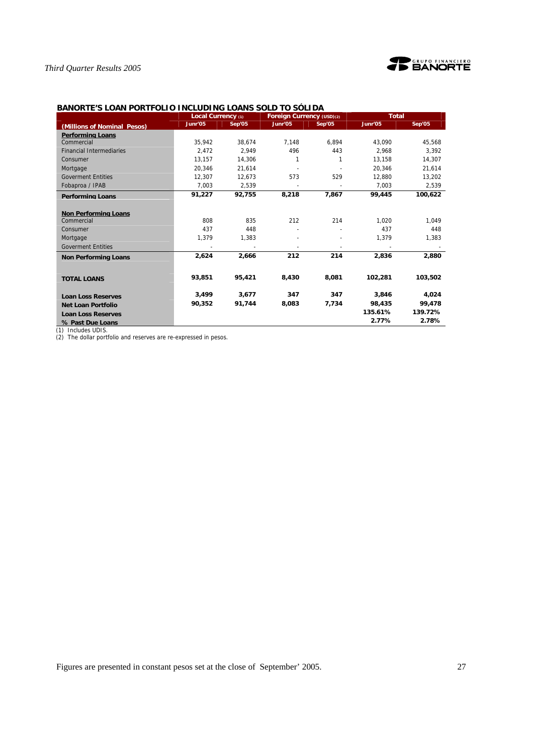## BANORTE'S LOAN PORTFOLIO INCLUDING LOANS SOLD TO SÓLIDA

| (Millions of Nominal Pesos) | Local Currency (1) | | Foreign Currency (USD)(2) | | Total | |
|---|---|---|---|---|---|---|
| | Junr'05 | Sep'05 | Junr'05 | Sep'05 | Junr'05 | Sep'05 |
| **Performing Loans** | | | | | | |
| Commercial | 35,942 | 38,674 | 7,148 | 6,894 | 43,090 | 45,568 |
| Financial Intermediaries | 2,472 | 2,949 | 496 | 443 | 2,968 | 3,392 |
| Consumer | 13,157 | 14,306 | 1 | 1 | 13,158 | 14,307 |
| Mortgage | 20,346 | 21,614 | - | - | 20,346 | 21,614 |
| Goverment Entities | 12,307 | 12,673 | 573 | 529 | 12,880 | 13,202 |
| Fobaproa / IPAB | 7,003 | 2,539 | - | - | 7,003 | 2,539 |
| **Performing Loans** | **91,227** | **92,755** | **8,218** | **7,867** | **99,445** | **100,622** |
| **Non Performing Loans** | | | | | | |
| Commercial | 808 | 835 | 212 | 214 | 1,020 | 1,049 |
| Consumer | 437 | 448 | - | - | 437 | 448 |
| Mortgage | 1,379 | 1,383 | - | - | 1,379 | 1,383 |
| Goverment Entities | - | - | - | - | - | - |
| **Non Performing Loans** | **2,624** | **2,666** | **212** | **214** | **2,836** | **2,880** |
| **TOTAL LOANS** | **93,851** | **95,421** | **8,430** | **8,081** | **102,281** | **103,502** |
| **Loan Loss Reserves** | **3,499** | **3,677** | **347** | **347** | **3,846** | **4,024** |
| **Net Loan Portfolio** | **90,352** | **91,744** | **8,083** | **7,734** | **98,435** | **99,478** |
| **Loan Loss Reserves** | | | | | **135.61%** | **139.72%** |
| **% Past Due Loans** | | | | | **2.77%** | **2.78%** |

(1) Includes UDIS.
(2) The dollar portfolio and reserves are re-expressed in pesos.

Figures are presented in constant pesos set at the close of September' 2005.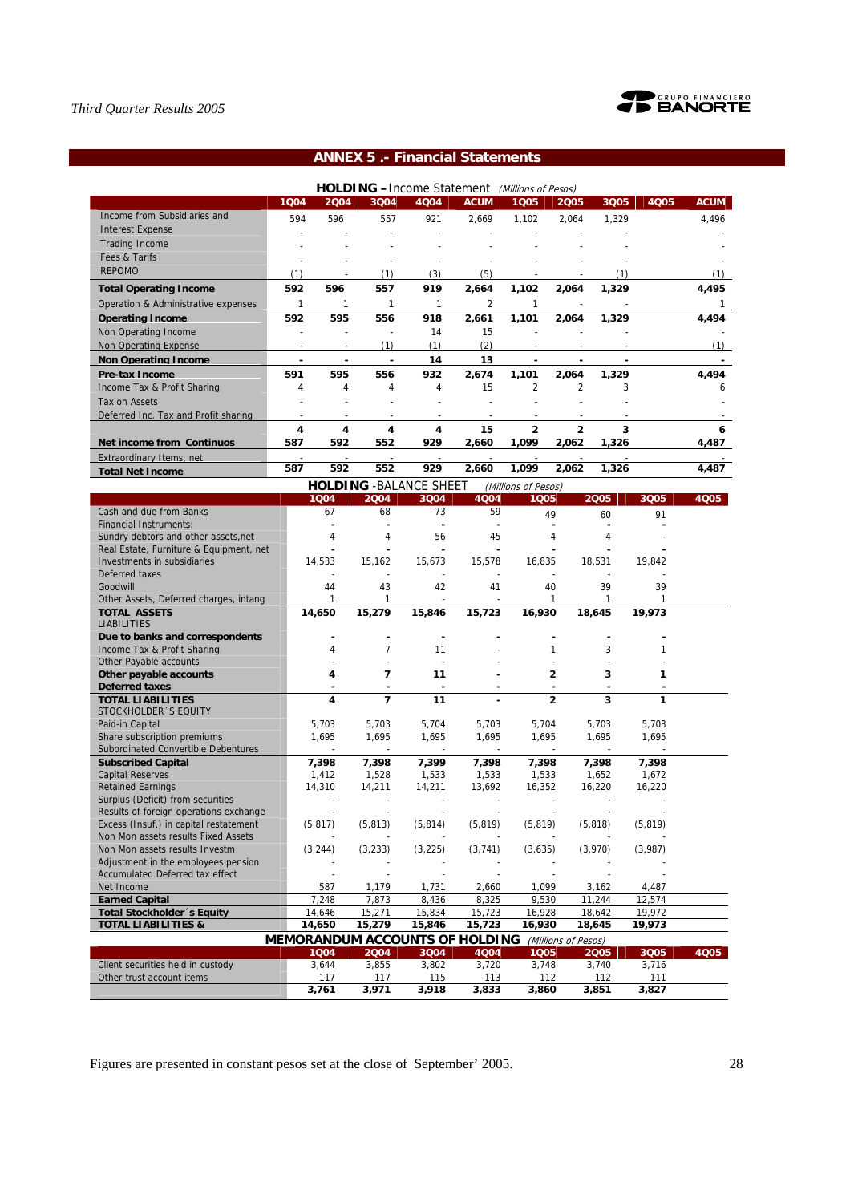## ANNEX 5 .- Financial Statements

**HOLDING** – Income Statement *(Millions of Pesos)*

| | 1Q04 | 2Q04 | 3Q04 | 4Q04 | ACUM | 1Q05 | 2Q05 | 3Q05 | 4Q05 | ACUM |
|---|---|---|---|---|---|---|---|---|---|---|
| Income from Subsidiaries and | 594 | 596 | 557 | 921 | 2,669 | 1,102 | 2,064 | 1,329 | | 4,496 |
| Interest Expense | - | - | - | - | - | - | - | - | | - |
| Trading Income | - | - | - | - | - | - | - | - | | - |
| Fees & Tarifs | - | - | - | - | - | - | - | - | | - |
| REPOMO | (1) | - | (1) | (3) | (5) | - | - | (1) | | (1) |
| **Total Operating Income** | **592** | **596** | **557** | **919** | **2,664** | **1,102** | **2,064** | **1,329** | | **4,495** |
| Operation & Administrative expenses | 1 | 1 | 1 | 1 | 2 | 1 | - | - | | 1 |
| **Operating Income** | **592** | **595** | **556** | **918** | **2,661** | **1,101** | **2,064** | **1,329** | | **4,494** |
| Non Operating Income | - | - | - | 14 | 15 | - | - | - | | - |
| Non Operating Expense | - | - | (1) | (1) | (2) | - | - | - | | (1) |
| **Non Operating Income** | **-** | **-** | **-** | **14** | **13** | **-** | **-** | **-** | | **-** |
| **Pre-tax Income** | **591** | **595** | **556** | **932** | **2,674** | **1,101** | **2,064** | **1,329** | | **4,494** |
| Income Tax & Profit Sharing | 4 | 4 | 4 | 4 | 15 | 2 | 2 | 3 | | 6 |
| Tax on Assets | - | - | - | - | - | - | - | - | | - |
| Deferred Inc. Tax and Profit sharing | - | - | - | - | - | - | - | - | | - |
| | **4** | **4** | **4** | **4** | **15** | **2** | **2** | **3** | | **6** |
| **Net income from Continuos** | **587** | **592** | **552** | **929** | **2,660** | **1,099** | **2,062** | **1,326** | | **4,487** |
| Extraordinary Items, net | - | - | - | - | - | - | - | - | | - |
| **Total Net Income** | **587** | **592** | **552** | **929** | **2,660** | **1,099** | **2,062** | **1,326** | | **4,487** |

**HOLDING** -BALANCE SHEET *(Millions of Pesos)*

| | 1Q04 | 2Q04 | 3Q04 | 4Q04 | 1Q05 | 2Q05 | 3Q05 | 4Q05 |
|---|---|---|---|---|---|---|---|---|
| Cash and due from Banks | 67 | 68 | 73 | 59 | 49 | 60 | 91 | |
| Financial Instruments: | - | - | - | - | - | - | - | |
| Sundry debtors and other assets,net | 4 | 4 | 56 | 45 | 4 | 4 | - | |
| Real Estate, Furniture & Equipment, net | - | - | - | - | - | - | - | |
| Investments in subsidiaries | 14,533 | 15,162 | 15,673 | 15,578 | 16,835 | 18,531 | 19,842 | |
| Deferred taxes | - | - | - | - | - | - | - | |
| Goodwill | 44 | 43 | 42 | 41 | 40 | 39 | 39 | |
| Other Assets, Deferred charges, intang | 1 | 1 | - | - | 1 | 1 | 1 | |
| **TOTAL ASSETS** | **14,650** | **15,279** | **15,846** | **15,723** | **16,930** | **18,645** | **19,973** | |
| LIABILITIES | | | | | | | | |
| **Due to banks and correspondents** | **-** | **-** | **-** | **-** | **-** | **-** | **-** | |
| Income Tax & Profit Sharing | 4 | 7 | 11 | - | 1 | 3 | 1 | |
| Other Payable accounts | - | - | - | - | - | - | - | |
| **Other payable accounts** | **4** | **7** | **11** | **-** | **2** | **3** | **1** | |
| **Deferred taxes** | **-** | **-** | **-** | **-** | **-** | **-** | **-** | |
| **TOTAL LIABILITIES** | **4** | **7** | **11** | **-** | **2** | **3** | **1** | |
| STOCKHOLDER´S EQUITY | | | | | | | | |
| Paid-in Capital | 5,703 | 5,703 | 5,704 | 5,703 | 5,704 | 5,703 | 5,703 | |
| Share subscription premiums | 1,695 | 1,695 | 1,695 | 1,695 | 1,695 | 1,695 | 1,695 | |
| Subordinated Convertible Debentures | - | - | - | - | - | - | - | |
| **Subscribed Capital** | **7,398** | **7,398** | **7,399** | **7,398** | **7,398** | **7,398** | **7,398** | |
| Capital Reserves | 1,412 | 1,528 | 1,533 | 1,533 | 1,533 | 1,652 | 1,672 | |
| Retained Earnings | 14,310 | 14,211 | 14,211 | 13,692 | 16,352 | 16,220 | 16,220 | |
| Surplus (Deficit) from securities | - | - | - | - | - | - | - | |
| Results of foreign operations exchange | - | - | - | - | - | - | - | |
| Excess (Insuf.) in capital restatement | (5,817) | (5,813) | (5,814) | (5,819) | (5,819) | (5,818) | (5,819) | |
| Non Mon assets results Fixed Assets | - | - | - | - | - | - | - | |
| Non Mon assets results Investm | (3,244) | (3,233) | (3,225) | (3,741) | (3,635) | (3,970) | (3,987) | |
| Adjustment in the employees pension | - | - | - | - | - | - | - | |
| Accumulated Deferred tax effect | - | - | - | - | - | - | - | |
| Net Income | 587 | 1,179 | 1,731 | 2,660 | 1,099 | 3,162 | 4,487 | |
| **Earned Capital** | **7,248** | **7,873** | **8,436** | **8,325** | **9,530** | **11,244** | **12,574** | |
| **Total Stockholder´s Equity** | **14,646** | **15,271** | **15,834** | **15,723** | **16,928** | **18,642** | **19,972** | |
| **TOTAL LIABILITIES &** | **14,650** | **15,279** | **15,846** | **15,723** | **16,930** | **18,645** | **19,973** | |

**MEMORANDUM ACCOUNTS OF HOLDING** *(Millions of Pesos)*

| | 1Q04 | 2Q04 | 3Q04 | 4Q04 | 1Q05 | 2Q05 | 3Q05 | 4Q05 |
|---|---|---|---|---|---|---|---|---|
| Client securities held in custody | 3,644 | 3,855 | 3,802 | 3,720 | 3,748 | 3,740 | 3,716 | |
| Other trust account items | 117 | 117 | 115 | 113 | 112 | 112 | 111 | |
| | **3,761** | **3,971** | **3,918** | **3,833** | **3,860** | **3,851** | **3,827** | |

Figures are presented in constant pesos set at the close of September' 2005.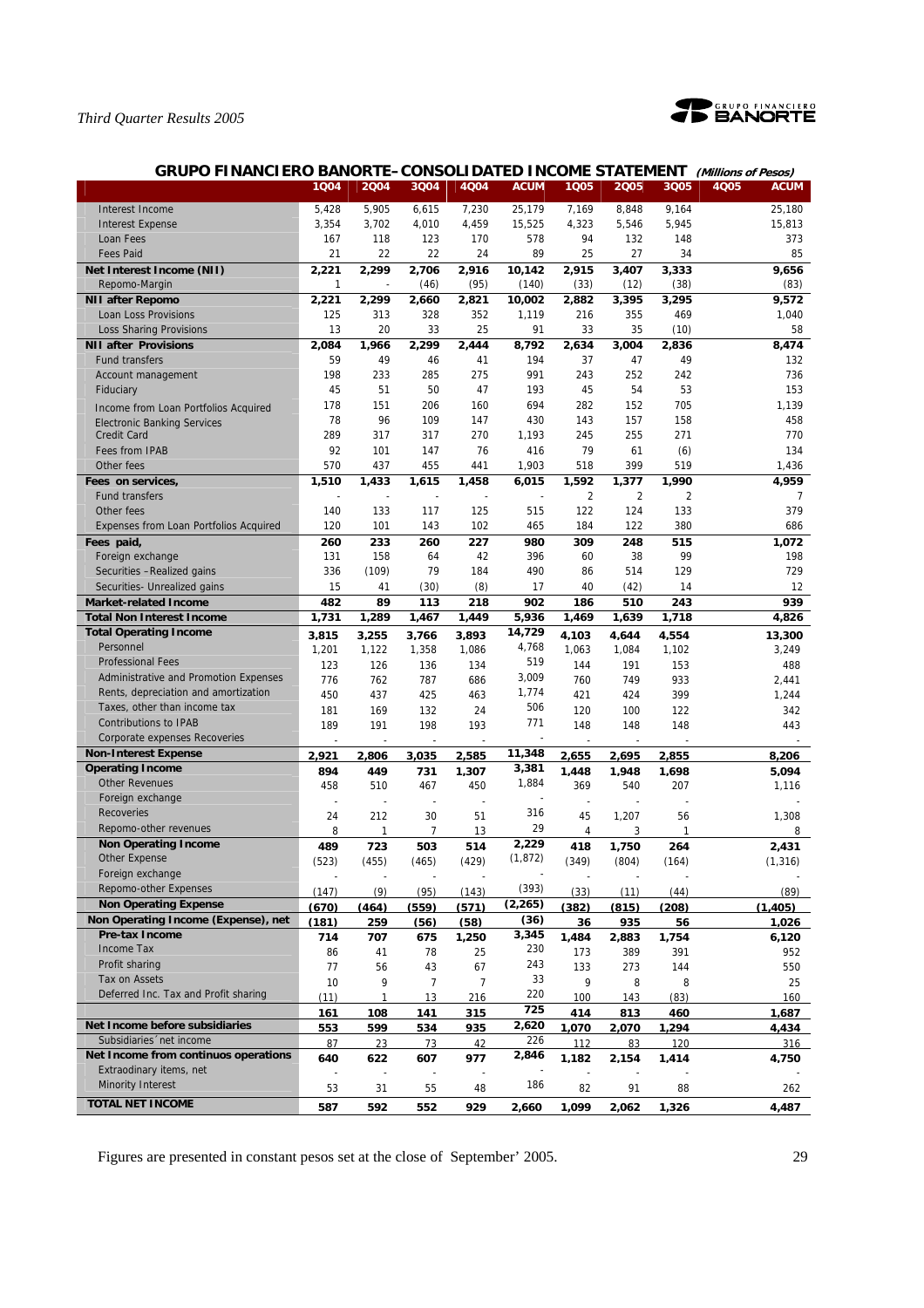## GRUPO FINANCIERO BANORTE–CONSOLIDATED INCOME STATEMENT *(Millions of Pesos)*

| | 1Q04 | 2Q04 | 3Q04 | 4Q04 | ACUM | 1Q05 | 2Q05 | 3Q05 | 4Q05 | ACUM |
|---|---|---|---|---|---|---|---|---|---|---|
| Interest Income | 5,428 | 5,905 | 6,615 | 7,230 | 25,179 | 7,169 | 8,848 | 9,164 | | 25,180 |
| Interest Expense | 3,354 | 3,702 | 4,010 | 4,459 | 15,525 | 4,323 | 5,546 | 5,945 | | 15,813 |
| Loan Fees | 167 | 118 | 123 | 170 | 578 | 94 | 132 | 148 | | 373 |
| Fees Paid | 21 | 22 | 22 | 24 | 89 | 25 | 27 | 34 | | 85 |
| **Net Interest Income (NII)** | **2,221** | **2,299** | **2,706** | **2,916** | **10,142** | **2,915** | **3,407** | **3,333** | | **9,656** |
| Repomo-Margin | 1 | - | (46) | (95) | (140) | (33) | (12) | (38) | | (83) |
| **NII after Repomo** | **2,221** | **2,299** | **2,660** | **2,821** | **10,002** | **2,882** | **3,395** | **3,295** | | **9,572** |
| Loan Loss Provisions | 125 | 313 | 328 | 352 | 1,119 | 216 | 355 | 469 | | 1,040 |
| Loss Sharing Provisions | 13 | 20 | 33 | 25 | 91 | 33 | 35 | (10) | | 58 |
| **NII after Provisions** | **2,084** | **1,966** | **2,299** | **2,444** | **8,792** | **2,634** | **3,004** | **2,836** | | **8,474** |
| Fund transfers | 59 | 49 | 46 | 41 | 194 | 37 | 47 | 49 | | 132 |
| Account management | 198 | 233 | 285 | 275 | 991 | 243 | 252 | 242 | | 736 |
| Fiduciary | 45 | 51 | 50 | 47 | 193 | 45 | 54 | 53 | | 153 |
| Income from Loan Portfolios Acquired | 178 | 151 | 206 | 160 | 694 | 282 | 152 | 705 | | 1,139 |
| Electronic Banking Services | 78 | 96 | 109 | 147 | 430 | 143 | 157 | 158 | | 458 |
| Credit Card | 289 | 317 | 317 | 270 | 1,193 | 245 | 255 | 271 | | 770 |
| Fees from IPAB | 92 | 101 | 147 | 76 | 416 | 79 | 61 | (6) | | 134 |
| Other fees | 570 | 437 | 455 | 441 | 1,903 | 518 | 399 | 519 | | 1,436 |
| **Fees on services,** | **1,510** | **1,433** | **1,615** | **1,458** | **6,015** | **1,592** | **1,377** | **1,990** | | **4,959** |
| Fund transfers | - | - | - | - | - | 2 | 2 | 2 | | 7 |
| Other fees | 140 | 133 | 117 | 125 | 515 | 122 | 124 | 133 | | 379 |
| Expenses from Loan Portfolios Acquired | 120 | 101 | 143 | 102 | 465 | 184 | 122 | 380 | | 686 |
| **Fees paid,** | **260** | **233** | **260** | **227** | **980** | **309** | **248** | **515** | | **1,072** |
| Foreign exchange | 131 | 158 | 64 | 42 | 396 | 60 | 38 | 99 | | 198 |
| Securities –Realized gains | 336 | (109) | 79 | 184 | 490 | 86 | 514 | 129 | | 729 |
| Securities- Unrealized gains | 15 | 41 | (30) | (8) | 17 | 40 | (42) | 14 | | 12 |
| **Market-related Income** | **482** | **89** | **113** | **218** | **902** | **186** | **510** | **243** | | **939** |
| **Total Non Interest Income** | **1,731** | **1,289** | **1,467** | **1,449** | **5,936** | **1,469** | **1,639** | **1,718** | | **4,826** |
| **Total Operating Income** | **3,815** | **3,255** | **3,766** | **3,893** | **14,729** | **4,103** | **4,644** | **4,554** | | **13,300** |
| Personnel | 1,201 | 1,122 | 1,358 | 1,086 | 4,768 | 1,063 | 1,084 | 1,102 | | 3,249 |
| Professional Fees | 123 | 126 | 136 | 134 | 519 | 144 | 191 | 153 | | 488 |
| Administrative and Promotion Expenses | 776 | 762 | 787 | 686 | 3,009 | 760 | 749 | 933 | | 2,441 |
| Rents, depreciation and amortization | 450 | 437 | 425 | 463 | 1,774 | 421 | 424 | 399 | | 1,244 |
| Taxes, other than income tax | 181 | 169 | 132 | 24 | 506 | 120 | 100 | 122 | | 342 |
| Contributions to IPAB | 189 | 191 | 198 | 193 | 771 | 148 | 148 | 148 | | 443 |
| Corporate expenses Recoveries | - | - | - | - | | - | - | - | | - |
| **Non-Interest Expense** | **2,921** | **2,806** | **3,035** | **2,585** | **11,348** | **2,655** | **2,695** | **2,855** | | **8,206** |
| **Operating Income** | **894** | **449** | **731** | **1,307** | **3,381** | **1,448** | **1,948** | **1,698** | | **5,094** |
| Other Revenues | 458 | 510 | 467 | 450 | 1,884 | 369 | 540 | 207 | | 1,116 |
| Foreign exchange | - | - | - | - | - | - | - | - | | - |
| Recoveries | 24 | 212 | 30 | 51 | 316 | 45 | 1,207 | 56 | | 1,308 |
| Repomo-other revenues | 8 | 1 | 7 | 13 | 29 | 4 | 3 | 1 | | 8 |
| **Non Operating Income** | **489** | **723** | **503** | **514** | **2,229** | **418** | **1,750** | **264** | | **2,431** |
| Other Expense | (523) | (455) | (465) | (429) | (1,872) | (349) | (804) | (164) | | (1,316) |
| Foreign exchange | - | - | - | - | - | - | - | - | | - |
| Repomo-other Expenses | (147) | (9) | (95) | (143) | (393) | (33) | (11) | (44) | | (89) |
| **Non Operating Expense** | **(670)** | **(464)** | **(559)** | **(571)** | **(2,265)** | **(382)** | **(815)** | **(208)** | | **(1,405)** |
| **Non Operating Income (Expense), net** | **(181)** | **259** | **(56)** | **(58)** | **(36)** | **36** | **935** | **56** | | **1,026** |
| **Pre-tax Income** | **714** | **707** | **675** | **1,250** | **3,345** | **1,484** | **2,883** | **1,754** | | **6,120** |
| Income Tax | 86 | 41 | 78 | 25 | 230 | 173 | 389 | 391 | | 952 |
| Profit sharing | 77 | 56 | 43 | 67 | 243 | 133 | 273 | 144 | | 550 |
| Tax on Assets | 10 | 9 | 7 | 7 | 33 | 9 | 8 | 8 | | 25 |
| Deferred Inc. Tax and Profit sharing | (11) | 1 | 13 | 216 | 220 | 100 | 143 | (83) | | 160 |
| | **161** | **108** | **141** | **315** | **725** | **414** | **813** | **460** | | **1,687** |
| **Net Income before subsidiaries** | **553** | **599** | **534** | **935** | **2,620** | **1,070** | **2,070** | **1,294** | | **4,434** |
| Subsidiaries´net income | 87 | 23 | 73 | 42 | 226 | 112 | 83 | 120 | | 316 |
| **Net Income from continuos operations** | **640** | **622** | **607** | **977** | **2,846** | **1,182** | **2,154** | **1,414** | | **4,750** |
| Extraodinary items, net | - | - | - | - | - | - | - | - | | - |
| Minority Interest | 53 | 31 | 55 | 48 | 186 | 82 | 91 | 88 | | 262 |
| **TOTAL NET INCOME** | **587** | **592** | **552** | **929** | **2,660** | **1,099** | **2,062** | **1,326** | | **4,487** |

Figures are presented in constant pesos set at the close of September' 2005.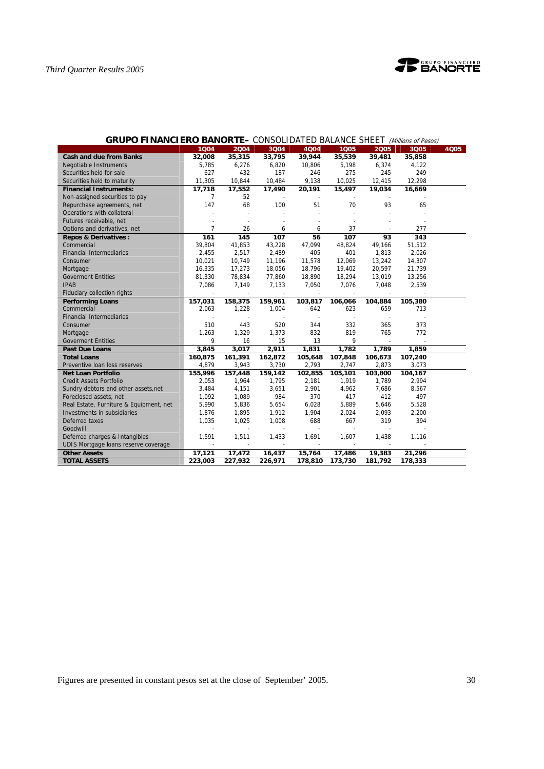## GRUPO FINANCIERO BANORTE– CONSOLIDATED BALANCE SHEET *(Millions of Pesos)*

| | 1Q04 | 2Q04 | 3Q04 | 4Q04 | 1Q05 | 2Q05 | 3Q05 | 4Q05 |
|---|---|---|---|---|---|---|---|---|
| **Cash and due from Banks** | **32,008** | **35,315** | **33,795** | **39,944** | **35,539** | **39,481** | **35,858** | |
| Negotiable Instruments | 5,785 | 6,276 | 6,820 | 10,806 | 5,198 | 6,374 | 4,122 | |
| Securities held for sale | 627 | 432 | 187 | 246 | 275 | 245 | 249 | |
| Securities held to maturity | 11,305 | 10,844 | 10,484 | 9,138 | 10,025 | 12,415 | 12,298 | |
| **Financial Instruments:** | **17,718** | **17,552** | **17,490** | **20,191** | **15,497** | **19,034** | **16,669** | |
| Non-assigned securities to pay | 7 | 52 | - | - | - | - | - | |
| Repurchase agreements, net | 147 | 68 | 100 | 51 | 70 | 93 | 65 | |
| Operations with collateral | - | - | - | - | - | - | - | |
| Futures receivable, net | - | - | - | - | - | - | - | |
| Options and derivatives, net | 7 | 26 | 6 | 6 | 37 | - | 277 | |
| **Repos & Derivatives :** | **161** | **145** | **107** | **56** | **107** | **93** | **343** | |
| Commercial | 39,804 | 41,853 | 43,228 | 47,099 | 48,824 | 49,166 | 51,512 | |
| Financial Intermediaries | 2,455 | 2,517 | 2,489 | 405 | 401 | 1,813 | 2,026 | |
| Consumer | 10,021 | 10,749 | 11,196 | 11,578 | 12,069 | 13,242 | 14,307 | |
| Mortgage | 16,335 | 17,273 | 18,056 | 18,796 | 19,402 | 20,597 | 21,739 | |
| Goverment Entities | 81,330 | 78,834 | 77,860 | 18,890 | 18,294 | 13,019 | 13,256 | |
| IPAB | 7,086 | 7,149 | 7,133 | 7,050 | 7,076 | 7,048 | 2,539 | |
| Fiduciary collection rights | - | - | - | - | - | - | - | |
| **Performing Loans** | **157,031** | **158,375** | **159,961** | **103,817** | **106,066** | **104,884** | **105,380** | |
| Commercial | 2,063 | 1,228 | 1,004 | 642 | 623 | 659 | 713 | |
| Financial Intermediaries | - | - | - | - | - | - | - | |
| Consumer | 510 | 443 | 520 | 344 | 332 | 365 | 373 | |
| Mortgage | 1,263 | 1,329 | 1,373 | 832 | 819 | 765 | 772 | |
| Goverment Entities | 9 | 16 | 15 | 13 | 9 | - | - | |
| **Past Due Loans** | **3,845** | **3,017** | **2,911** | **1,831** | **1,782** | **1,789** | **1,859** | |
| **Total Loans** | **160,875** | **161,391** | **162,872** | **105,648** | **107,848** | **106,673** | **107,240** | |
| Preventive loan loss reserves | 4,879 | 3,943 | 3,730 | 2,793 | 2,747 | 2,873 | 3,073 | |
| **Net Loan Portfolio** | **155,996** | **157,448** | **159,142** | **102,855** | **105,101** | **103,800** | **104,167** | |
| Credit Assets Portfolio | 2,053 | 1,964 | 1,795 | 2,181 | 1,919 | 1,789 | 2,994 | |
| Sundry debtors and other assets,net | 3,484 | 4,151 | 3,651 | 2,901 | 4,962 | 7,686 | 8,567 | |
| Foreclosed assets, net | 1,092 | 1,089 | 984 | 370 | 417 | 412 | 497 | |
| Real Estate, Furniture & Equipment, net | 5,990 | 5,836 | 5,654 | 6,028 | 5,889 | 5,646 | 5,528 | |
| Investments in subsidiaries | 1,876 | 1,895 | 1,912 | 1,904 | 2,024 | 2,093 | 2,200 | |
| Deferred taxes | 1,035 | 1,025 | 1,008 | 688 | 667 | 319 | 394 | |
| Goodwill | - | - | - | - | - | - | - | |
| Deferred charges & Intangibles | 1,591 | 1,511 | 1,433 | 1,691 | 1,607 | 1,438 | 1,116 | |
| UDIS Mortgage loans reserve coverage | - | - | - | - | - | - | - | |
| **Other Assets** | **17,121** | **17,472** | **16,437** | **15,764** | **17,486** | **19,383** | **21,296** | |
| **TOTAL ASSETS** | **223,003** | **227,932** | **226,971** | **178,810** | **173,730** | **181,792** | **178,333** | |

Figures are presented in constant pesos set at the close of September' 2005.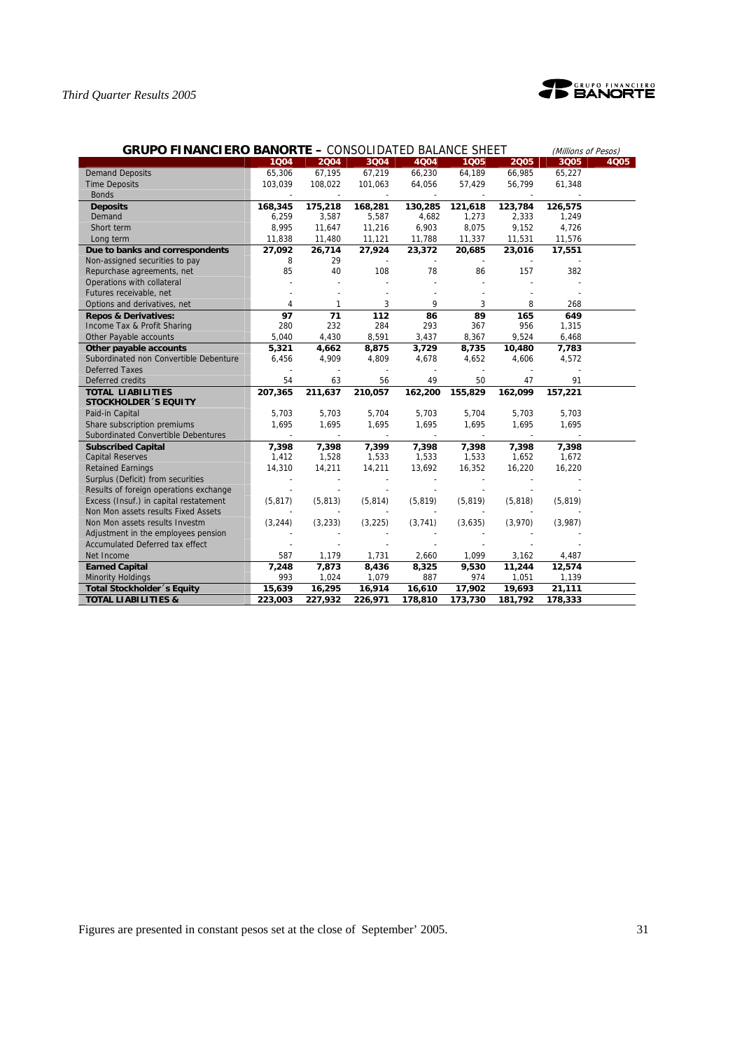## GRUPO FINANCIERO BANORTE – CONSOLIDATED BALANCE SHEET

*(Millions of Pesos)*

| | 1Q04 | 2Q04 | 3Q04 | 4Q04 | 1Q05 | 2Q05 | 3Q05 | 4Q05 |
|---|---|---|---|---|---|---|---|---|
| Demand Deposits | 65,306 | 67,195 | 67,219 | 66,230 | 64,189 | 66,985 | 65,227 | |
| Time Deposits | 103,039 | 108,022 | 101,063 | 64,056 | 57,429 | 56,799 | 61,348 | |
| Bonds | - | - | - | - | - | - | - | |
| **Deposits** | **168,345** | **175,218** | **168,281** | **130,285** | **121,618** | **123,784** | **126,575** | |
| Demand | 6,259 | 3,587 | 5,587 | 4,682 | 1,273 | 2,333 | 1,249 | |
| Short term | 8,995 | 11,647 | 11,216 | 6,903 | 8,075 | 9,152 | 4,726 | |
| Long term | 11,838 | 11,480 | 11,121 | 11,788 | 11,337 | 11,531 | 11,576 | |
| **Due to banks and correspondents** | **27,092** | **26,714** | **27,924** | **23,372** | **20,685** | **23,016** | **17,551** | |
| Non-assigned securities to pay | 8 | 29 | - | - | - | - | - | |
| Repurchase agreements, net | 85 | 40 | 108 | 78 | 86 | 157 | 382 | |
| Operations with collateral | - | - | - | - | - | - | - | |
| Futures receivable, net | - | - | - | - | - | - | - | |
| Options and derivatives, net | 4 | 1 | 3 | 9 | 3 | 8 | 268 | |
| **Repos & Derivatives:** | **97** | **71** | **112** | **86** | **89** | **165** | **649** | |
| Income Tax & Profit Sharing | 280 | 232 | 284 | 293 | 367 | 956 | 1,315 | |
| Other Payable accounts | 5,040 | 4,430 | 8,591 | 3,437 | 8,367 | 9,524 | 6,468 | |
| **Other payable accounts** | **5,321** | **4,662** | **8,875** | **3,729** | **8,735** | **10,480** | **7,783** | |
| Subordinated non Convertible Debenture | 6,456 | 4,909 | 4,809 | 4,678 | 4,652 | 4,606 | 4,572 | |
| Deferred Taxes | - | - | - | - | - | - | - | |
| Deferred credits | 54 | 63 | 56 | 49 | 50 | 47 | 91 | |
| **TOTAL LIABILITIES** | **207,365** | **211,637** | **210,057** | **162,200** | **155,829** | **162,099** | **157,221** | |
| **STOCKHOLDER´S EQUITY** | | | | | | | | |
| Paid-in Capital | 5,703 | 5,703 | 5,704 | 5,703 | 5,704 | 5,703 | 5,703 | |
| Share subscription premiums | 1,695 | 1,695 | 1,695 | 1,695 | 1,695 | 1,695 | 1,695 | |
| Subordinated Convertible Debentures | - | - | - | - | - | - | - | |
| **Subscribed Capital** | **7,398** | **7,398** | **7,399** | **7,398** | **7,398** | **7,398** | **7,398** | |
| Capital Reserves | 1,412 | 1,528 | 1,533 | 1,533 | 1,533 | 1,652 | 1,672 | |
| Retained Earnings | 14,310 | 14,211 | 14,211 | 13,692 | 16,352 | 16,220 | 16,220 | |
| Surplus (Deficit) from securities | - | - | - | - | - | - | - | |
| Results of foreign operations exchange | - | - | - | - | - | - | - | |
| Excess (Insuf.) in capital restatement | (5,817) | (5,813) | (5,814) | (5,819) | (5,819) | (5,818) | (5,819) | |
| Non Mon assets results Fixed Assets | - | - | - | - | - | - | - | |
| Non Mon assets results Investm | (3,244) | (3,233) | (3,225) | (3,741) | (3,635) | (3,970) | (3,987) | |
| Adjustment in the employees pension | - | - | - | - | - | - | - | |
| Accumulated Deferred tax effect | - | - | - | - | - | - | - | |
| Net Income | 587 | 1,179 | 1,731 | 2,660 | 1,099 | 3,162 | 4,487 | |
| **Earned Capital** | **7,248** | **7,873** | **8,436** | **8,325** | **9,530** | **11,244** | **12,574** | |
| Minority Holdings | 993 | 1,024 | 1,079 | 887 | 974 | 1,051 | 1,139 | |
| **Total Stockholder´s Equity** | **15,639** | **16,295** | **16,914** | **16,610** | **17,902** | **19,693** | **21,111** | |
| **TOTAL LIABILITIES &** | **223,003** | **227,932** | **226,971** | **178,810** | **173,730** | **181,792** | **178,333** | |

Figures are presented in constant pesos set at the close of September' 2005.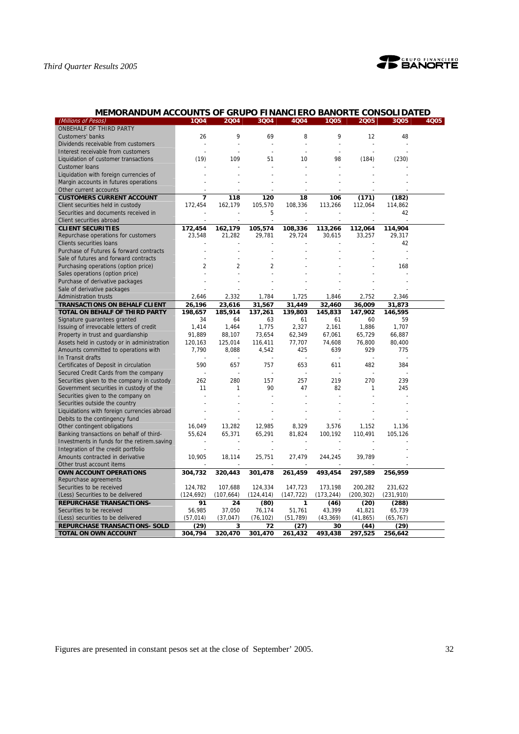## MEMORANDUM ACCOUNTS OF GRUPO FINANCIERO BANORTE CONSOLIDATED

| (Millions of Pesos) | 1Q04 | 2Q04 | 3Q04 | 4Q04 | 1Q05 | 2Q05 | 3Q05 | 4Q05 |
|---|---|---|---|---|---|---|---|---|
| ONBEHALF OF THIRD PARTY | | | | | | | | |
| Customers' banks | 26 | 9 | 69 | 8 | 9 | 12 | 48 | |
| Dividends receivable from customers | - | - | - | - | - | - | - | |
| Interest receivable from customers | - | - | - | - | - | - | - | |
| Liquidation of customer transactions | (19) | 109 | 51 | 10 | 98 | (184) | (230) | |
| Customer loans | - | - | - | - | - | - | - | |
| Liquidation with foreign currencies of | - | - | - | - | - | - | - | |
| Margin accounts in futures operations | - | - | - | - | - | - | - | |
| Other current accounts | - | - | - | - | - | - | - | |
| **CUSTOMERS CURRENT ACCOUNT** | **7** | **118** | **120** | **18** | **106** | **(171)** | **(182)** | |
| Client securities held in custody | 172,454 | 162,179 | 105,570 | 108,336 | 113,266 | 112,064 | 114,862 | |
| Securities and documents received in | - | - | 5 | - | - | - | 42 | |
| Client securities abroad | - | - | - | - | - | - | - | |
| **CLIENT SECURITIES** | **172,454** | **162,179** | **105,574** | **108,336** | **113,266** | **112,064** | **114,904** | |
| Repurchase operations for customers | 23,548 | 21,282 | 29,781 | 29,724 | 30,615 | 33,257 | 29,317 | |
| Clients securities loans | - | - | - | - | - | - | 42 | |
| Purchase of Futures & forward contracts | - | - | - | - | - | - | - | |
| Sale of futures and forward contracts | - | - | - | - | - | - | - | |
| Purchasing operations (option price) | 2 | 2 | 2 | - | - | - | 168 | |
| Sales operations (option price) | - | - | - | - | - | - | - | |
| Purchase of derivative packages | - | - | - | - | - | - | - | |
| Sale of derivative packages | - | - | - | - | - | - | - | |
| Administration trusts | 2,646 | 2,332 | 1,784 | 1,725 | 1,846 | 2,752 | 2,346 | |
| **TRANSACTIONS ON BEHALF CLIENT** | **26,196** | **23,616** | **31,567** | **31,449** | **32,460** | **36,009** | **31,873** | |
| **TOTAL ON BEHALF OF THIRD PARTY** | **198,657** | **185,914** | **137,261** | **139,803** | **145,833** | **147,902** | **146,595** | |
| Signature guarantees granted | 34 | 64 | 63 | 61 | 61 | 60 | 59 | |
| Issuing of irrevocable letters of credit | 1,414 | 1,464 | 1,775 | 2,327 | 2,161 | 1,886 | 1,707 | |
| Property in trust and guardianship | 91,889 | 88,107 | 73,654 | 62,349 | 67,061 | 65,729 | 66,887 | |
| Assets held in custody or in administration | 120,163 | 125,014 | 116,411 | 77,707 | 74,608 | 76,800 | 80,400 | |
| Amounts committed to operations with | 7,790 | 8,088 | 4,542 | 425 | 639 | 929 | 775 | |
| In Transit drafts | - | - | - | - | - | - | - | |
| Certificates of Deposit in circulation | 590 | 657 | 757 | 653 | 611 | 482 | 384 | |
| Secured Credit Cards from the company | - | - | - | - | - | - | - | |
| Securities given to the company in custody | 262 | 280 | 157 | 257 | 219 | 270 | 239 | |
| Government securities in custody of the | 11 | 1 | 90 | 47 | 82 | 1 | 245 | |
| Securities given to the company on | - | - | - | - | - | - | - | |
| Securities outside the country | - | - | - | - | - | - | - | |
| Liquidations with foreign currencies abroad | - | - | - | - | - | - | - | |
| Debits to the contingency fund | - | - | - | - | - | - | - | |
| Other contingent obligations | 16,049 | 13,282 | 12,985 | 8,329 | 3,576 | 1,152 | 1,136 | |
| Banking transactions on behalf of third- | 55,624 | 65,371 | 65,291 | 81,824 | 100,192 | 110,491 | 105,126 | |
| Investments in funds for the retirem.saving | - | - | - | - | - | - | - | |
| Integration of the credit portfolio | - | - | - | - | - | - | - | |
| Amounts contracted in derivative | 10,905 | 18,114 | 25,751 | 27,479 | 244,245 | 39,789 | - | |
| Other trust account items | - | - | - | - | - | - | - | |
| **OWN ACCOUNT OPERATIONS** | **304,732** | **320,443** | **301,478** | **261,459** | **493,454** | **297,589** | **256,959** | |
| Repurchase agreements | | | | | | | | |
| Securities to be received | 124,782 | 107,688 | 124,334 | 147,723 | 173,198 | 200,282 | 231,622 | |
| (Less) Securities to be delivered | (124,692) | (107,664) | (124,414) | (147,722) | (173,244) | (200,302) | (231,910) | |
| **REPURCHASE TRANSACTIONS-** | **91** | **24** | **(80)** | **1** | **(46)** | **(20)** | **(288)** | |
| Securities to be received | 56,985 | 37,050 | 76,174 | 51,761 | 43,399 | 41,821 | 65,739 | |
| (Less) securities to be delivered | (57,014) | (37,047) | (76,102) | (51,789) | (43,369) | (41,865) | (65,767) | |
| **REPURCHASE TRANSACTIONS- SOLD** | **(29)** | **3** | **72** | **(27)** | **30** | **(44)** | **(29)** | |
| **TOTAL ON OWN ACCOUNT** | **304,794** | **320,470** | **301,470** | **261,432** | **493,438** | **297,525** | **256,642** | |

Figures are presented in constant pesos set at the close of September' 2005.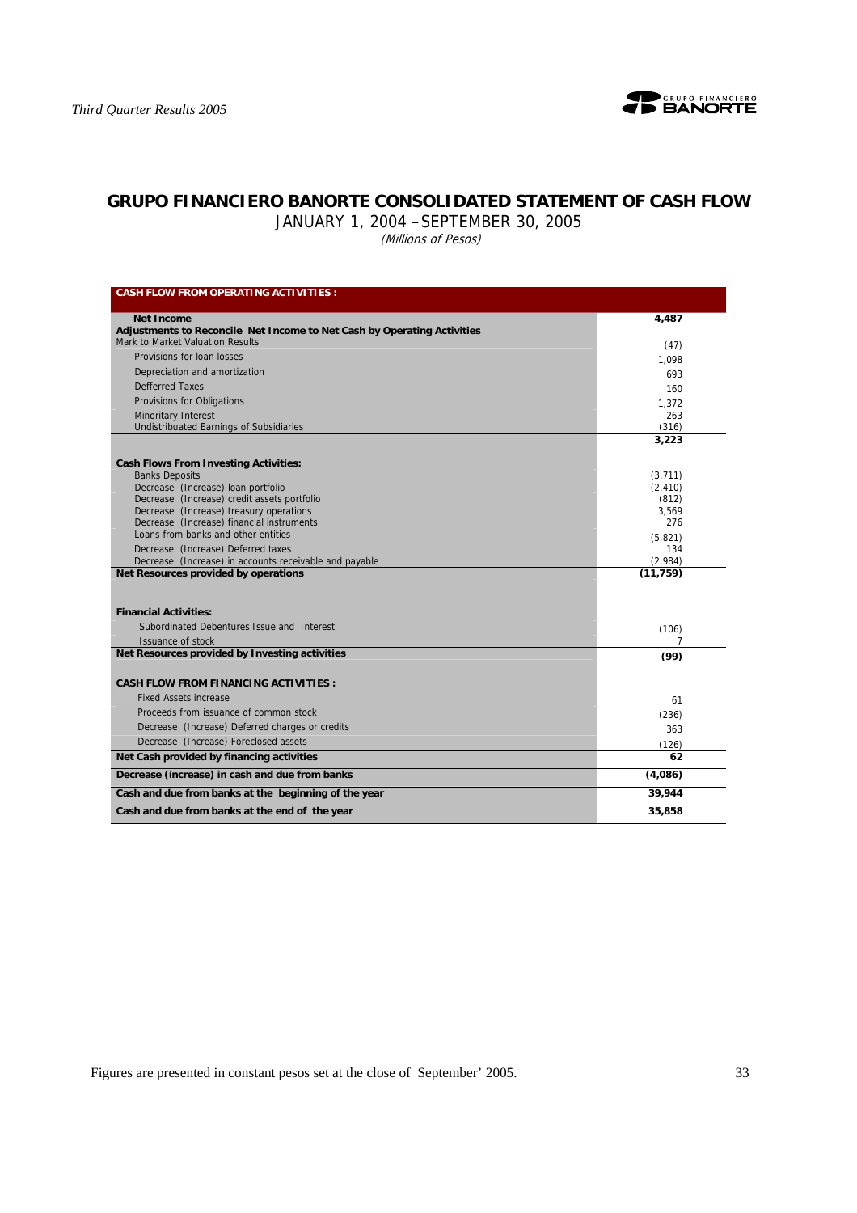# GRUPO FINANCIERO BANORTE CONSOLIDATED STATEMENT OF CASH FLOW

JANUARY 1, 2004 –SEPTEMBER 30, 2005

*(Millions of Pesos)*

| CASH FLOW FROM OPERATING ACTIVITIES : | |
|---|---|
| **Net Income** | **4,487** |
| **Adjustments to Reconcile Net Income to Net Cash by Operating Activities** | |
| Mark to Market Valuation Results | (47) |
| Provisions for loan losses | 1,098 |
| Depreciation and amortization | 693 |
| Defferred Taxes | 160 |
| Provisions for Obligations | 1,372 |
| Minoritary Interest | 263 |
| Undistribuated Earnings of Subsidiaries | (316) |
| | **3,223** |
| **Cash Flows From Investing Activities:** | |
| Banks Deposits | (3,711) |
| Decrease (Increase) loan portfolio | (2,410) |
| Decrease (Increase) credit assets portfolio | (812) |
| Decrease (Increase) treasury operations | 3,569 |
| Decrease (Increase) financial instruments | 276 |
| Loans from banks and other entities | (5,821) |
| Decrease (Increase) Deferred taxes | 134 |
| Decrease (Increase) in accounts receivable and payable | (2,984) |
| **Net Resources provided by operations** | **(11,759)** |
| **Financial Activities:** | |
| Subordinated Debentures Issue and Interest | (106) |
| Issuance of stock | 7 |
| **Net Resources provided by Investing activities** | **(99)** |
| **CASH FLOW FROM FINANCING ACTIVITIES :** | |
| Fixed Assets increase | 61 |
| Proceeds from issuance of common stock | (236) |
| Decrease (Increase) Deferred charges or credits | 363 |
| Decrease (Increase) Foreclosed assets | (126) |
| **Net Cash provided by financing activities** | **62** |
| **Decrease (increase) in cash and due from banks** | **(4,086)** |
| **Cash and due from banks at the beginning of the year** | **39,944** |
| **Cash and due from banks at the end of the year** | **35,858** |

Figures are presented in constant pesos set at the close of September' 2005.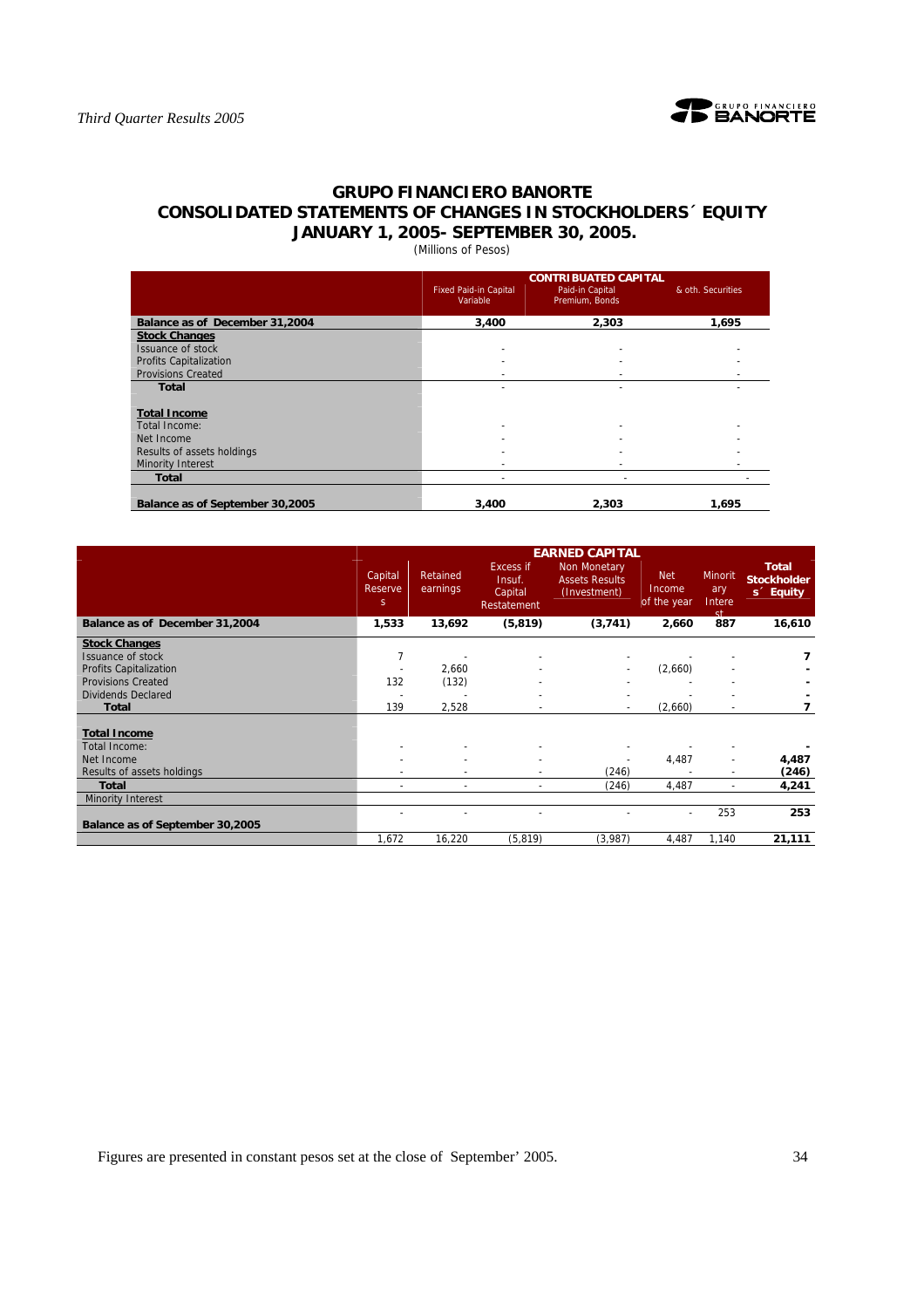## GRUPO FINANCIERO BANORTE
## CONSOLIDATED STATEMENTS OF CHANGES IN STOCKHOLDERS´ EQUITY
## JANUARY 1, 2005- SEPTEMBER 30, 2005.

(Millions of Pesos)

| | CONTRIBUATED CAPITAL | | |
|---|---|---|---|
| | Fixed Paid-in Capital Variable | Paid-in Capital Premium, Bonds | & oth. Securities |
| **Balance as of December 31,2004** | **3,400** | **2,303** | **1,695** |
| **Stock Changes** | | | |
| Issuance of stock | - | - | - |
| Profits Capitalization | - | - | - |
| Provisions Created | - | - | - |
| **Total** | - | - | - |
| **Total Income** | | | |
| Total Income: | - | - | - |
| Net Income | - | - | - |
| Results of assets holdings | - | - | - |
| Minority Interest | - | - | - |
| **Total** | - | - | - |
| **Balance as of September 30,2005** | **3,400** | **2,303** | **1,695** |

| | EARNED CAPITAL | | | | | | |
|---|---|---|---|---|---|---|---|
| | Capital Reserves | Retained earnings | Excess if Insuf. Capital Restatement | Non Monetary Assets Results (Investment) | Net Income of the year | Minoritary Interest | Total Stockholders´ Equity |
| **Balance as of December 31,2004** | **1,533** | **13,692** | **(5,819)** | **(3,741)** | **2,660** | **887** | **16,610** |
| **Stock Changes** | | | | | | | |
| Issuance of stock | 7 | - | - | - | - | - | **7** |
| Profits Capitalization | - | 2,660 | - | - | (2,660) | - | **-** |
| Provisions Created | 132 | (132) | - | - | - | - | **-** |
| Dividends Declared | - | - | - | - | - | - | **-** |
| **Total** | 139 | 2,528 | - | - | (2,660) | - | **7** |
| **Total Income** | | | | | | | |
| Total Income: | - | - | - | - | - | - | **-** |
| Net Income | - | - | - | - | 4,487 | - | **4,487** |
| Results of assets holdings | - | - | - | (246) | - | - | **(246)** |
| **Total** | - | - | - | (246) | 4,487 | - | **4,241** |
| Minority Interest | - | - | - | - | - | 253 | **253** |
| **Balance as of September 30,2005** | 1,672 | 16,220 | (5,819) | (3,987) | 4,487 | 1,140 | **21,111** |

Figures are presented in constant pesos set at the close of September' 2005.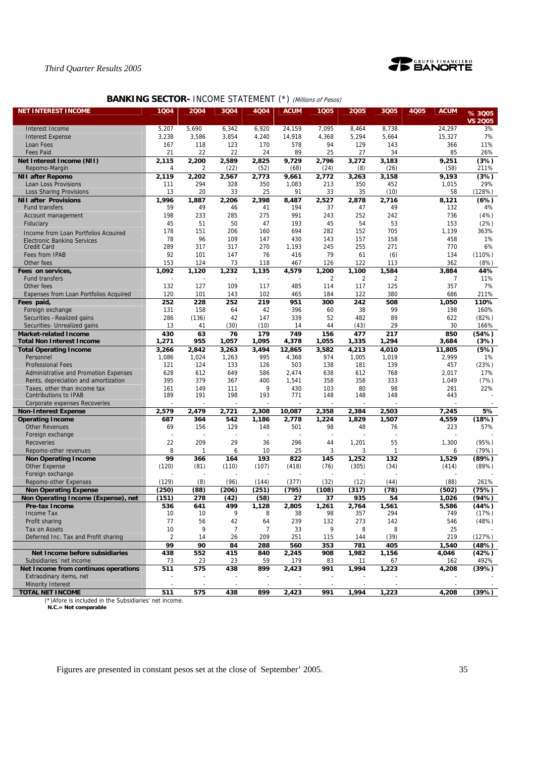## BANKING SECTOR- INCOME STATEMENT (*) *(Millions of Pesos)*

| NET INTEREST INCOME | 1Q04 | 2Q04 | 3Q04 | 4Q04 | ACUM | 1Q05 | 2Q05 | 3Q05 | 4Q05 | ACUM | % 3Q05 VS 2Q05 |
|---|---|---|---|---|---|---|---|---|---|---|---|
| Interest Income | 5,207 | 5,690 | 6,342 | 6,920 | 24,159 | 7,095 | 8,464 | 8,738 | | 24,297 | 3% |
| Interest Expense | 3,238 | 3,586 | 3,854 | 4,240 | 14,918 | 4,368 | 5,294 | 5,664 | | 15,327 | 7% |
| Loan Fees | 167 | 118 | 123 | 170 | 578 | 94 | 129 | 143 | | 366 | 11% |
| Fees Paid | 21 | 22 | 22 | 24 | 89 | 25 | 27 | 34 | | 85 | 26% |
| **Net Interest Income (NII)** | **2,115** | **2,200** | **2,589** | **2,825** | **9,729** | **2,796** | **3,272** | **3,183** | | **9,251** | **(3%)** |
| Repomo-Margin | 4 | 2 | (22) | (52) | (68) | (24) | (8) | (26) | | (58) | 211% |
| **NII after Repomo** | **2,119** | **2,202** | **2,567** | **2,773** | **9,661** | **2,772** | **3,263** | **3,158** | | **9,193** | **(3%)** |
| Loan Loss Provisions | 111 | 294 | 328 | 350 | 1,083 | 213 | 350 | 452 | | 1,015 | 29% |
| Loss Sharing Provisions | 13 | 20 | 33 | 25 | 91 | 33 | 35 | (10) | | 58 | (128%) |
| **NII after Provisions** | **1,996** | **1,887** | **2,206** | **2,398** | **8,487** | **2,527** | **2,878** | **2,716** | | **8,121** | **(6%)** |
| Fund transfers | 59 | 49 | 46 | 41 | 194 | 37 | 47 | 49 | | 132 | 4% |
| Account management | 198 | 233 | 285 | 275 | 991 | 243 | 252 | 242 | | 736 | (4%) |
| Fiduciary | 45 | 51 | 50 | 47 | 193 | 45 | 54 | 53 | | 153 | (2%) |
| Income from Loan Portfolios Acquired | 178 | 151 | 206 | 160 | 694 | 282 | 152 | 705 | | 1,139 | 363% |
| Electronic Banking Services | 78 | 96 | 109 | 147 | 430 | 143 | 157 | 158 | | 458 | 1% |
| Credit Card | 289 | 317 | 317 | 270 | 1,193 | 245 | 255 | 271 | | 770 | 6% |
| Fees from IPAB | 92 | 101 | 147 | 76 | 416 | 79 | 61 | (6) | | 134 | (110%) |
| Other fees | 153 | 124 | 73 | 118 | 467 | 126 | 122 | 113 | | 362 | (8%) |
| **Fees on services,** | **1,092** | **1,120** | **1,232** | **1,135** | **4,579** | **1,200** | **1,100** | **1,584** | | **3,884** | **44%** |
| Fund transfers | - | - | - | - | - | 2 | 2 | 2 | | 7 | 11% |
| Other fees | 132 | 127 | 109 | 117 | 485 | 114 | 117 | 125 | | 357 | 7% |
| Expenses from Loan Portfolios Acquired | 120 | 101 | 143 | 102 | 465 | 184 | 122 | 380 | | 686 | 211% |
| **Fees paid,** | **252** | **228** | **252** | **219** | **951** | **300** | **242** | **508** | | **1,050** | **110%** |
| Foreign exchange | 131 | 158 | 64 | 42 | 396 | 60 | 38 | 99 | | 198 | 160% |
| Securities –Realized gains | 286 | (136) | 42 | 147 | 339 | 52 | 482 | 89 | | 622 | (82%) |
| Securities- Unrealized gains | 13 | 41 | (30) | (10) | 14 | 44 | (43) | 29 | | 30 | 166% |
| **Market-related Income** | **430** | **63** | **76** | **179** | **749** | **156** | **477** | **217** | | **850** | **(54%)** |
| **Total Non Interest Income** | **1,271** | **955** | **1,057** | **1,095** | **4,378** | **1,055** | **1,335** | **1,294** | | **3,684** | **(3%)** |
| **Total Operating Income** | **3,266** | **2,842** | **3,263** | **3,494** | **12,865** | **3,582** | **4,213** | **4,010** | | **11,805** | **(5%)** |
| Personnel | 1,086 | 1,024 | 1,263 | 995 | 4,368 | 974 | 1,005 | 1,019 | | 2,999 | 1% |
| Professional Fees | 121 | 124 | 133 | 126 | 503 | 138 | 181 | 139 | | 457 | (23%) |
| Administrative and Promotion Expenses | 628 | 612 | 649 | 586 | 2,474 | 638 | 612 | 768 | | 2,017 | 17% |
| Rents, depreciation and amortization | 395 | 379 | 367 | 400 | 1,541 | 358 | 358 | 333 | | 1,049 | (7%) |
| Taxes, other than income tax | 161 | 149 | 111 | 9 | 430 | 103 | 80 | 98 | | 281 | 22% |
| Contributions to IPAB | 189 | 191 | 198 | 193 | 771 | 148 | 148 | 148 | | 443 | - |
| Corporate expenses Recoveries | - | - | - | - | - | - | - | - | | - | - |
| **Non-Interest Expense** | **2,579** | **2,479** | **2,721** | **2,308** | **10,087** | **2,358** | **2,384** | **2,503** | | **7,245** | **5%** |
| **Operating Income** | **687** | **364** | **542** | **1,186** | **2,778** | **1,224** | **1,829** | **1,507** | | **4,559** | **(18%)** |
| Other Revenues | 69 | 156 | 129 | 148 | 501 | 98 | 48 | 76 | | 223 | 57% |
| Foreign exchange | - | - | - | - | - | - | - | - | | - | - |
| Recoveries | 22 | 209 | 29 | 36 | 296 | 44 | 1,201 | 55 | | 1,300 | (95%) |
| Repomo-other revenues | 8 | 1 | 6 | 10 | 25 | 3 | 3 | 1 | | 6 | (79%) |
| **Non Operating Income** | **99** | **366** | **164** | **193** | **822** | **145** | **1,252** | **132** | | **1,529** | **(89%)** |
| Other Expense | (120) | (81) | (110) | (107) | (418) | (76) | (305) | (34) | | (414) | (89%) |
| Foreign exchange | - | - | - | - | - | - | - | - | | - | - |
| Repomo-other Expenses | (129) | (8) | (96) | (144) | (377) | (32) | (12) | (44) | | (88) | 261% |
| **Non Operating Expense** | **(250)** | **(88)** | **(206)** | **(251)** | **(795)** | **(108)** | **(317)** | **(78)** | | **(502)** | **(75%)** |
| **Non Operating Income (Expense), net** | **(151)** | **278** | **(42)** | **(58)** | **27** | **37** | **935** | **54** | | **1,026** | **(94%)** |
| **Pre-tax Income** | **536** | **641** | **499** | **1,128** | **2,805** | **1,261** | **2,764** | **1,561** | | **5,586** | **(44%)** |
| Income Tax | 10 | 10 | 9 | 8 | 38 | 98 | 357 | 294 | | 749 | (17%) |
| Profit sharing | 77 | 56 | 42 | 64 | 239 | 132 | 273 | 142 | | 546 | (48%) |
| Tax on Assets | 10 | 9 | 7 | 7 | 33 | 9 | 8 | 8 | | 25 | - |
| Deferred Inc. Tax and Profit sharing | 2 | 14 | 26 | 209 | 251 | 115 | 144 | (39) | | 219 | (127%) |
| | **99** | **90** | **84** | **288** | **560** | **353** | **781** | **405** | | **1,540** | **(48%)** |
| **Net Income before subsidiaries** | **438** | **552** | **415** | **840** | **2,245** | **908** | **1,982** | **1,156** | | **4,046** | **(42%)** |
| Subsidiaries´net income | 73 | 23 | 23 | 59 | 179 | 83 | 11 | 67 | | 162 | 492% |
| **Net Income from continuos operations** | **511** | **575** | **438** | **899** | **2,423** | **991** | **1,994** | **1,223** | | **4,208** | **(39%)** |
| Extraordinary items, net | - | - | - | - | - | - | - | - | | - | - |
| Minority Interest | - | - | - | - | - | - | - | - | | - | - |
| **TOTAL NET INCOME** | **511** | **575** | **438** | **899** | **2,423** | **991** | **1,994** | **1,223** | | **4,208** | **(39%)** |

(*)Afore is included in the Subsidiaries' net income.
**N.C.= Not comparable**

Figures are presented in constant pesos set at the close of September' 2005.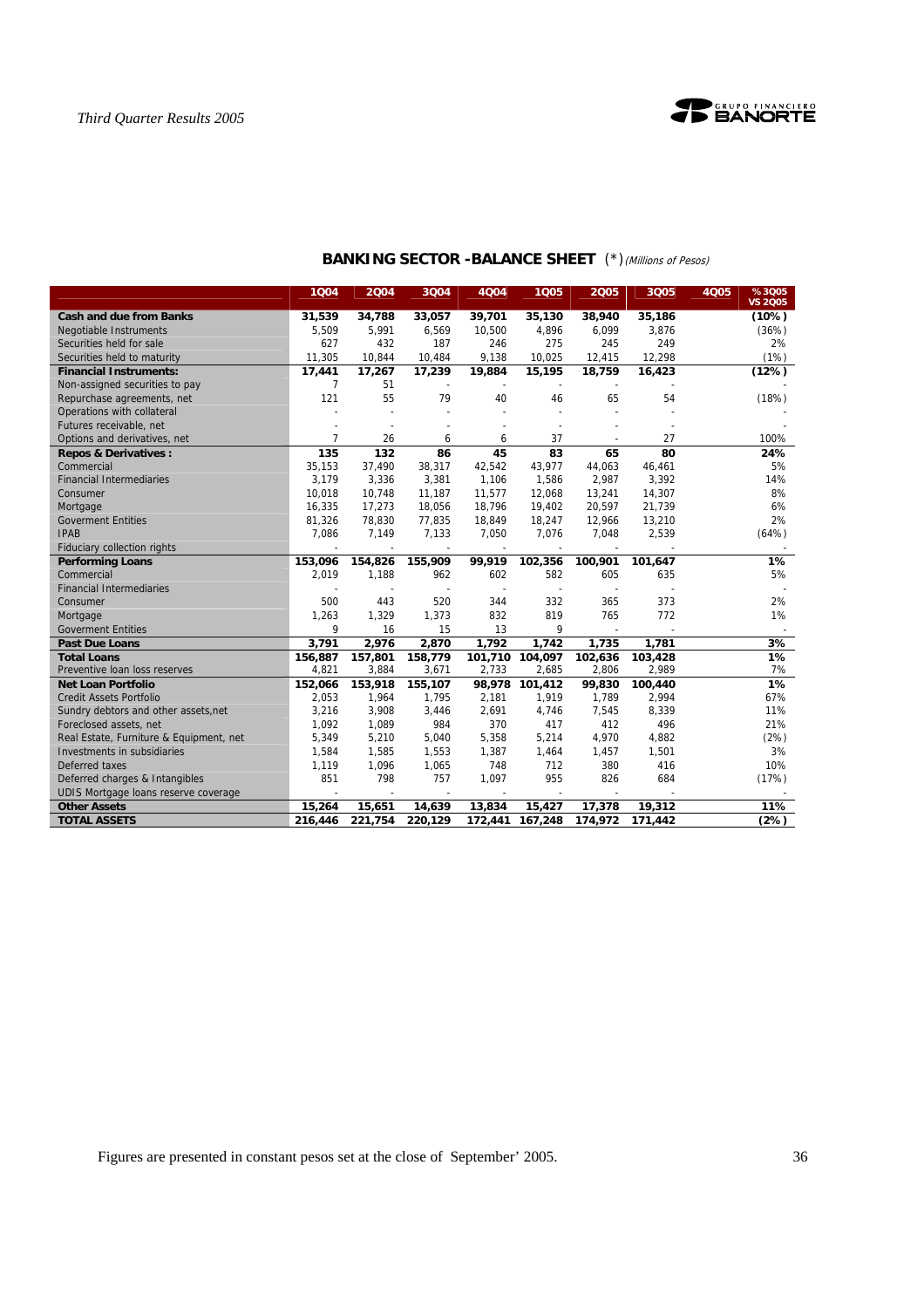## BANKING SECTOR -BALANCE SHEET (*) *(Millions of Pesos)*

| | 1Q04 | 2Q04 | 3Q04 | 4Q04 | 1Q05 | 2Q05 | 3Q05 | 4Q05 | % 3Q05 VS 2Q05 |
|---|---|---|---|---|---|---|---|---|---|
| **Cash and due from Banks** | **31,539** | **34,788** | **33,057** | **39,701** | **35,130** | **38,940** | **35,186** | | **(10%)** |
| Negotiable Instruments | 5,509 | 5,991 | 6,569 | 10,500 | 4,896 | 6,099 | 3,876 | | (36%) |
| Securities held for sale | 627 | 432 | 187 | 246 | 275 | 245 | 249 | | 2% |
| Securities held to maturity | 11,305 | 10,844 | 10,484 | 9,138 | 10,025 | 12,415 | 12,298 | | (1%) |
| **Financial Instruments:** | **17,441** | **17,267** | **17,239** | **19,884** | **15,195** | **18,759** | **16,423** | | **(12%)** |
| Non-assigned securities to pay | 7 | 51 | - | - | - | - | - | | - |
| Repurchase agreements, net | 121 | 55 | 79 | 40 | 46 | 65 | 54 | | (18%) |
| Operations with collateral | - | - | - | - | - | - | - | | - |
| Futures receivable, net | - | - | - | - | - | - | - | | - |
| Options and derivatives, net | 7 | 26 | 6 | 6 | 37 | - | 27 | | 100% |
| **Repos & Derivatives :** | **135** | **132** | **86** | **45** | **83** | **65** | **80** | | **24%** |
| Commercial | 35,153 | 37,490 | 38,317 | 42,542 | 43,977 | 44,063 | 46,461 | | 5% |
| Financial Intermediaries | 3,179 | 3,336 | 3,381 | 1,106 | 1,586 | 2,987 | 3,392 | | 14% |
| Consumer | 10,018 | 10,748 | 11,187 | 11,577 | 12,068 | 13,241 | 14,307 | | 8% |
| Mortgage | 16,335 | 17,273 | 18,056 | 18,796 | 19,402 | 20,597 | 21,739 | | 6% |
| Goverment Entities | 81,326 | 78,830 | 77,835 | 18,849 | 18,247 | 12,966 | 13,210 | | 2% |
| IPAB | 7,086 | 7,149 | 7,133 | 7,050 | 7,076 | 7,048 | 2,539 | | (64%) |
| Fiduciary collection rights | - | - | - | - | - | - | - | | - |
| **Performing Loans** | **153,096** | **154,826** | **155,909** | **99,919** | **102,356** | **100,901** | **101,647** | | **1%** |
| Commercial | 2,019 | 1,188 | 962 | 602 | 582 | 605 | 635 | | 5% |
| Financial Intermediaries | - | - | - | - | - | - | - | | - |
| Consumer | 500 | 443 | 520 | 344 | 332 | 365 | 373 | | 2% |
| Mortgage | 1,263 | 1,329 | 1,373 | 832 | 819 | 765 | 772 | | 1% |
| Goverment Entities | 9 | 16 | 15 | 13 | 9 | - | - | | - |
| **Past Due Loans** | **3,791** | **2,976** | **2,870** | **1,792** | **1,742** | **1,735** | **1,781** | | **3%** |
| **Total Loans** | **156,887** | **157,801** | **158,779** | **101,710** | **104,097** | **102,636** | **103,428** | | **1%** |
| Preventive loan loss reserves | 4,821 | 3,884 | 3,671 | 2,733 | 2,685 | 2,806 | 2,989 | | 7% |
| **Net Loan Portfolio** | **152,066** | **153,918** | **155,107** | **98,978** | **101,412** | **99,830** | **100,440** | | **1%** |
| Credit Assets Portfolio | 2,053 | 1,964 | 1,795 | 2,181 | 1,919 | 1,789 | 2,994 | | 67% |
| Sundry debtors and other assets,net | 3,216 | 3,908 | 3,446 | 2,691 | 4,746 | 7,545 | 8,339 | | 11% |
| Foreclosed assets, net | 1,092 | 1,089 | 984 | 370 | 417 | 412 | 496 | | 21% |
| Real Estate, Furniture & Equipment, net | 5,349 | 5,210 | 5,040 | 5,358 | 5,214 | 4,970 | 4,882 | | (2%) |
| Investments in subsidiaries | 1,584 | 1,585 | 1,553 | 1,387 | 1,464 | 1,457 | 1,501 | | 3% |
| Deferred taxes | 1,119 | 1,096 | 1,065 | 748 | 712 | 380 | 416 | | 10% |
| Deferred charges & Intangibles | 851 | 798 | 757 | 1,097 | 955 | 826 | 684 | | (17%) |
| UDIS Mortgage loans reserve coverage | - | - | - | - | - | - | - | | - |
| **Other Assets** | **15,264** | **15,651** | **14,639** | **13,834** | **15,427** | **17,378** | **19,312** | | **11%** |
| **TOTAL ASSETS** | **216,446** | **221,754** | **220,129** | **172,441** | **167,248** | **174,972** | **171,442** | | **(2%)** |

Figures are presented in constant pesos set at the close of September' 2005.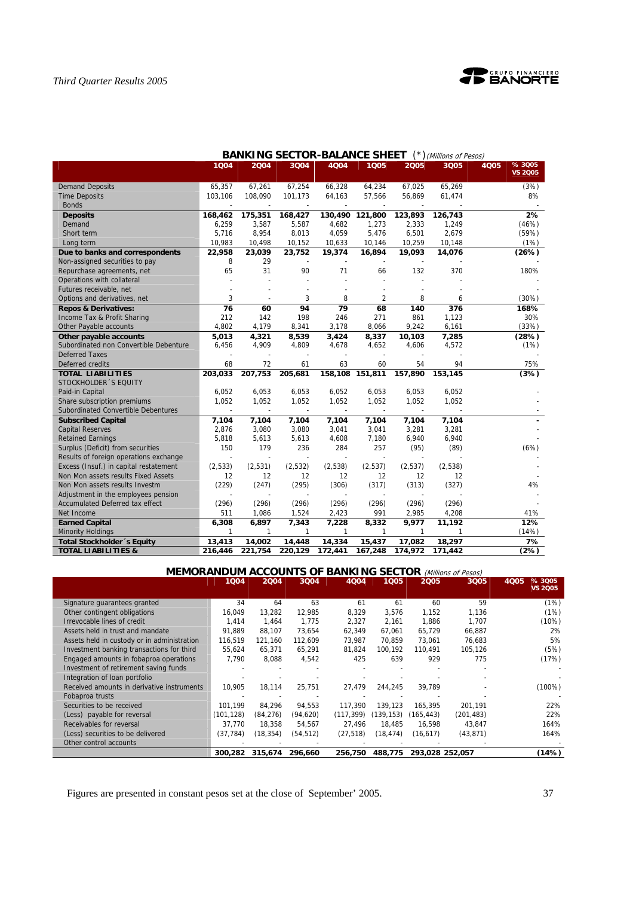## BANKING SECTOR-BALANCE SHEET (*) *(Millions of Pesos)*

| | 1Q04 | 2Q04 | 3Q04 | 4Q04 | 1Q05 | 2Q05 | 3Q05 | 4Q05 | % 3Q05 VS 2Q05 |
|---|---|---|---|---|---|---|---|---|---|
| Demand Deposits | 65,357 | 67,261 | 67,254 | 66,328 | 64,234 | 67,025 | 65,269 | | (3%) |
| Time Deposits | 103,106 | 108,090 | 101,173 | 64,163 | 57,566 | 56,869 | 61,474 | | 8% |
| Bonds | - | - | - | - | - | - | - | | - |
| **Deposits** | **168,462** | **175,351** | **168,427** | **130,490** | **121,800** | **123,893** | **126,743** | | **2%** |
| Demand | 6,259 | 3,587 | 5,587 | 4,682 | 1,273 | 2,333 | 1,249 | | (46%) |
| Short term | 5,716 | 8,954 | 8,013 | 4,059 | 5,476 | 6,501 | 2,679 | | (59%) |
| Long term | 10,983 | 10,498 | 10,152 | 10,633 | 10,146 | 10,259 | 10,148 | | (1%) |
| **Due to banks and correspondents** | **22,958** | **23,039** | **23,752** | **19,374** | **16,894** | **19,093** | **14,076** | | **(26%)** |
| Non-assigned securities to pay | 8 | 29 | - | - | - | - | - | | - |
| Repurchase agreements, net | 65 | 31 | 90 | 71 | 66 | 132 | 370 | | 180% |
| Operations with collateral | - | - | - | - | - | - | - | | - |
| Futures receivable, net | - | - | - | - | - | - | - | | - |
| Options and derivatives, net | 3 | - | 3 | 8 | 2 | 8 | 6 | | (30%) |
| **Repos & Derivatives:** | **76** | **60** | **94** | **79** | **68** | **140** | **376** | | **168%** |
| Income Tax & Profit Sharing | 212 | 142 | 198 | 246 | 271 | 861 | 1,123 | | 30% |
| Other Payable accounts | 4,802 | 4,179 | 8,341 | 3,178 | 8,066 | 9,242 | 6,161 | | (33%) |
| **Other payable accounts** | **5,013** | **4,321** | **8,539** | **3,424** | **8,337** | **10,103** | **7,285** | | **(28%)** |
| Subordinated non Convertible Debenture | 6,456 | 4,909 | 4,809 | 4,678 | 4,652 | 4,606 | 4,572 | | (1%) |
| Deferred Taxes | - | - | - | - | - | - | - | | - |
| Deferred credits | 68 | 72 | 61 | 63 | 60 | 54 | 94 | | 75% |
| **TOTAL LIABILITIES** | **203,033** | **207,753** | **205,681** | **158,108** | **151,811** | **157,890** | **153,145** | | **(3%)** |
| STOCKHOLDER´S EQUITY | | | | | | | | | |
| Paid-in Capital | 6,052 | 6,053 | 6,053 | 6,052 | 6,053 | 6,053 | 6,052 | | - |
| Share subscription premiums | 1,052 | 1,052 | 1,052 | 1,052 | 1,052 | 1,052 | 1,052 | | - |
| Subordinated Convertible Debentures | - | - | - | - | - | - | - | | - |
| **Subscribed Capital** | **7,104** | **7,104** | **7,104** | **7,104** | **7,104** | **7,104** | **7,104** | | **-** |
| Capital Reserves | 2,876 | 3,080 | 3,080 | 3,041 | 3,041 | 3,281 | 3,281 | | - |
| Retained Earnings | 5,818 | 5,613 | 5,613 | 4,608 | 7,180 | 6,940 | 6,940 | | - |
| Surplus (Deficit) from securities | 150 | 179 | 236 | 284 | 257 | (95) | (89) | | (6%) |
| Results of foreign operations exchange | - | - | - | - | - | - | - | | - |
| Excess (Insuf.) in capital restatement | (2,533) | (2,531) | (2,532) | (2,538) | (2,537) | (2,537) | (2,538) | | - |
| Non Mon assets results Fixed Assets | 12 | 12 | 12 | 12 | 12 | 12 | 12 | | - |
| Non Mon assets results Investm | (229) | (247) | (295) | (306) | (317) | (313) | (327) | | 4% |
| Adjustment in the employees pension | - | - | - | - | - | - | - | | - |
| Accumulated Deferred tax effect | (296) | (296) | (296) | (296) | (296) | (296) | (296) | | - |
| Net Income | 511 | 1,086 | 1,524 | 2,423 | 991 | 2,985 | 4,208 | | 41% |
| **Earned Capital** | **6,308** | **6,897** | **7,343** | **7,228** | **8,332** | **9,977** | **11,192** | | **12%** |
| Minority Holdings | 1 | 1 | 1 | 1 | 1 | 1 | 1 | | (14%) |
| **Total Stockholder´s Equity** | **13,413** | **14,002** | **14,448** | **14,334** | **15,437** | **17,082** | **18,297** | | **7%** |
| **TOTAL LIABILITIES &** | **216,446** | **221,754** | **220,129** | **172,441** | **167,248** | **174,972** | **171,442** | | **(2%)** |

## MEMORANDUM ACCOUNTS OF BANKING SECTOR *(Millions of Pesos)*

| | 1Q04 | 2Q04 | 3Q04 | 4Q04 | 1Q05 | 2Q05 | 3Q05 | 4Q05 | % 3Q05 VS 2Q05 |
|---|---|---|---|---|---|---|---|---|---|
| Signature guarantees granted | 34 | 64 | 63 | 61 | 61 | 60 | 59 | | (1%) |
| Other contingent obligations | 16,049 | 13,282 | 12,985 | 8,329 | 3,576 | 1,152 | 1,136 | | (1%) |
| Irrevocable lines of credit | 1,414 | 1,464 | 1,775 | 2,327 | 2,161 | 1,886 | 1,707 | | (10%) |
| Assets held in trust and mandate | 91,889 | 88,107 | 73,654 | 62,349 | 67,061 | 65,729 | 66,887 | | 2% |
| Assets held in custody or in administration | 116,519 | 121,160 | 112,609 | 73,987 | 70,859 | 73,061 | 76,683 | | 5% |
| Investment banking transactions for third | 55,624 | 65,371 | 65,291 | 81,824 | 100,192 | 110,491 | 105,126 | | (5%) |
| Engaged amounts in fobaproa operations | 7,790 | 8,088 | 4,542 | 425 | 639 | 929 | 775 | | (17%) |
| Investment of retirement saving funds | - | - | - | - | - | - | - | | - |
| Integration of loan portfolio | - | - | - | - | - | - | - | | - |
| Received amounts in derivative instruments | 10,905 | 18,114 | 25,751 | 27,479 | 244,245 | 39,789 | - | | (100%) |
| Fobaproa trusts | - | - | - | - | - | - | - | | - |
| Securities to be received | 101,199 | 84,296 | 94,553 | 117,390 | 139,123 | 165,395 | 201,191 | | 22% |
| (Less) payable for reversal | (101,128) | (84,276) | (94,620) | (117,399) | (139,153) | (165,443) | (201,483) | | 22% |
| Receivables for reversal | 37,770 | 18,358 | 54,567 | 27,496 | 18,485 | 16,598 | 43,847 | | 164% |
| (Less) securities to be delivered | (37,784) | (18,354) | (54,512) | (27,518) | (18,474) | (16,617) | (43,871) | | 164% |
| Other control accounts | - | - | - | - | - | - | - | | - |
| | **300,282** | **315,674** | **296,660** | **256,750** | **488,775** | **293,028** | **252,057** | | **(14%)** |

Figures are presented in constant pesos set at the close of September' 2005.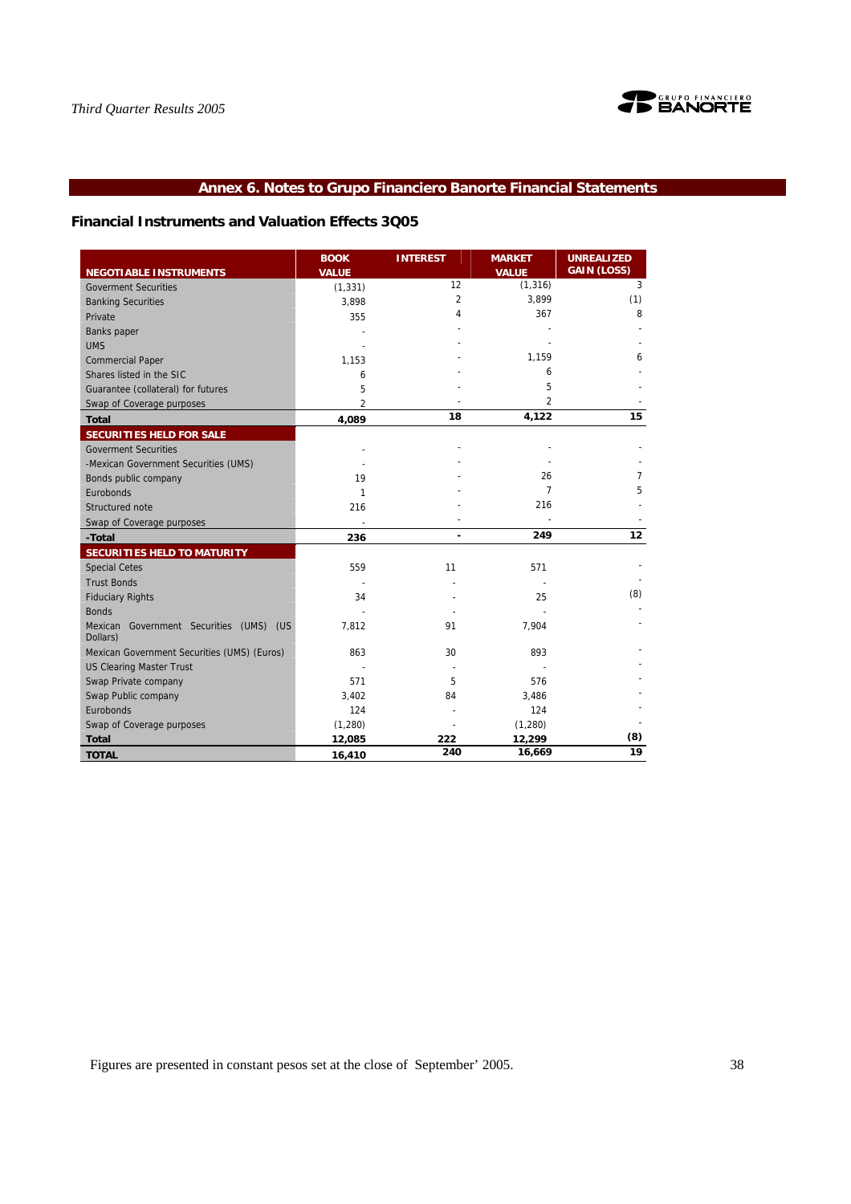## Annex 6. Notes to Grupo Financiero Banorte Financial Statements

### Financial Instruments and Valuation Effects 3Q05

| NEGOTIABLE INSTRUMENTS | BOOK VALUE | INTEREST | MARKET VALUE | UNREALIZED GAIN (LOSS) |
|---|---|---|---|---|
| Goverment Securities | (1,331) | 12 | (1,316) | 3 |
| Banking Securities | 3,898 | 2 | 3,899 | (1) |
| Private | 355 | 4 | 367 | 8 |
| Banks paper | - | - | - | - |
| UMS | - | - | - | - |
| Commercial Paper | 1,153 | - | 1,159 | 6 |
| Shares listed in the SIC | 6 | - | 6 | - |
| Guarantee (collateral) for futures | 5 | - | 5 | - |
| Swap of Coverage purposes | 2 | - | 2 | - |
| **Total** | **4,089** | **18** | **4,122** | **15** |
| **SECURITIES HELD FOR SALE** | | | | |
| Goverment Securities | - | - | - | - |
| -Mexican Government Securities (UMS) | - | - | - | - |
| Bonds public company | 19 | - | 26 | 7 |
| Eurobonds | 1 | - | 7 | 5 |
| Structured note | 216 | - | 216 | - |
| Swap of Coverage purposes | - | - | - | - |
| **-Total** | **236** | **-** | **249** | **12** |
| **SECURITIES HELD TO MATURITY** | | | | |
| Special Cetes | 559 | 11 | 571 | - |
| Trust Bonds | - | - | - | - |
| Fiduciary Rights | 34 | - | 25 | (8) |
| Bonds | - | - | - | - |
| Mexican Government Securities (UMS) (US Dollars) | 7,812 | 91 | 7,904 | - |
| Mexican Government Securities (UMS) (Euros) | 863 | 30 | 893 | - |
| US Clearing Master Trust | - | - | - | - |
| Swap Private company | 571 | 5 | 576 | - |
| Swap Public company | 3,402 | 84 | 3,486 | - |
| Eurobonds | 124 | - | 124 | - |
| Swap of Coverage purposes | (1,280) | - | (1,280) | - |
| **Total** | **12,085** | **222** | **12,299** | **(8)** |
| **TOTAL** | **16,410** | **240** | **16,669** | **19** |

Figures are presented in constant pesos set at the close of September' 2005.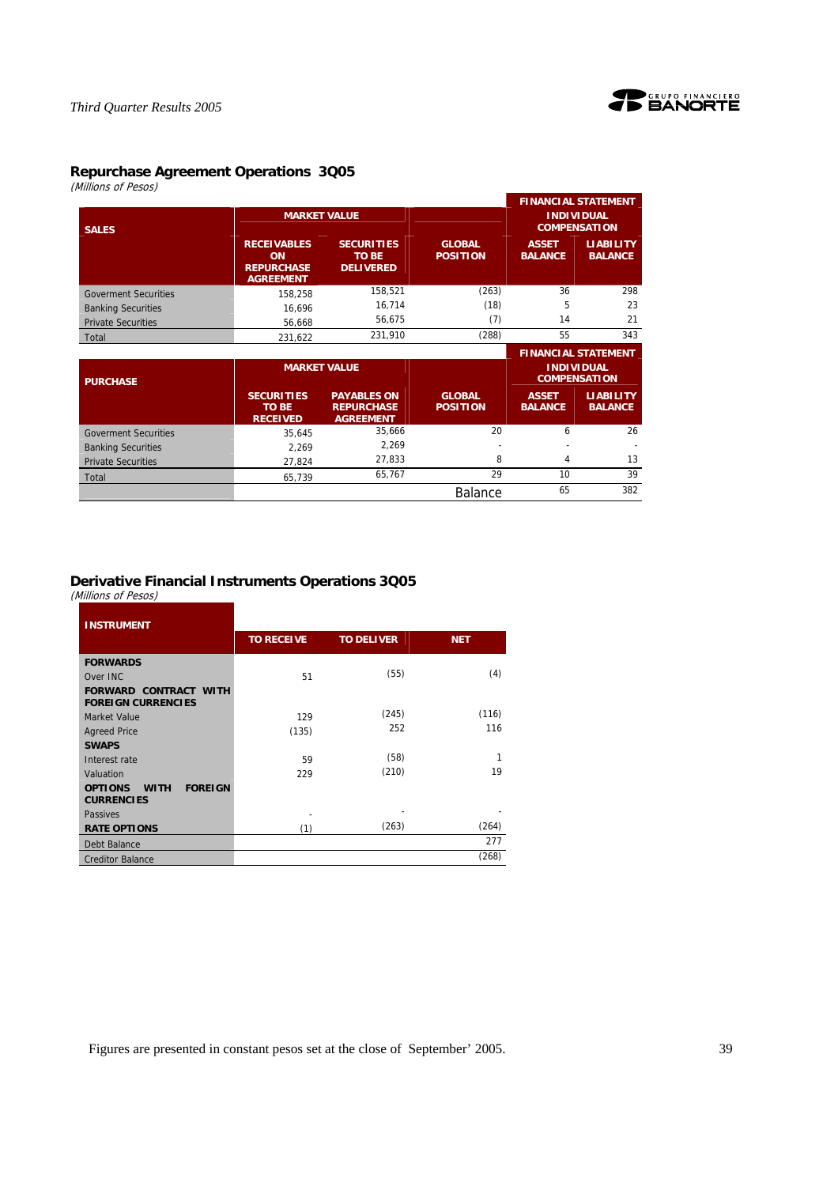## Repurchase Agreement Operations 3Q05

*(Millions of Pesos)*

| SALES | MARKET VALUE | | | FINANCIAL STATEMENT INDIVIDUAL COMPENSATION | |
|---|---|---|---|---|---|
| | RECEIVABLES ON REPURCHASE AGREEMENT | SECURITIES TO BE DELIVERED | GLOBAL POSITION | ASSET BALANCE | LIABILITY BALANCE |
| Goverment Securities | 158,258 | 158,521 | (263) | 36 | 298 |
| Banking Securities | 16,696 | 16,714 | (18) | 5 | 23 |
| Private Securities | 56,668 | 56,675 | (7) | 14 | 21 |
| Total | 231,622 | 231,910 | (288) | 55 | 343 |

| PURCHASE | MARKET VALUE | | | FINANCIAL STATEMENT INDIVIDUAL COMPENSATION | |
|---|---|---|---|---|---|
| | SECURITIES TO BE RECEIVED | PAYABLES ON REPURCHASE AGREEMENT | GLOBAL POSITION | ASSET BALANCE | LIABILITY BALANCE |
| Goverment Securities | 35,645 | 35,666 | 20 | 6 | 26 |
| Banking Securities | 2,269 | 2,269 | - | - | - |
| Private Securities | 27,824 | 27,833 | 8 | 4 | 13 |
| Total | 65,739 | 65,767 | 29 | 10 | 39 |
| | | | Balance | 65 | 382 |

## Derivative Financial Instruments Operations 3Q05

*(Millions of Pesos)*

| INSTRUMENT | TO RECEIVE | TO DELIVER | NET |
|---|---|---|---|
| **FORWARDS** | | | |
| Over INC | 51 | (55) | (4) |
| **FORWARD CONTRACT WITH FOREIGN CURRENCIES** | | | |
| Market Value | 129 | (245) | (116) |
| Agreed Price | (135) | 252 | 116 |
| **SWAPS** | | | |
| Interest rate | 59 | (58) | 1 |
| Valuation | 229 | (210) | 19 |
| **OPTIONS WITH FOREIGN CURRENCIES** | | | |
| Passives | - | - | - |
| **RATE OPTIONS** | (1) | (263) | (264) |
| Debt Balance | | | 277 |
| Creditor Balance | | | (268) |

Figures are presented in constant pesos set at the close of September' 2005.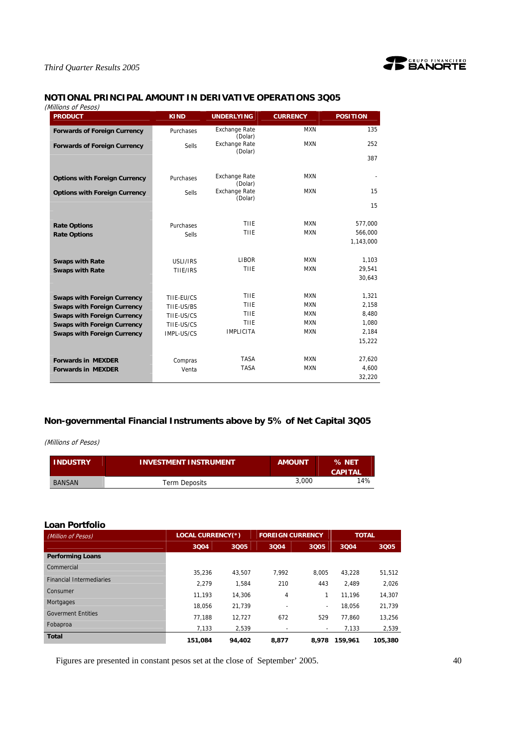## NOTIONAL PRINCIPAL AMOUNT IN DERIVATIVE OPERATIONS 3Q05

*(Millions of Pesos)*

| PRODUCT | KIND | UNDERLYING | CURRENCY | POSITION |
|---|---|---|---|---|
| **Forwards of Foreign Currency** | Purchases | Exchange Rate (Dolar) | MXN | 135 |
| **Forwards of Foreign Currency** | Sells | Exchange Rate (Dolar) | MXN | 252 |
| | | | | 387 |
| **Options with Foreign Currency** | Purchases | Exchange Rate (Dolar) | MXN | - |
| **Options with Foreign Currency** | Sells | Exchange Rate (Dolar) | MXN | 15 |
| | | | | 15 |
| **Rate Options** | Purchases | TIIE | MXN | 577,000 |
| **Rate Options** | Sells | TIIE | MXN | 566,000 |
| | | | | 1,143,000 |
| **Swaps with Rate** | USLI/IRS | LIBOR | MXN | 1,103 |
| **Swaps with Rate** | TIIE/IRS | TIIE | MXN | 29,541 |
| | | | | 30,643 |
| **Swaps with Foreign Currency** | TIIE-EU/CS | TIIE | MXN | 1,321 |
| **Swaps with Foreign Currency** | TIIE-US/BS | TIIE | MXN | 2,158 |
| **Swaps with Foreign Currency** | TIIE-US/CS | TIIE | MXN | 8,480 |
| **Swaps with Foreign Currency** | TIIE-US/CS | TIIE | MXN | 1,080 |
| **Swaps with Foreign Currency** | IMPL-US/CS | IMPLICITA | MXN | 2,184 |
| | | | | 15,222 |
| **Forwards in MEXDER** | Compras | TASA | MXN | 27,620 |
| **Forwards in MEXDER** | Venta | TASA | MXN | 4,600 |
| | | | | 32,220 |

## Non-governmental Financial Instruments above by 5% of Net Capital 3Q05

*(Millions of Pesos)*

| INDUSTRY | INVESTMENT INSTRUMENT | AMOUNT | % NET CAPITAL |
|---|---|---|---|
| BANSAN | Term Deposits | 3,000 | 14% |

## Loan Portfolio

| *(Million of Pesos)* | LOCAL CURRENCY(\*) | | FOREIGN CURRENCY | | TOTAL | |
|---|---|---|---|---|---|---|
| | 3Q04 | 3Q05 | 3Q04 | 3Q05 | 3Q04 | 3Q05 |
| **Performing Loans** | | | | | | |
| Commercial | 35,236 | 43,507 | 7,992 | 8,005 | 43,228 | 51,512 |
| Financial Intermediaries | 2,279 | 1,584 | 210 | 443 | 2,489 | 2,026 |
| Consumer | 11,193 | 14,306 | 4 | 1 | 11,196 | 14,307 |
| Mortgages | 18,056 | 21,739 | - | - | 18,056 | 21,739 |
| Goverment Entities | 77,188 | 12,727 | 672 | 529 | 77,860 | 13,256 |
| Fobaproa | 7,133 | 2,539 | - | - | 7,133 | 2,539 |
| **Total** | **151,084** | **94,402** | **8,877** | **8,978** | **159,961** | **105,380** |

Figures are presented in constant pesos set at the close of September' 2005.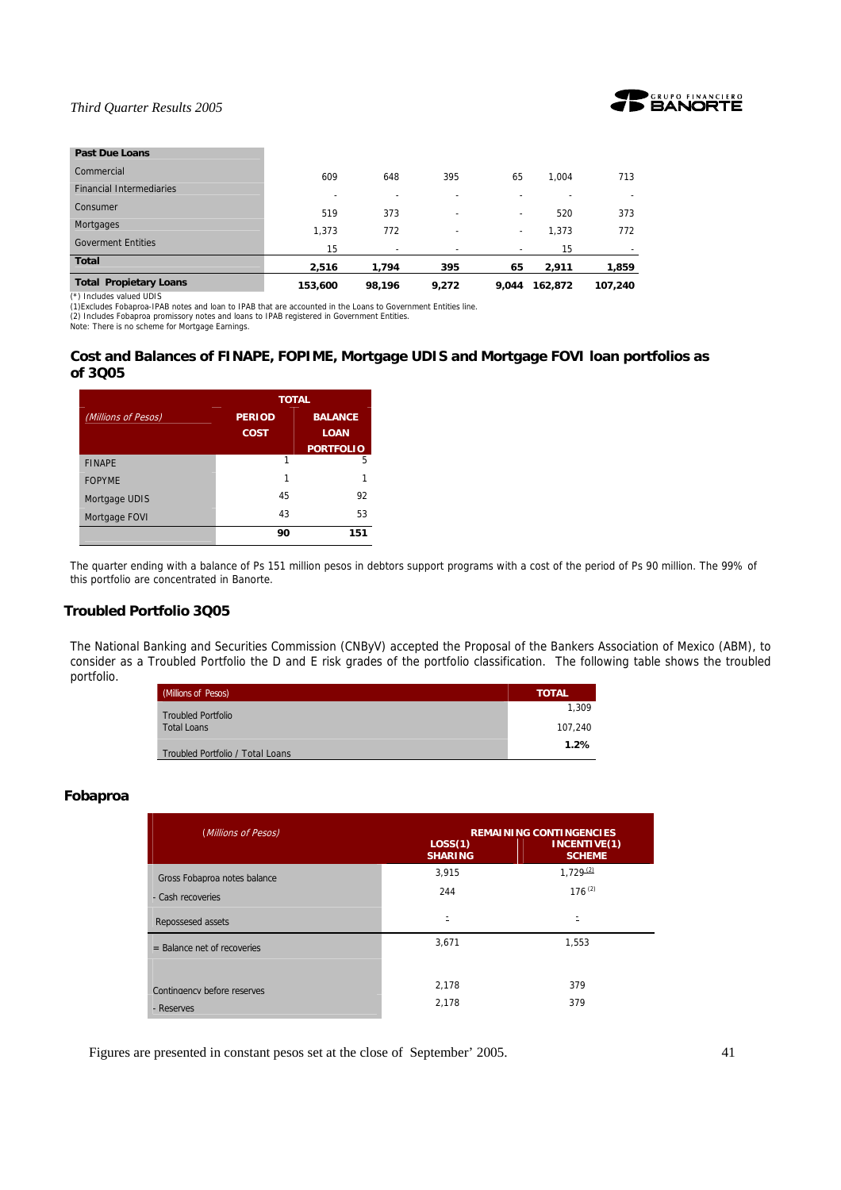| Past Due Loans | | | | | | |
|---|---|---|---|---|---|---|
| Commercial | 609 | 648 | 395 | 65 | 1,004 | 713 |
| Financial Intermediaries | - | - | - | - | - | - |
| Consumer | 519 | 373 | - | - | 520 | 373 |
| Mortgages | 1,373 | 772 | - | - | 1,373 | 772 |
| Goverment Entities | 15 | - | - | - | 15 | - |
| **Total** | **2,516** | **1,794** | **395** | **65** | **2,911** | **1,859** |
| **Total Propietary Loans** | **153,600** | **98,196** | **9,272** | **9,044** | **162,872** | **107,240** |

(*) Includes valued UDIS
(1)Excludes Fobaproa-IPAB notes and loan to IPAB that are accounted in the Loans to Government Entities line.
(2) Includes Fobaproa promissory notes and loans to IPAB registered in Government Entities.
Note: There is no scheme for Mortgage Earnings.

## Cost and Balances of FINAPE, FOPIME, Mortgage UDIS and Mortgage FOVI loan portfolios as of 3Q05

| *(Millions of Pesos)* | TOTAL | |
|---|---|---|
| | PERIOD COST | BALANCE LOAN PORTFOLIO |
| FINAPE | 1 | 5 |
| FOPYME | 1 | 1 |
| Mortgage UDIS | 45 | 92 |
| Mortgage FOVI | 43 | 53 |
| | **90** | **151** |

The quarter ending with a balance of Ps 151 million pesos in debtors support programs with a cost of the period of Ps 90 million. The 99% of this portfolio are concentrated in Banorte.

## Troubled Portfolio 3Q05

The National Banking and Securities Commission (CNByV) accepted the Proposal of the Bankers Association of Mexico (ABM), to consider as a Troubled Portfolio the D and E risk grades of the portfolio classification. The following table shows the troubled portfolio.

| (Millions of Pesos) | TOTAL |
|---|---|
| Troubled Portfolio | 1,309 |
| Total Loans | 107,240 |
| Troubled Portfolio / Total Loans | **1.2%** |

## Fobaproa

| *(Millions of Pesos)* | REMAINING CONTINGENCIES | |
|---|---|---|
| | LOSS(1) SHARING | INCENTIVE(1) SCHEME |
| Gross Fobaproa notes balance | 3,915 | 1,729 (2) |
| - Cash recoveries | 244 | 176 (2) |
| Repossesed assets | - | - |
| = Balance net of recoveries | 3,671 | 1,553 |
| Contingency before reserves | 2,178 | 379 |
| - Reserves | 2,178 | 379 |

Figures are presented in constant pesos set at the close of September' 2005.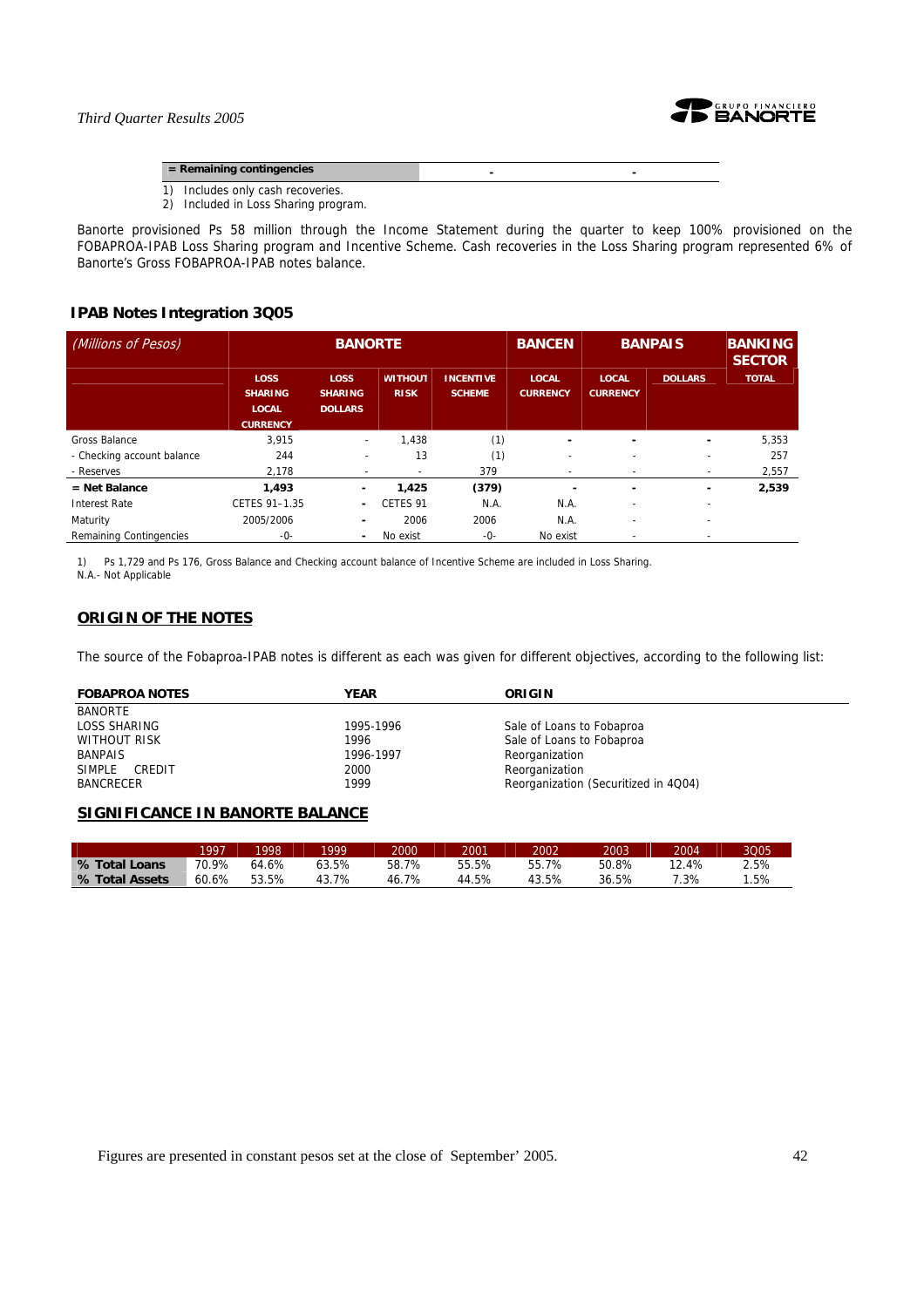| = Remaining contingencies | - | - |
|---|---|---|

1) Includes only cash recoveries.
2) Included in Loss Sharing program.

Banorte provisioned Ps 58 million through the Income Statement during the quarter to keep 100% provisioned on the FOBAPROA-IPAB Loss Sharing program and Incentive Scheme. Cash recoveries in the Loss Sharing program represented 6% of Banorte's Gross FOBAPROA-IPAB notes balance.

### IPAB Notes Integration 3Q05

| *(Millions of Pesos)* | BANORTE | | | | BANCEN | BANPAIS | | BANKING SECTOR |
|---|---|---|---|---|---|---|---|---|
| | LOSS SHARING LOCAL CURRENCY | LOSS SHARING DOLLARS | WITHOUT RISK | INCENTIVE SCHEME | LOCAL CURRENCY | LOCAL CURRENCY | DOLLARS | TOTAL |
| Gross Balance | 3,915 | - | 1,438 | (1) | - | - | - | 5,353 |
| - Checking account balance | 244 | - | 13 | (1) | - | - | - | 257 |
| - Reserves | 2,178 | - | - | 379 | - | - | - | 2,557 |
| **= Net Balance** | **1,493** | **-** | **1,425** | **(379)** | **-** | **-** | **-** | **2,539** |
| Interest Rate | CETES 91–1.35 | - | CETES 91 | N.A. | N.A. | - | - | |
| Maturity | 2005/2006 | - | 2006 | 2006 | N.A. | - | - | |
| Remaining Contingencies | -0- | - | No exist | -0- | No exist | - | - | |

1) Ps 1,729 and Ps 176, Gross Balance and Checking account balance of Incentive Scheme are included in Loss Sharing.
N.A.- Not Applicable

## ORIGIN OF THE NOTES

The source of the Fobaproa-IPAB notes is different as each was given for different objectives, according to the following list:

| FOBAPROA NOTES | YEAR | ORIGIN |
|---|---|---|
| BANORTE | | |
| LOSS SHARING | 1995-1996 | Sale of Loans to Fobaproa |
| WITHOUT RISK | 1996 | Sale of Loans to Fobaproa |
| BANPAIS | 1996-1997 | Reorganization |
| SIMPLE CREDIT | 2000 | Reorganization |
| BANCRECER | 1999 | Reorganization (Securitized in 4Q04) |

## SIGNIFICANCE IN BANORTE BALANCE

| | 1997 | 1998 | 1999 | 2000 | 2001 | 2002 | 2003 | 2004 | 3Q05 |
|---|---|---|---|---|---|---|---|---|---|
| **% Total Loans** | 70.9% | 64.6% | 63.5% | 58.7% | 55.5% | 55.7% | 50.8% | 12.4% | 2.5% |
| **% Total Assets** | 60.6% | 53.5% | 43.7% | 46.7% | 44.5% | 43.5% | 36.5% | 7.3% | 1.5% |

Figures are presented in constant pesos set at the close of September' 2005.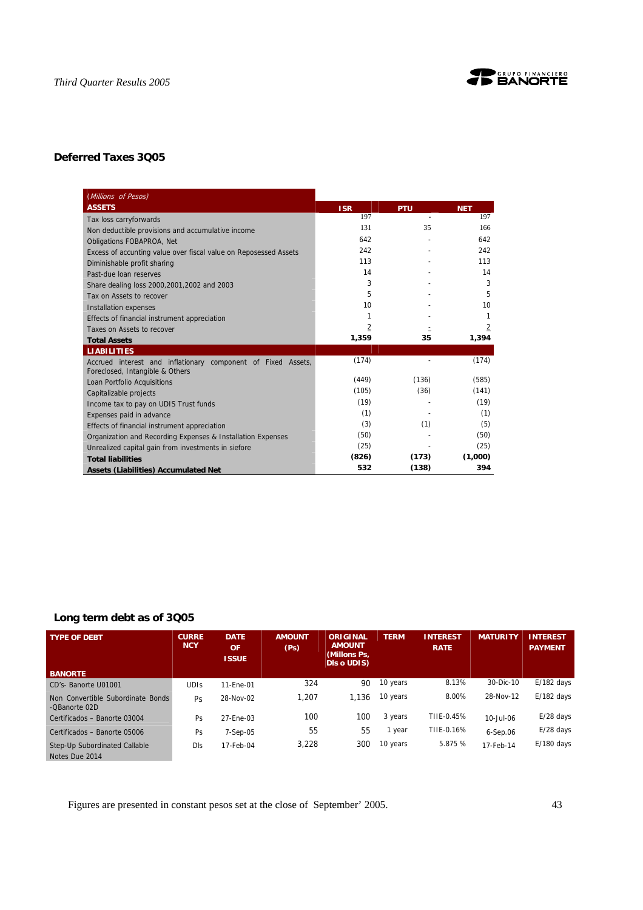## Deferred Taxes 3Q05

| (Millions of Pesos) ASSETS | ISR | PTU | NET |
|---|---|---|---|
| Tax loss carryforwards | 197 | - | 197 |
| Non deductible provisions and accumulative income | 131 | 35 | 166 |
| Obligations FOBAPROA, Net | 642 | - | 642 |
| Excess of accunting value over fiscal value on Reposessed Assets | 242 | - | 242 |
| Diminishable profit sharing | 113 | - | 113 |
| Past-due loan reserves | 14 | - | 14 |
| Share dealing loss 2000,2001,2002 and 2003 | 3 | - | 3 |
| Tax on Assets to recover | 5 | - | 5 |
| Installation expenses | 10 | - | 10 |
| Effects of financial instrument appreciation | 1 | - | 1 |
| Taxes on Assets to recover | 2 | - | 2 |
| **Total Assets** | **1,359** | **35** | **1,394** |
| **LIABILITIES** | | | |
| Accrued interest and inflationary component of Fixed Assets, Foreclosed, Intangible & Others | (174) | - | (174) |
| Loan Portfolio Acquisitions | (449) | (136) | (585) |
| Capitalizable projects | (105) | (36) | (141) |
| Income tax to pay on UDIS Trust funds | (19) | - | (19) |
| Expenses paid in advance | (1) | - | (1) |
| Effects of financial instrument appreciation | (3) | (1) | (5) |
| Organization and Recording Expenses & Installation Expenses | (50) | - | (50) |
| Unrealized capital gain from investments in siefore | (25) | - | (25) |
| **Total liabilities** | **(826)** | **(173)** | **(1,000)** |
| **Assets (Liabilities) Accumulated Net** | **532** | **(138)** | **394** |

## Long term debt as of 3Q05

| TYPE OF DEBT | CURRENCY | DATE OF ISSUE | AMOUNT (Ps) | ORIGINAL AMOUNT (Millons Ps, Dls o UDIS) | TERM | INTEREST RATE | MATURITY | INTEREST PAYMENT |
|---|---|---|---|---|---|---|---|---|
| **BANORTE** | | | | | | | | |
| CD's- Banorte U01001 | UDIs | 11-Ene-01 | 324 | 90 | 10 years | 8.13% | 30-Dic-10 | E/182 days |
| Non Convertible Subordinate Bonds -QBanorte 02D | Ps | 28-Nov-02 | 1,207 | 1,136 | 10 years | 8.00% | 28-Nov-12 | E/182 days |
| Certificados – Banorte 03004 | Ps | 27-Ene-03 | 100 | 100 | 3 years | TIIE-0.45% | 10-Jul-06 | E/28 days |
| Certificados – Banorte 05006 | Ps | 7-Sep-05 | 55 | 55 | 1 year | TIIE-0.16% | 6-Sep.06 | E/28 days |
| Step-Up Subordinated Callable Notes Due 2014 | Dls | 17-Feb-04 | 3,228 | 300 | 10 years | 5.875 % | 17-Feb-14 | E/180 days |

Figures are presented in constant pesos set at the close of September' 2005.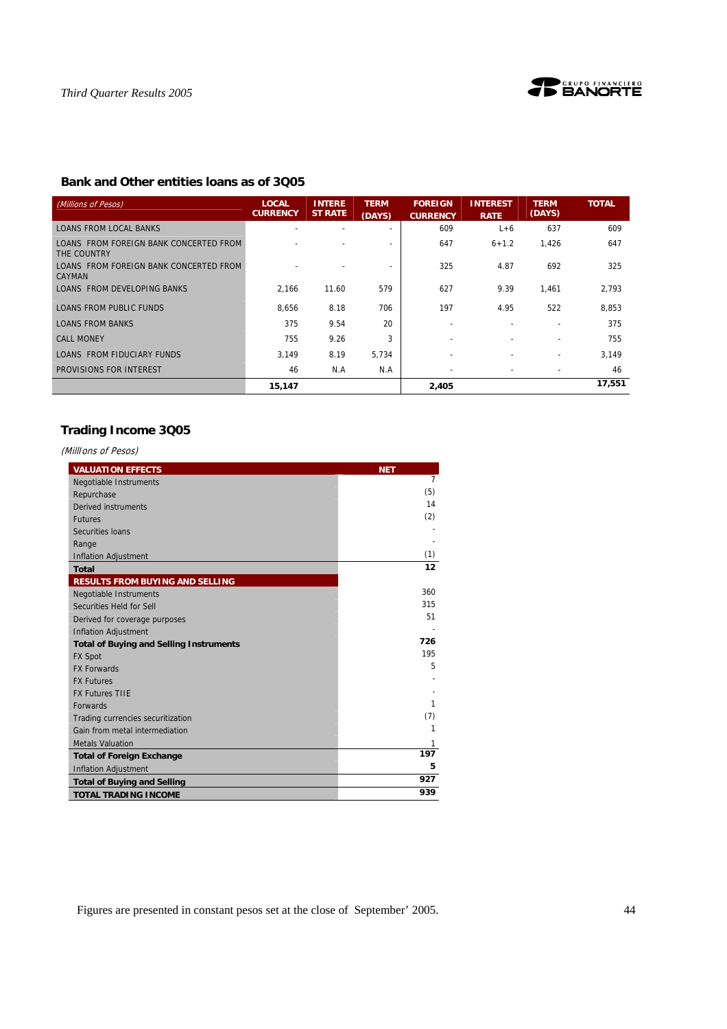## Bank and Other entities loans as of 3Q05

| *(Millions of Pesos)* | LOCAL CURRENCY | INTEREST RATE | TERM (DAYS) | FOREIGN CURRENCY | INTEREST RATE | TERM (DAYS) | TOTAL |
|---|---|---|---|---|---|---|---|
| LOANS FROM LOCAL BANKS | - | - | - | 609 | L+6 | 637 | 609 |
| LOANS FROM FOREIGN BANK CONCERTED FROM THE COUNTRY | - | - | - | 647 | 6+1.2 | 1,426 | 647 |
| LOANS FROM FOREIGN BANK CONCERTED FROM CAYMAN | - | - | - | 325 | 4.87 | 692 | 325 |
| LOANS FROM DEVELOPING BANKS | 2,166 | 11.60 | 579 | 627 | 9.39 | 1,461 | 2,793 |
| LOANS FROM PUBLIC FUNDS | 8,656 | 8.18 | 706 | 197 | 4.95 | 522 | 8,853 |
| LOANS FROM BANKS | 375 | 9.54 | 20 | - | - | - | 375 |
| CALL MONEY | 755 | 9.26 | 3 | - | - | - | 755 |
| LOANS FROM FIDUCIARY FUNDS | 3,149 | 8.19 | 5,734 | - | - | - | 3,149 |
| PROVISIONS FOR INTEREST | 46 | N.A | N.A | - | - | - | 46 |
| | **15,147** | | | **2,405** | | | **17,551** |

## Trading Income 3Q05

*(Millions of Pesos)*

| VALUATION EFFECTS | NET |
|---|---|
| Negotiable Instruments | 7 |
| Repurchase | (5) |
| Derived instruments | 14 |
| Futures | (2) |
| Securities loans | - |
| Range | - |
| Inflation Adjustment | (1) |
| **Total** | **12** |
| **RESULTS FROM BUYING AND SELLING** | |
| Negotiable Instruments | 360 |
| Securities Held for Sell | 315 |
| Derived for coverage purposes | 51 |
| Inflation Adjustment | - |
| **Total of Buying and Selling Instruments** | **726** |
| FX Spot | 195 |
| FX Forwards | 5 |
| FX Futures | - |
| FX Futures TIIE | - |
| Forwards | 1 |
| Trading currencies securitization | (7) |
| Gain from metal intermediation | 1 |
| Metals Valuation | 1 |
| **Total of Foreign Exchange** | **197** |
| Inflation Adjustment | **5** |
| **Total of Buying and Selling** | **927** |
| **TOTAL TRADING INCOME** | **939** |

Figures are presented in constant pesos set at the close of September' 2005.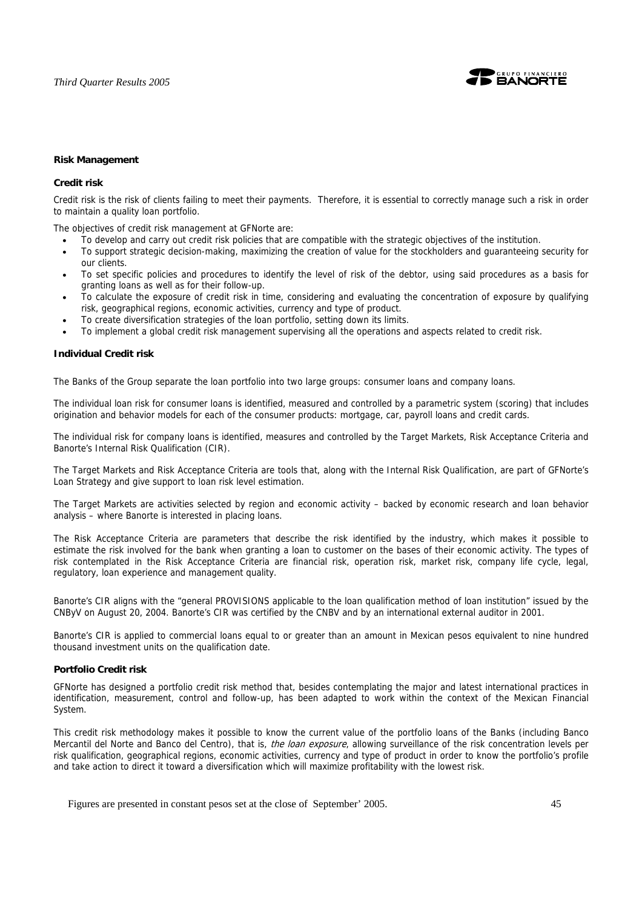## Risk Management

### Credit risk

Credit risk is the risk of clients failing to meet their payments. Therefore, it is essential to correctly manage such a risk in order to maintain a quality loan portfolio.

The objectives of credit risk management at GFNorte are:

- To develop and carry out credit risk policies that are compatible with the strategic objectives of the institution.
- To support strategic decision-making, maximizing the creation of value for the stockholders and guaranteeing security for our clients.
- To set specific policies and procedures to identify the level of risk of the debtor, using said procedures as a basis for granting loans as well as for their follow-up.
- To calculate the exposure of credit risk in time, considering and evaluating the concentration of exposure by qualifying risk, geographical regions, economic activities, currency and type of product.
- To create diversification strategies of the loan portfolio, setting down its limits.
- To implement a global credit risk management supervising all the operations and aspects related to credit risk.

### Individual Credit risk

The Banks of the Group separate the loan portfolio into two large groups: consumer loans and company loans.

The individual loan risk for consumer loans is identified, measured and controlled by a parametric system (scoring) that includes origination and behavior models for each of the consumer products: mortgage, car, payroll loans and credit cards.

The individual risk for company loans is identified, measures and controlled by the Target Markets, Risk Acceptance Criteria and Banorte's Internal Risk Qualification (CIR).

The Target Markets and Risk Acceptance Criteria are tools that, along with the Internal Risk Qualification, are part of GFNorte's Loan Strategy and give support to loan risk level estimation.

The Target Markets are activities selected by region and economic activity – backed by economic research and loan behavior analysis – where Banorte is interested in placing loans.

The Risk Acceptance Criteria are parameters that describe the risk identified by the industry, which makes it possible to estimate the risk involved for the bank when granting a loan to customer on the bases of their economic activity. The types of risk contemplated in the Risk Acceptance Criteria are financial risk, operation risk, market risk, company life cycle, legal, regulatory, loan experience and management quality.

Banorte's CIR aligns with the "general PROVISIONS applicable to the loan qualification method of loan institution" issued by the CNByV on August 20, 2004. Banorte's CIR was certified by the CNBV and by an international external auditor in 2001.

Banorte's CIR is applied to commercial loans equal to or greater than an amount in Mexican pesos equivalent to nine hundred thousand investment units on the qualification date.

### Portfolio Credit risk

GFNorte has designed a portfolio credit risk method that, besides contemplating the major and latest international practices in identification, measurement, control and follow-up, has been adapted to work within the context of the Mexican Financial System.

This credit risk methodology makes it possible to know the current value of the portfolio loans of the Banks (including Banco Mercantil del Norte and Banco del Centro), that is, *the loan exposure*, allowing surveillance of the risk concentration levels per risk qualification, geographical regions, economic activities, currency and type of product in order to know the portfolio's profile and take action to direct it toward a diversification which will maximize profitability with the lowest risk.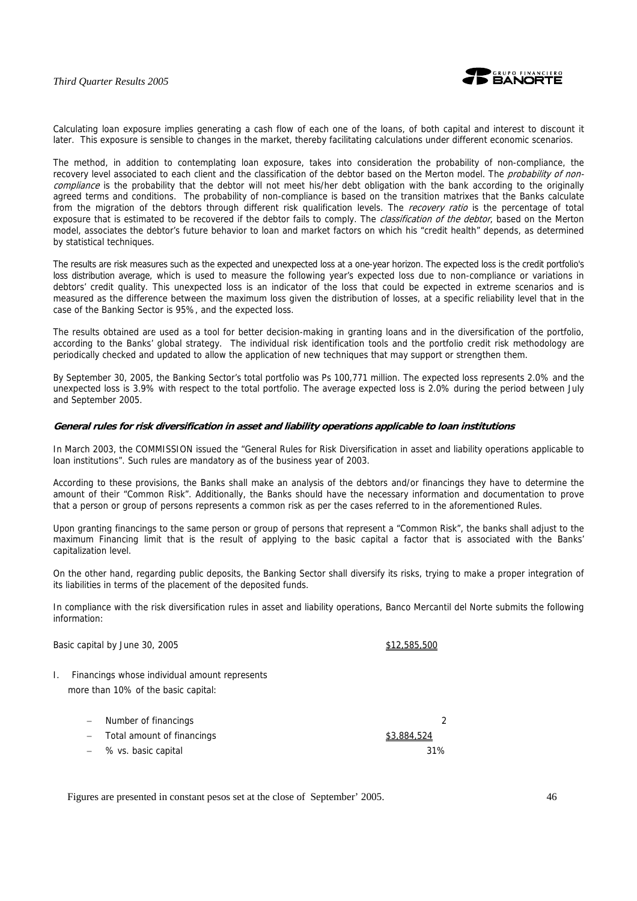Calculating loan exposure implies generating a cash flow of each one of the loans, of both capital and interest to discount it later. This exposure is sensible to changes in the market, thereby facilitating calculations under different economic scenarios.

The method, in addition to contemplating loan exposure, takes into consideration the probability of non-compliance, the recovery level associated to each client and the classification of the debtor based on the Merton model. The *probability of non-compliance* is the probability that the debtor will not meet his/her debt obligation with the bank according to the originally agreed terms and conditions. The probability of non-compliance is based on the transition matrixes that the Banks calculate from the migration of the debtors through different risk qualification levels. The *recovery ratio* is the percentage of total exposure that is estimated to be recovered if the debtor fails to comply. The *classification of the debtor*, based on the Merton model, associates the debtor's future behavior to loan and market factors on which his "credit health" depends, as determined by statistical techniques.

The results are risk measures such as the expected and unexpected loss at a one-year horizon. The expected loss is the credit portfolio's loss distribution average, which is used to measure the following year's expected loss due to non-compliance or variations in debtors' credit quality. This unexpected loss is an indicator of the loss that could be expected in extreme scenarios and is measured as the difference between the maximum loss given the distribution of losses, at a specific reliability level that in the case of the Banking Sector is 95%, and the expected loss.

The results obtained are used as a tool for better decision-making in granting loans and in the diversification of the portfolio, according to the Banks' global strategy. The individual risk identification tools and the portfolio credit risk methodology are periodically checked and updated to allow the application of new techniques that may support or strengthen them.

By September 30, 2005, the Banking Sector's total portfolio was Ps 100,771 million. The expected loss represents 2.0% and the unexpected loss is 3.9% with respect to the total portfolio. The average expected loss is 2.0% during the period between July and September 2005.

**General rules for risk diversification in asset and liability operations applicable to loan institutions**

In March 2003, the COMMISSION issued the "General Rules for Risk Diversification in asset and liability operations applicable to loan institutions". Such rules are mandatory as of the business year of 2003.

According to these provisions, the Banks shall make an analysis of the debtors and/or financings they have to determine the amount of their "Common Risk". Additionally, the Banks should have the necessary information and documentation to prove that a person or group of persons represents a common risk as per the cases referred to in the aforementioned Rules.

Upon granting financings to the same person or group of persons that represent a "Common Risk", the banks shall adjust to the maximum Financing limit that is the result of applying to the basic capital a factor that is associated with the Banks' capitalization level.

On the other hand, regarding public deposits, the Banking Sector shall diversify its risks, trying to make a proper integration of its liabilities in terms of the placement of the deposited funds.

In compliance with the risk diversification rules in asset and liability operations, Banco Mercantil del Norte submits the following information:

| | |
|---|---|
| Basic capital by June 30, 2005 | $12,585,500 |

I. Financings whose individual amount represents more than 10% of the basic capital:

| | |
|---|---|
| – Number of financings | 2 |
| – Total amount of financings | $3,884,524 |
| – % vs. basic capital | 31% |

Figures are presented in constant pesos set at the close of September' 2005.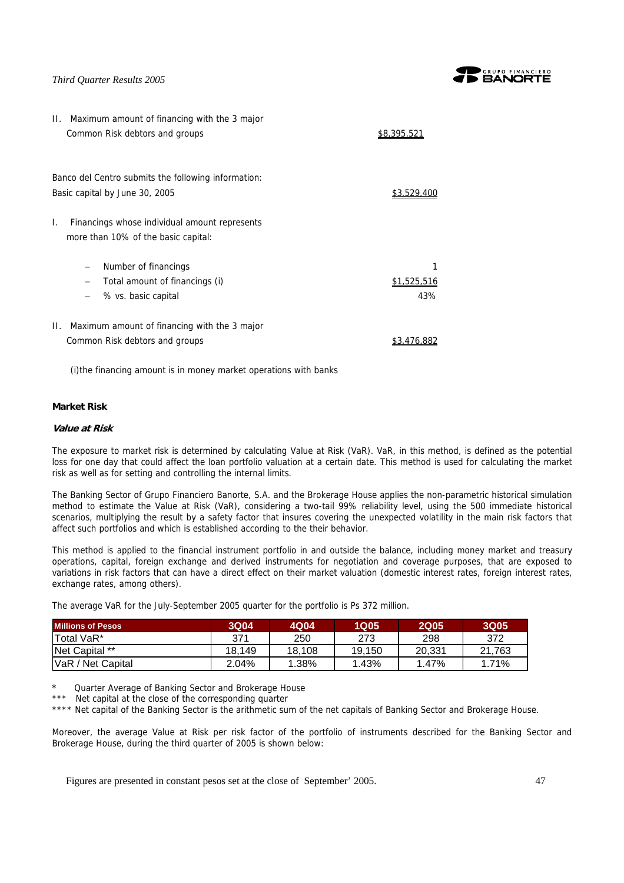II. Maximum amount of financing with the 3 major Common Risk debtors and groups $8,395,521

Banco del Centro submits the following information:

Basic capital by June 30, 2005 $3,529,400

I. Financings whose individual amount represents more than 10% of the basic capital:

- Number of financings 1
- Total amount of financings (i) $1,525,516
- % vs. basic capital 43%

II. Maximum amount of financing with the 3 major Common Risk debtors and groups $3,476,882

(i)the financing amount is in money market operations with banks

**Market Risk**

***Value at Risk***

The exposure to market risk is determined by calculating Value at Risk (VaR). VaR, in this method, is defined as the potential loss for one day that could affect the loan portfolio valuation at a certain date. This method is used for calculating the market risk as well as for setting and controlling the internal limits.

The Banking Sector of Grupo Financiero Banorte, S.A. and the Brokerage House applies the non-parametric historical simulation method to estimate the Value at Risk (VaR), considering a two-tail 99% reliability level, using the 500 immediate historical scenarios, multiplying the result by a safety factor that insures covering the unexpected volatility in the main risk factors that affect such portfolios and which is established according to the their behavior.

This method is applied to the financial instrument portfolio in and outside the balance, including money market and treasury operations, capital, foreign exchange and derived instruments for negotiation and coverage purposes, that are exposed to variations in risk factors that can have a direct effect on their market valuation (domestic interest rates, foreign interest rates, exchange rates, among others).

The average VaR for the July-September 2005 quarter for the portfolio is Ps 372 million.

| Millions of Pesos | 3Q04 | 4Q04 | 1Q05 | 2Q05 | 3Q05 |
|---|---|---|---|---|---|
| Total VaR* | 371 | 250 | 273 | 298 | 372 |
| Net Capital ** | 18,149 | 18,108 | 19,150 | 20,331 | 21,763 |
| VaR / Net Capital | 2.04% | 1.38% | 1.43% | 1.47% | 1.71% |

\* Quarter Average of Banking Sector and Brokerage House

\*\*\* Net capital at the close of the corresponding quarter

\*\*\*\* Net capital of the Banking Sector is the arithmetic sum of the net capitals of Banking Sector and Brokerage House.

Moreover, the average Value at Risk per risk factor of the portfolio of instruments described for the Banking Sector and Brokerage House, during the third quarter of 2005 is shown below:

Figures are presented in constant pesos set at the close of September' 2005.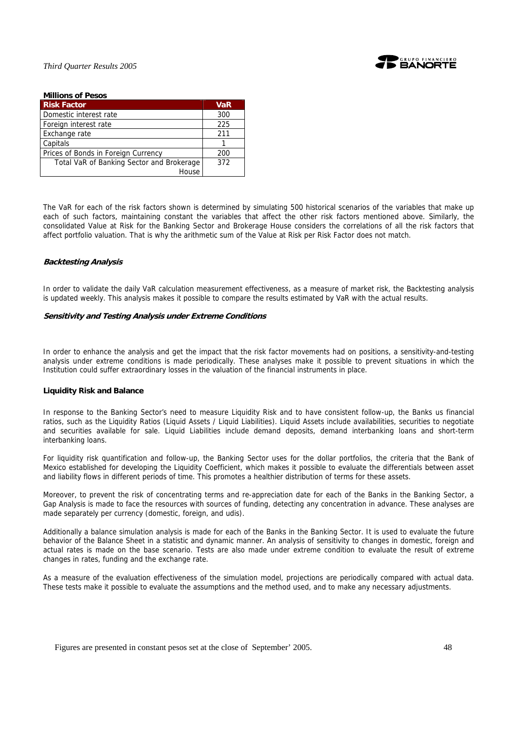**Millions of Pesos**

| Risk Factor | VaR |
| --- | --- |
| Domestic interest rate | 300 |
| Foreign interest rate | 225 |
| Exchange rate | 211 |
| Capitals | 1 |
| Prices of Bonds in Foreign Currency | 200 |
| Total VaR of Banking Sector and Brokerage House | 372 |

The VaR for each of the risk factors shown is determined by simulating 500 historical scenarios of the variables that make up each of such factors, maintaining constant the variables that affect the other risk factors mentioned above. Similarly, the consolidated Value at Risk for the Banking Sector and Brokerage House considers the correlations of all the risk factors that affect portfolio valuation. That is why the arithmetic sum of the Value at Risk per Risk Factor does not match.

***Backtesting Analysis***

In order to validate the daily VaR calculation measurement effectiveness, as a measure of market risk, the Backtesting analysis is updated weekly. This analysis makes it possible to compare the results estimated by VaR with the actual results.

***Sensitivity and Testing Analysis under Extreme Conditions***

In order to enhance the analysis and get the impact that the risk factor movements had on positions, a sensitivity-and-testing analysis under extreme conditions is made periodically. These analyses make it possible to prevent situations in which the Institution could suffer extraordinary losses in the valuation of the financial instruments in place.

**Liquidity Risk and Balance**

In response to the Banking Sector's need to measure Liquidity Risk and to have consistent follow-up, the Banks us financial ratios, such as the Liquidity Ratios (Liquid Assets / Liquid Liabilities). Liquid Assets include availabilities, securities to negotiate and securities available for sale. Liquid Liabilities include demand deposits, demand interbanking loans and short-term interbanking loans.

For liquidity risk quantification and follow-up, the Banking Sector uses for the dollar portfolios, the criteria that the Bank of Mexico established for developing the Liquidity Coefficient, which makes it possible to evaluate the differentials between asset and liability flows in different periods of time. This promotes a healthier distribution of terms for these assets.

Moreover, to prevent the risk of concentrating terms and re-appreciation date for each of the Banks in the Banking Sector, a Gap Analysis is made to face the resources with sources of funding, detecting any concentration in advance. These analyses are made separately per currency (domestic, foreign, and udis).

Additionally a balance simulation analysis is made for each of the Banks in the Banking Sector. It is used to evaluate the future behavior of the Balance Sheet in a statistic and dynamic manner. An analysis of sensitivity to changes in domestic, foreign and actual rates is made on the base scenario. Tests are also made under extreme condition to evaluate the result of extreme changes in rates, funding and the exchange rate.

As a measure of the evaluation effectiveness of the simulation model, projections are periodically compared with actual data. These tests make it possible to evaluate the assumptions and the method used, and to make any necessary adjustments.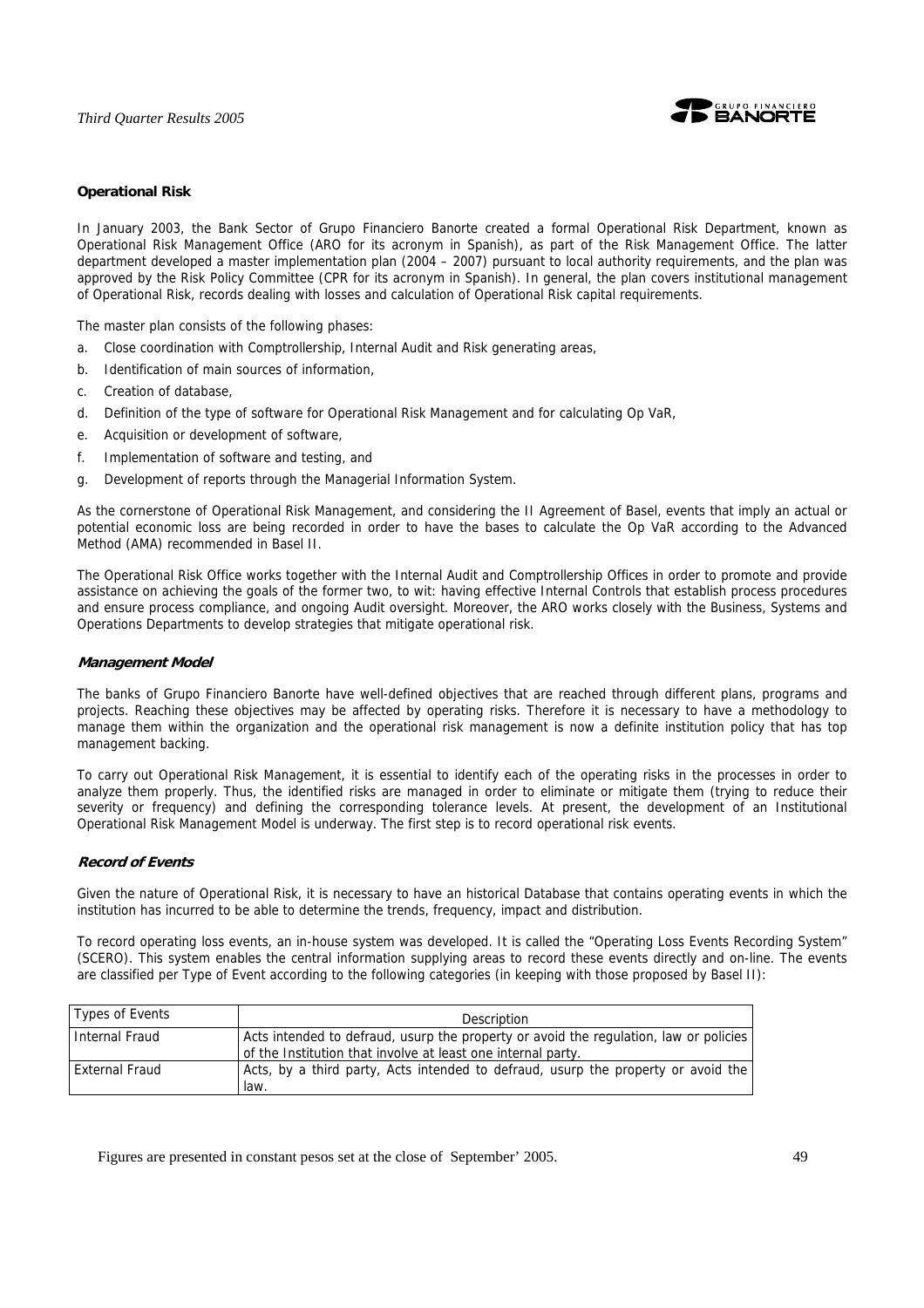**Operational Risk**

In January 2003, the Bank Sector of Grupo Financiero Banorte created a formal Operational Risk Department, known as Operational Risk Management Office (ARO for its acronym in Spanish), as part of the Risk Management Office. The latter department developed a master implementation plan (2004 – 2007) pursuant to local authority requirements, and the plan was approved by the Risk Policy Committee (CPR for its acronym in Spanish). In general, the plan covers institutional management of Operational Risk, records dealing with losses and calculation of Operational Risk capital requirements.

The master plan consists of the following phases:

a. Close coordination with Comptrollership, Internal Audit and Risk generating areas,
b. Identification of main sources of information,
c. Creation of database,
d. Definition of the type of software for Operational Risk Management and for calculating Op VaR,
e. Acquisition or development of software,
f. Implementation of software and testing, and
g. Development of reports through the Managerial Information System.

As the cornerstone of Operational Risk Management, and considering the II Agreement of Basel, events that imply an actual or potential economic loss are being recorded in order to have the bases to calculate the Op VaR according to the Advanced Method (AMA) recommended in Basel II.

The Operational Risk Office works together with the Internal Audit and Comptrollership Offices in order to promote and provide assistance on achieving the goals of the former two, to wit: having effective Internal Controls that establish process procedures and ensure process compliance, and ongoing Audit oversight. Moreover, the ARO works closely with the Business, Systems and Operations Departments to develop strategies that mitigate operational risk.

***Management Model***

The banks of Grupo Financiero Banorte have well-defined objectives that are reached through different plans, programs and projects. Reaching these objectives may be affected by operating risks. Therefore it is necessary to have a methodology to manage them within the organization and the operational risk management is now a definite institution policy that has top management backing.

To carry out Operational Risk Management, it is essential to identify each of the operating risks in the processes in order to analyze them properly. Thus, the identified risks are managed in order to eliminate or mitigate them (trying to reduce their severity or frequency) and defining the corresponding tolerance levels. At present, the development of an Institutional Operational Risk Management Model is underway. The first step is to record operational risk events.

***Record of Events***

Given the nature of Operational Risk, it is necessary to have an historical Database that contains operating events in which the institution has incurred to be able to determine the trends, frequency, impact and distribution.

To record operating loss events, an in-house system was developed. It is called the "Operating Loss Events Recording System" (SCERO). This system enables the central information supplying areas to record these events directly and on-line. The events are classified per Type of Event according to the following categories (in keeping with those proposed by Basel II):

| Types of Events | Description |
|---|---|
| Internal Fraud | Acts intended to defraud, usurp the property or avoid the regulation, law or policies of the Institution that involve at least one internal party. |
| External Fraud | Acts, by a third party, Acts intended to defraud, usurp the property or avoid the law. |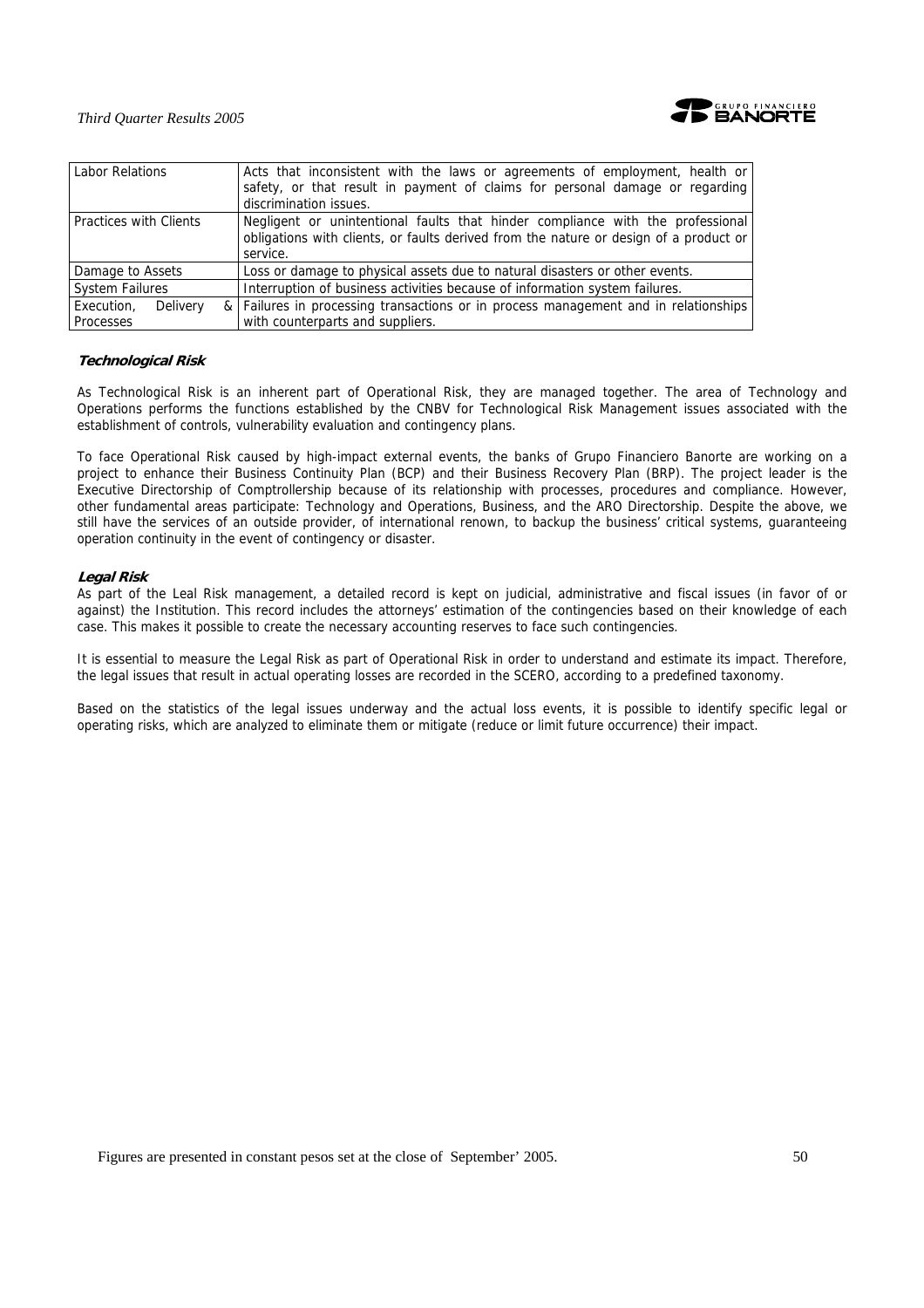| Labor Relations | Acts that inconsistent with the laws or agreements of employment, health or safety, or that result in payment of claims for personal damage or regarding discrimination issues. |
|---|---|
| Practices with Clients | Negligent or unintentional faults that hinder compliance with the professional obligations with clients, or faults derived from the nature or design of a product or service. |
| Damage to Assets | Loss or damage to physical assets due to natural disasters or other events. |
| System Failures | Interruption of business activities because of information system failures. |
| Execution, Delivery & Processes | Failures in processing transactions or in process management and in relationships with counterparts and suppliers. |

### *Technological Risk*

As Technological Risk is an inherent part of Operational Risk, they are managed together. The area of Technology and Operations performs the functions established by the CNBV for Technological Risk Management issues associated with the establishment of controls, vulnerability evaluation and contingency plans.

To face Operational Risk caused by high-impact external events, the banks of Grupo Financiero Banorte are working on a project to enhance their Business Continuity Plan (BCP) and their Business Recovery Plan (BRP). The project leader is the Executive Directorship of Comptrollership because of its relationship with processes, procedures and compliance. However, other fundamental areas participate: Technology and Operations, Business, and the ARO Directorship. Despite the above, we still have the services of an outside provider, of international renown, to backup the business' critical systems, guaranteeing operation continuity in the event of contingency or disaster.

### *Legal Risk*

As part of the Leal Risk management, a detailed record is kept on judicial, administrative and fiscal issues (in favor of or against) the Institution. This record includes the attorneys' estimation of the contingencies based on their knowledge of each case. This makes it possible to create the necessary accounting reserves to face such contingencies.

It is essential to measure the Legal Risk as part of Operational Risk in order to understand and estimate its impact. Therefore, the legal issues that result in actual operating losses are recorded in the SCERO, according to a predefined taxonomy.

Based on the statistics of the legal issues underway and the actual loss events, it is possible to identify specific legal or operating risks, which are analyzed to eliminate them or mitigate (reduce or limit future occurrence) their impact.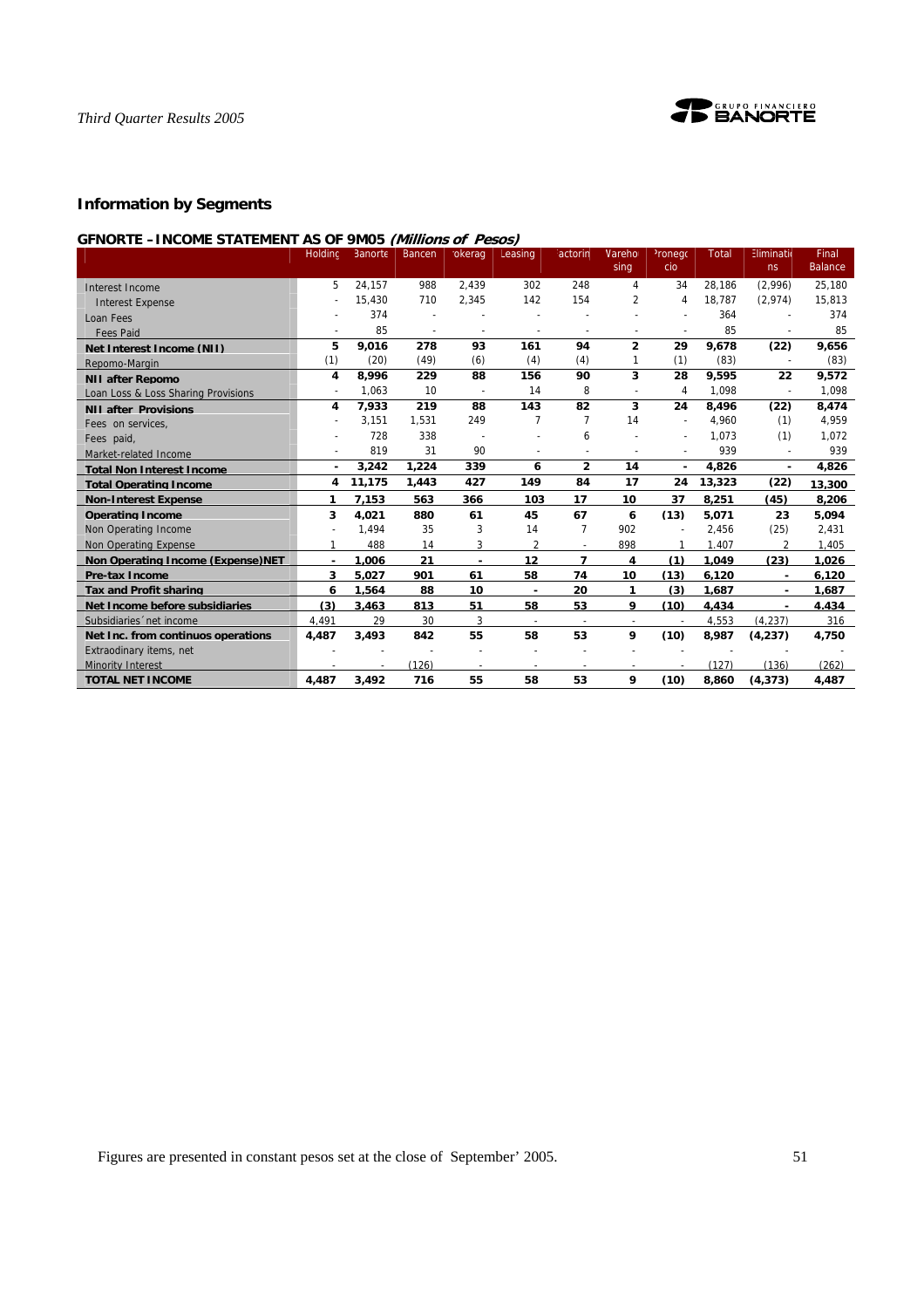## Information by Segments

### GFNORTE – INCOME STATEMENT AS OF 9M05 *(Millions of Pesos)*

| | Holding | Banorte | Bancen | Brokerage | Leasing | Factoring | Warehousing | Pronegocio | Total | Eliminations | Final Balance |
|---|---|---|---|---|---|---|---|---|---|---|---|
| Interest Income | 5 | 24,157 | 988 | 2,439 | 302 | 248 | 4 | 34 | 28,186 | (2,996) | 25,180 |
| Interest Expense | - | 15,430 | 710 | 2,345 | 142 | 154 | 2 | 4 | 18,787 | (2,974) | 15,813 |
| Loan Fees | - | 374 | - | - | - | - | - | - | 364 | - | 374 |
| Fees Paid | - | 85 | - | - | - | - | - | - | 85 | - | 85 |
| **Net Interest Income (NII)** | **5** | **9,016** | **278** | **93** | **161** | **94** | **2** | **29** | **9,678** | **(22)** | **9,656** |
| Repomo-Margin | (1) | (20) | (49) | (6) | (4) | (4) | 1 | (1) | (83) | - | (83) |
| **NII after Repomo** | **4** | **8,996** | **229** | **88** | **156** | **90** | **3** | **28** | **9,595** | **22** | **9,572** |
| Loan Loss & Loss Sharing Provisions | - | 1,063 | 10 | - | 14 | 8 | - | 4 | 1,098 | - | 1,098 |
| **NII after Provisions** | **4** | **7,933** | **219** | **88** | **143** | **82** | **3** | **24** | **8,496** | **(22)** | **8,474** |
| Fees on services, | - | 3,151 | 1,531 | 249 | 7 | 7 | 14 | - | 4,960 | (1) | 4,959 |
| Fees paid, | - | 728 | 338 | - | - | 6 | - | - | 1,073 | (1) | 1,072 |
| Market-related Income | - | 819 | 31 | 90 | - | - | - | - | 939 | - | 939 |
| **Total Non Interest Income** | **-** | **3,242** | **1,224** | **339** | **6** | **2** | **14** | **-** | **4,826** | **-** | **4,826** |
| **Total Operating Income** | **4** | **11,175** | **1,443** | **427** | **149** | **84** | **17** | **24** | **13,323** | **(22)** | **13,300** |
| **Non-Interest Expense** | **1** | **7,153** | **563** | **366** | **103** | **17** | **10** | **37** | **8,251** | **(45)** | **8,206** |
| **Operating Income** | **3** | **4,021** | **880** | **61** | **45** | **67** | **6** | **(13)** | **5,071** | **23** | **5,094** |
| Non Operating Income | - | 1,494 | 35 | 3 | 14 | 7 | 902 | - | 2,456 | (25) | 2,431 |
| Non Operating Expense | 1 | 488 | 14 | 3 | 2 | - | 898 | 1 | 1,407 | 2 | 1,405 |
| **Non Operating Income (Expense)NET** | **-** | **1,006** | **21** | **-** | **12** | **7** | **4** | **(1)** | **1,049** | **(23)** | **1,026** |
| **Pre-tax Income** | **3** | **5,027** | **901** | **61** | **58** | **74** | **10** | **(13)** | **6,120** | **-** | **6,120** |
| **Tax and Profit sharing** | **6** | **1,564** | **88** | **10** | **-** | **20** | **1** | **(3)** | **1,687** | **-** | **1,687** |
| **Net Income before subsidiaries** | **(3)** | **3,463** | **813** | **51** | **58** | **53** | **9** | **(10)** | **4,434** | **-** | **4,434** |
| Subsidiaries´net income | 4,491 | 29 | 30 | 3 | - | - | - | - | 4,553 | (4,237) | 316 |
| **Net Inc. from continuos operations** | **4,487** | **3,493** | **842** | **55** | **58** | **53** | **9** | **(10)** | **8,987** | **(4,237)** | **4,750** |
| Extraodinary items, net | - | - | - | - | - | - | - | - | - | - | - |
| Minority Interest | - | - | (126) | - | - | - | - | - | (127) | (136) | (262) |
| **TOTAL NET INCOME** | **4,487** | **3,492** | **716** | **55** | **58** | **53** | **9** | **(10)** | **8,860** | **(4,373)** | **4,487** |

Figures are presented in constant pesos set at the close of September' 2005.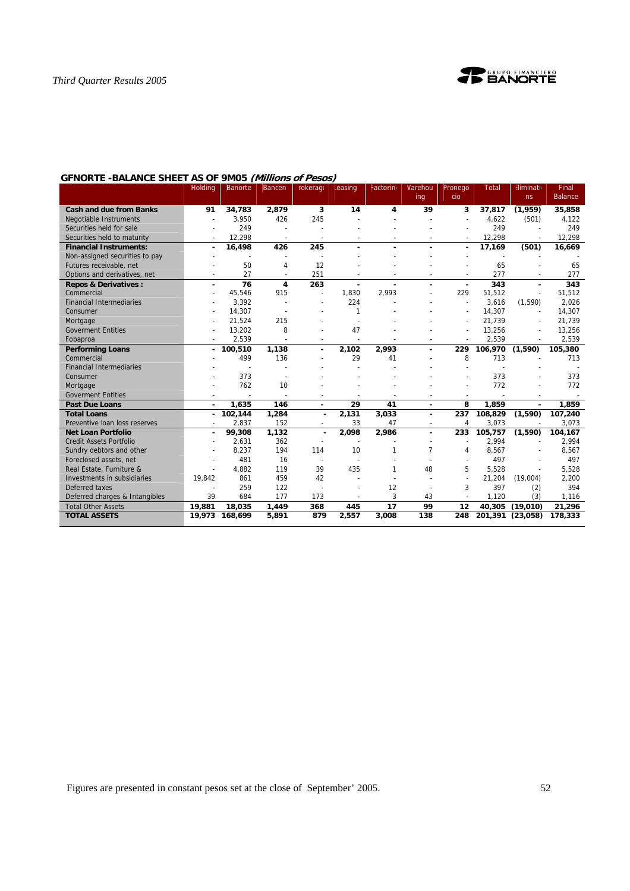## GFNORTE -BALANCE SHEET AS OF 9M05 *(Millions of Pesos)*

| | Holding | Banorte | Bancen | rokerage | Leasing | Factoring | Warehousing | Pronegocio | Total | Eliminations | Final Balance |
|---|---|---|---|---|---|---|---|---|---|---|---|
| **Cash and due from Banks** | **91** | **34,783** | **2,879** | **3** | **14** | **4** | **39** | **3** | **37,817** | **(1,959)** | **35,858** |
| Negotiable Instruments | - | 3,950 | 426 | 245 | - | - | - | - | 4,622 | (501) | 4,122 |
| Securities held for sale | - | 249 | - | - | - | - | - | - | 249 | - | 249 |
| Securities held to maturity | - | 12,298 | - | - | - | - | - | - | 12,298 | - | 12,298 |
| **Financial Instruments:** | **-** | **16,498** | **426** | **245** | **-** | **-** | **-** | **-** | **17,169** | **(501)** | **16,669** |
| Non-assigned securities to pay | - | - | - | - | - | - | - | - | - | - | - |
| Futures receivable, net | - | 50 | 4 | 12 | - | - | - | - | 65 | - | 65 |
| Options and derivatives, net | - | 27 | - | 251 | - | - | - | - | 277 | - | 277 |
| **Repos & Derivatives :** | **-** | **76** | **4** | **263** | **-** | **-** | **-** | **-** | **343** | **-** | **343** |
| Commercial | - | 45,546 | 915 | - | 1,830 | 2,993 | - | 229 | 51,512 | - | 51,512 |
| Financial Intermediaries | - | 3,392 | - | - | 224 | - | - | - | 3,616 | (1,590) | 2,026 |
| Consumer | - | 14,307 | - | - | 1 | - | - | - | 14,307 | - | 14,307 |
| Mortgage | - | 21,524 | 215 | - | - | - | - | - | 21,739 | - | 21,739 |
| Goverment Entities | - | 13,202 | 8 | - | 47 | - | - | - | 13,256 | - | 13,256 |
| Fobaproa | - | 2,539 | - | - | - | - | - | - | 2,539 | - | 2,539 |
| **Performing Loans** | **-** | **100,510** | **1,138** | **-** | **2,102** | **2,993** | **-** | **229** | **106,970** | **(1,590)** | **105,380** |
| Commercial | - | 499 | 136 | - | 29 | 41 | - | 8 | 713 | - | 713 |
| Financial Intermediaries | - | - | - | - | - | - | - | - | - | - | - |
| Consumer | - | 373 | - | - | - | - | - | - | 373 | - | 373 |
| Mortgage | - | 762 | 10 | - | - | - | - | - | 772 | - | 772 |
| Goverment Entities | - | - | - | - | - | - | - | - | - | - | - |
| **Past Due Loans** | **-** | **1,635** | **146** | **-** | **29** | **41** | **-** | **8** | **1,859** | **-** | **1,859** |
| **Total Loans** | **-** | **102,144** | **1,284** | **-** | **2,131** | **3,033** | **-** | **237** | **108,829** | **(1,590)** | **107,240** |
| Preventive loan loss reserves | - | 2,837 | 152 | - | 33 | 47 | - | 4 | 3,073 | - | 3,073 |
| **Net Loan Portfolio** | **-** | **99,308** | **1,132** | **-** | **2,098** | **2,986** | **-** | **233** | **105,757** | **(1,590)** | **104,167** |
| Credit Assets Portfolio | - | 2,631 | 362 | - | - | - | - | - | 2,994 | - | 2,994 |
| Sundry debtors and other | - | 8,237 | 194 | 114 | 10 | 1 | 7 | 4 | 8,567 | - | 8,567 |
| Foreclosed assets, net | - | 481 | 16 | - | - | - | - | - | 497 | - | 497 |
| Real Estate, Furniture & | - | 4,882 | 119 | 39 | 435 | 1 | 48 | 5 | 5,528 | - | 5,528 |
| Investments in subsidiaries | 19,842 | 861 | 459 | 42 | - | - | - | - | 21,204 | (19,004) | 2,200 |
| Deferred taxes | - | 259 | 122 | - | - | 12 | - | 3 | 397 | (2) | 394 |
| Deferred charges & Intangibles | 39 | 684 | 177 | 173 | - | 3 | 43 | - | 1,120 | (3) | 1,116 |
| Total Other Assets | **19,881** | **18,035** | **1,449** | **368** | **445** | **17** | **99** | **12** | **40,305** | **(19,010)** | **21,296** |
| **TOTAL ASSETS** | **19,973** | **168,699** | **5,891** | **879** | **2,557** | **3,008** | **138** | **248** | **201,391** | **(23,058)** | **178,333** |

Figures are presented in constant pesos set at the close of September' 2005.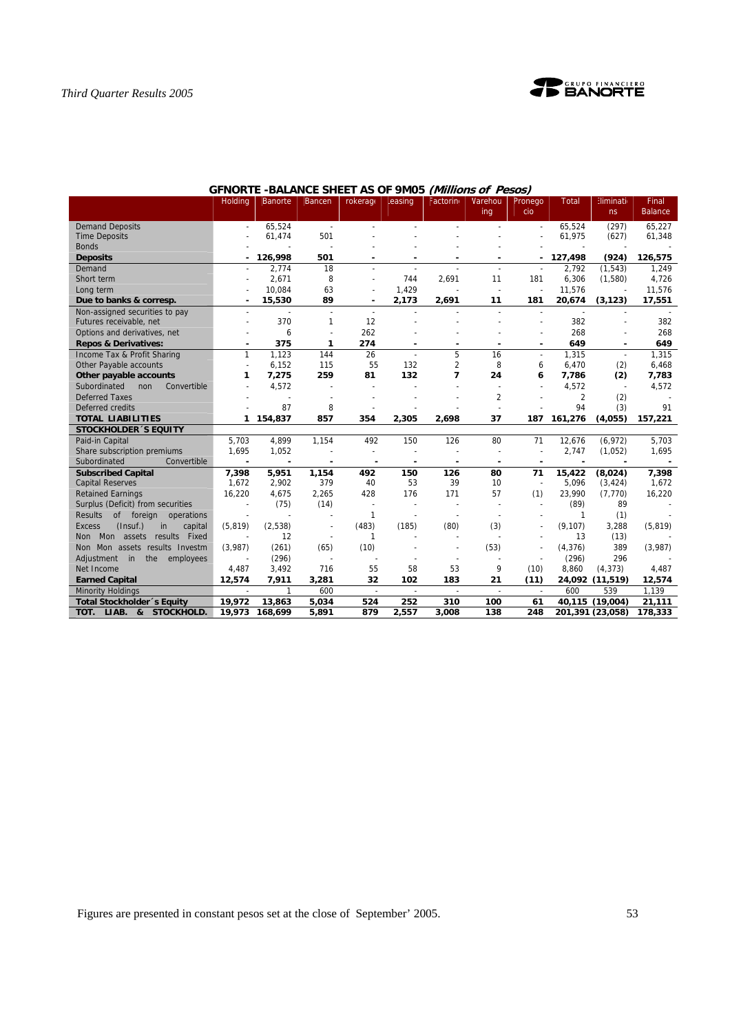## GFNORTE -BALANCE SHEET AS OF 9M05 *(Millions of Pesos)*

| | Holding | Banorte | Bancen | Brokerage | Leasing | Factoring | Warehousing | Pronegocio | Total | Eliminations | Final Balance |
|---|---|---|---|---|---|---|---|---|---|---|---|
| Demand Deposits | - | 65,524 | - | - | - | - | - | - | 65,524 | (297) | 65,227 |
| Time Deposits | - | 61,474 | 501 | - | - | - | - | - | 61,975 | (627) | 61,348 |
| Bonds | - | - | - | - | - | - | - | - | - | - | - |
| **Deposits** | **-** | **126,998** | **501** | **-** | **-** | **-** | **-** | **-** | **127,498** | **(924)** | **126,575** |
| Demand | - | 2,774 | 18 | - | - | - | - | - | 2,792 | (1,543) | 1,249 |
| Short term | - | 2,671 | 8 | - | 744 | 2,691 | 11 | 181 | 6,306 | (1,580) | 4,726 |
| Long term | - | 10,084 | 63 | - | 1,429 | - | - | - | 11,576 | - | 11,576 |
| **Due to banks & corresp.** | **-** | **15,530** | **89** | **-** | **2,173** | **2,691** | **11** | **181** | **20,674** | **(3,123)** | **17,551** |
| Non-assigned securities to pay | - | - | - | - | - | - | - | - | - | - | - |
| Futures receivable, net | - | 370 | 1 | 12 | - | - | - | - | 382 | - | 382 |
| Options and derivatives, net | - | 6 | - | 262 | - | - | - | - | 268 | - | 268 |
| **Repos & Derivatives:** | **-** | **375** | **1** | **274** | **-** | **-** | **-** | **-** | **649** | **-** | **649** |
| Income Tax & Profit Sharing | 1 | 1,123 | 144 | 26 | - | 5 | 16 | - | 1,315 | - | 1,315 |
| Other Payable accounts | - | 6,152 | 115 | 55 | 132 | 2 | 8 | 6 | 6,470 | (2) | 6,468 |
| **Other payable accounts** | **1** | **7,275** | **259** | **81** | **132** | **7** | **24** | **6** | **7,786** | **(2)** | **7,783** |
| Subordinated non Convertible | - | 4,572 | - | - | - | - | - | - | 4,572 | - | 4,572 |
| Deferred Taxes | - | - | - | - | - | - | 2 | - | 2 | (2) | - |
| Deferred credits | - | 87 | 8 | - | - | - | - | - | 94 | (3) | 91 |
| **TOTAL LIABILITIES** | **1** | **154,837** | **857** | **354** | **2,305** | **2,698** | **37** | **187** | **161,276** | **(4,055)** | **157,221** |
| **STOCKHOLDER´S EQUITY** | | | | | | | | | | | |
| Paid-in Capital | 5,703 | 4,899 | 1,154 | 492 | 150 | 126 | 80 | 71 | 12,676 | (6,972) | 5,703 |
| Share subscription premiums | 1,695 | 1,052 | - | - | - | - | - | - | 2,747 | (1,052) | 1,695 |
| Subordinated Convertible | - | - | - | - | - | - | - | - | - | - | - |
| **Subscribed Capital** | **7,398** | **5,951** | **1,154** | **492** | **150** | **126** | **80** | **71** | **15,422** | **(8,024)** | **7,398** |
| Capital Reserves | 1,672 | 2,902 | 379 | 40 | 53 | 39 | 10 | - | 5,096 | (3,424) | 1,672 |
| Retained Earnings | 16,220 | 4,675 | 2,265 | 428 | 176 | 171 | 57 | (1) | 23,990 | (7,770) | 16,220 |
| Surplus (Deficit) from securities | - | (75) | (14) | - | - | - | - | - | (89) | 89 | - |
| Results of foreign operations | - | - | - | 1 | - | - | - | - | 1 | (1) | - |
| Excess (Insuf.) in capital | (5,819) | (2,538) | - | (483) | (185) | (80) | (3) | - | (9,107) | 3,288 | (5,819) |
| Non Mon assets results Fixed | - | 12 | - | 1 | - | - | - | - | 13 | (13) | - |
| Non Mon assets results Investm | (3,987) | (261) | (65) | (10) | - | - | (53) | - | (4,376) | 389 | (3,987) |
| Adjustment in the employees | - | (296) | - | - | - | - | - | - | (296) | 296 | - |
| Net Income | 4,487 | 3,492 | 716 | 55 | 58 | 53 | 9 | (10) | 8,860 | (4,373) | 4,487 |
| **Earned Capital** | **12,574** | **7,911** | **3,281** | **32** | **102** | **183** | **21** | **(11)** | **24,092** | **(11,519)** | **12,574** |
| Minority Holdings | - | 1 | 600 | - | - | - | - | - | 600 | 539 | 1,139 |
| **Total Stockholder´s Equity** | **19,972** | **13,863** | **5,034** | **524** | **252** | **310** | **100** | **61** | **40,115** | **(19,004)** | **21,111** |
| **TOT. LIAB. & STOCKHOLD.** | **19,973** | **168,699** | **5,891** | **879** | **2,557** | **3,008** | **138** | **248** | **201,391** | **(23,058)** | **178,333** |

Figures are presented in constant pesos set at the close of September' 2005.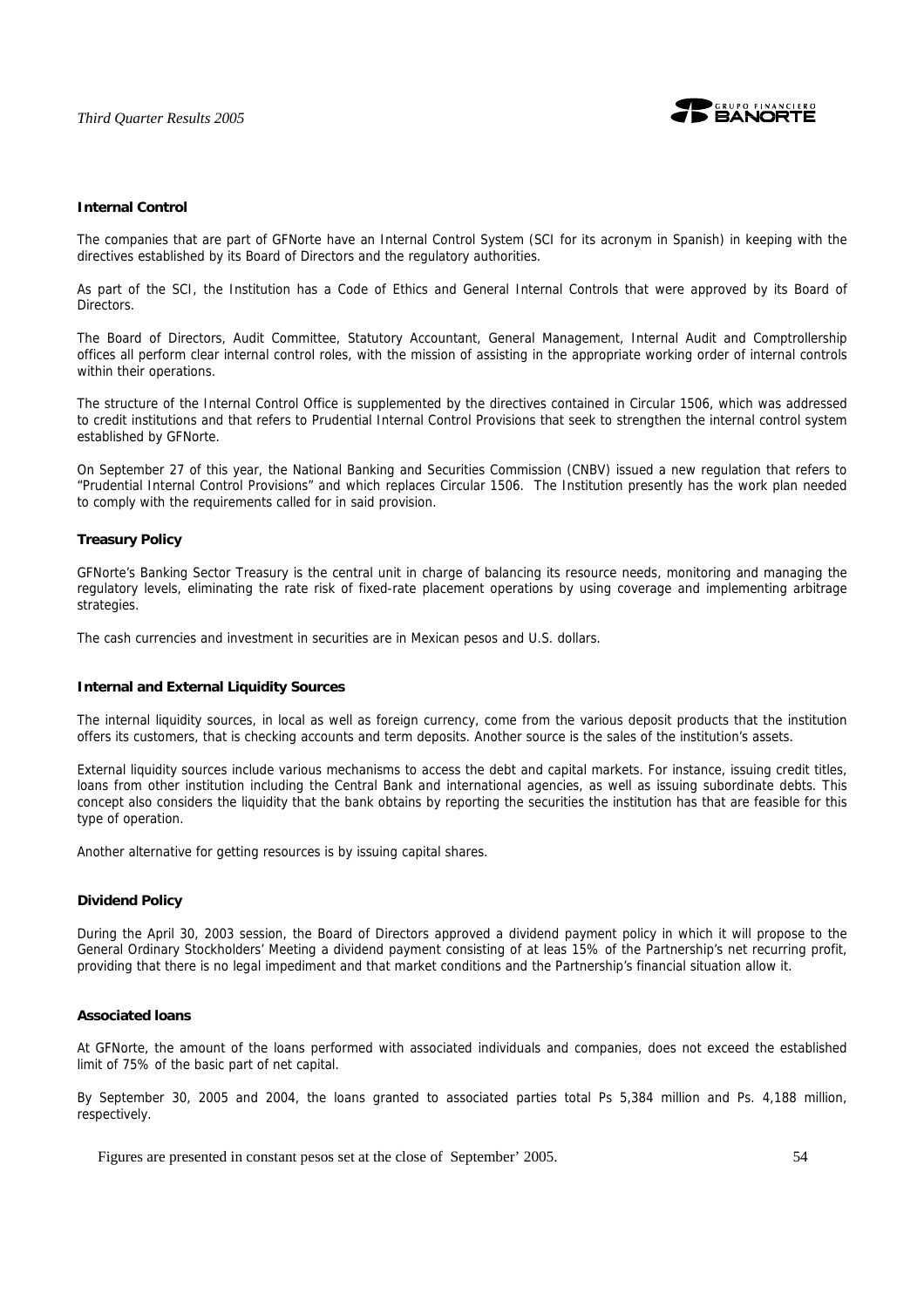**Internal Control**

The companies that are part of GFNorte have an Internal Control System (SCI for its acronym in Spanish) in keeping with the directives established by its Board of Directors and the regulatory authorities.

As part of the SCI, the Institution has a Code of Ethics and General Internal Controls that were approved by its Board of Directors.

The Board of Directors, Audit Committee, Statutory Accountant, General Management, Internal Audit and Comptrollership offices all perform clear internal control roles, with the mission of assisting in the appropriate working order of internal controls within their operations.

The structure of the Internal Control Office is supplemented by the directives contained in Circular 1506, which was addressed to credit institutions and that refers to Prudential Internal Control Provisions that seek to strengthen the internal control system established by GFNorte.

On September 27 of this year, the National Banking and Securities Commission (CNBV) issued a new regulation that refers to "Prudential Internal Control Provisions" and which replaces Circular 1506. The Institution presently has the work plan needed to comply with the requirements called for in said provision.

**Treasury Policy**

GFNorte's Banking Sector Treasury is the central unit in charge of balancing its resource needs, monitoring and managing the regulatory levels, eliminating the rate risk of fixed-rate placement operations by using coverage and implementing arbitrage strategies.

The cash currencies and investment in securities are in Mexican pesos and U.S. dollars.

**Internal and External Liquidity Sources**

The internal liquidity sources, in local as well as foreign currency, come from the various deposit products that the institution offers its customers, that is checking accounts and term deposits. Another source is the sales of the institution's assets.

External liquidity sources include various mechanisms to access the debt and capital markets. For instance, issuing credit titles, loans from other institution including the Central Bank and international agencies, as well as issuing subordinate debts. This concept also considers the liquidity that the bank obtains by reporting the securities the institution has that are feasible for this type of operation.

Another alternative for getting resources is by issuing capital shares.

**Dividend Policy**

During the April 30, 2003 session, the Board of Directors approved a dividend payment policy in which it will propose to the General Ordinary Stockholders' Meeting a dividend payment consisting of at leas 15% of the Partnership's net recurring profit, providing that there is no legal impediment and that market conditions and the Partnership's financial situation allow it.

**Associated loans**

At GFNorte, the amount of the loans performed with associated individuals and companies, does not exceed the established limit of 75% of the basic part of net capital.

By September 30, 2005 and 2004, the loans granted to associated parties total Ps 5,384 million and Ps. 4,188 million, respectively.

Figures are presented in constant pesos set at the close of September' 2005.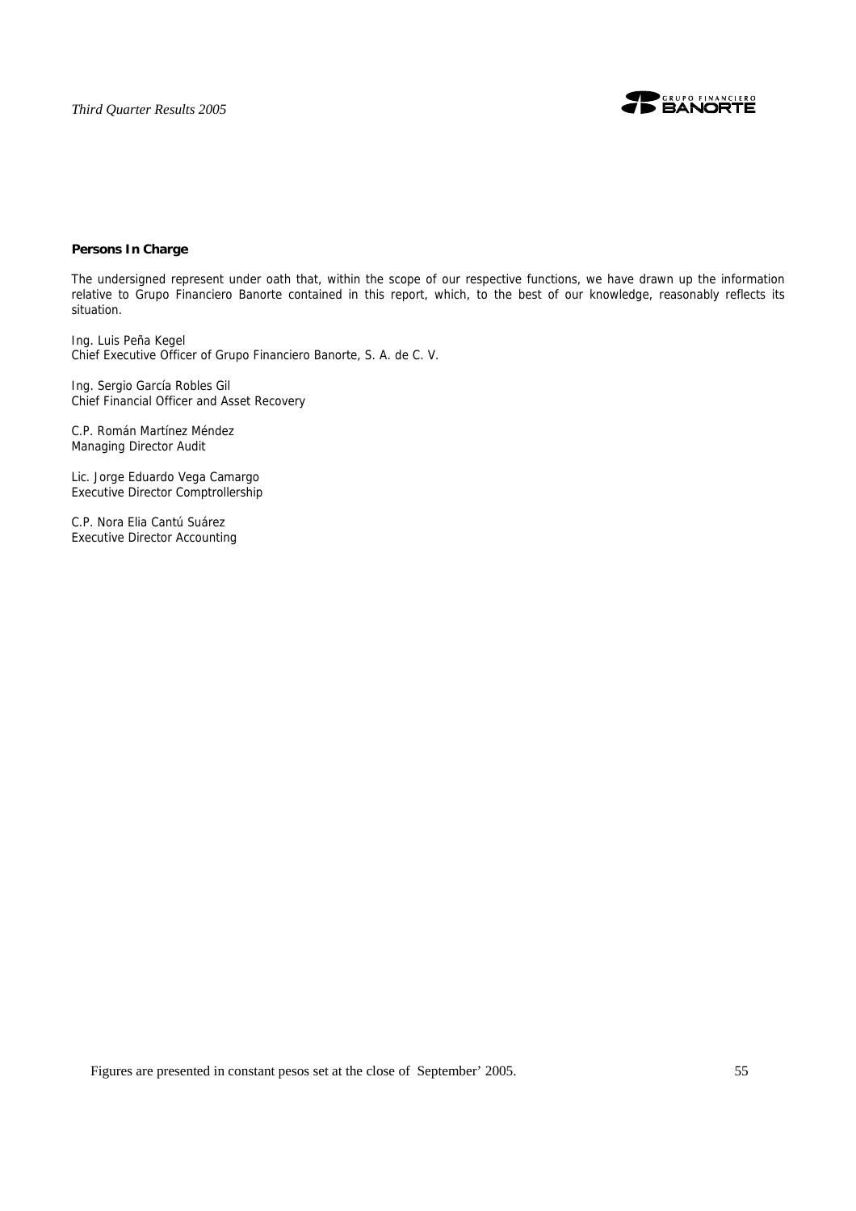**Persons In Charge**

The undersigned represent under oath that, within the scope of our respective functions, we have drawn up the information relative to Grupo Financiero Banorte contained in this report, which, to the best of our knowledge, reasonably reflects its situation.

Ing. Luis Peña Kegel
Chief Executive Officer of Grupo Financiero Banorte, S. A. de C. V.

Ing. Sergio García Robles Gil
Chief Financial Officer and Asset Recovery

C.P. Román Martínez Méndez
Managing Director Audit

Lic. Jorge Eduardo Vega Camargo
Executive Director Comptrollership

C.P. Nora Elia Cantú Suárez
Executive Director Accounting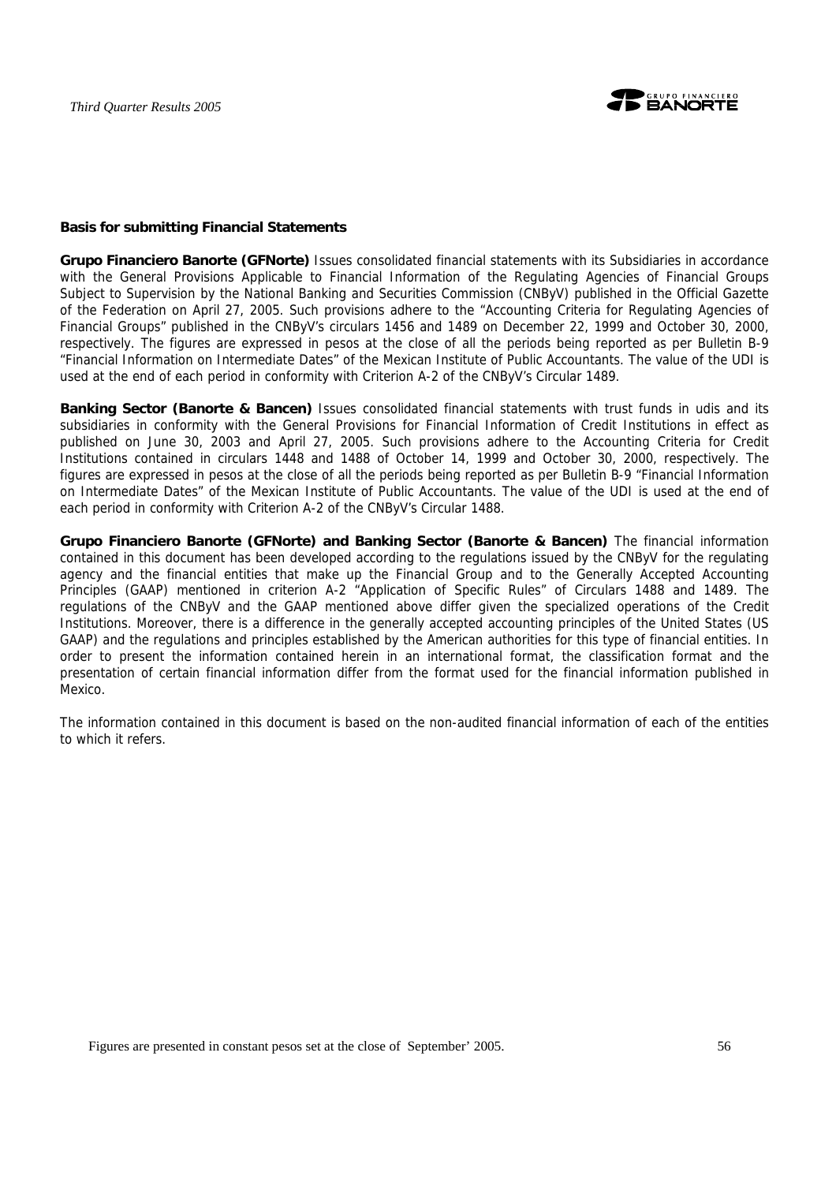**Basis for submitting Financial Statements**

**Grupo Financiero Banorte (GFNorte)** Issues consolidated financial statements with its Subsidiaries in accordance with the General Provisions Applicable to Financial Information of the Regulating Agencies of Financial Groups Subject to Supervision by the National Banking and Securities Commission (CNByV) published in the Official Gazette of the Federation on April 27, 2005. Such provisions adhere to the "Accounting Criteria for Regulating Agencies of Financial Groups" published in the CNByV's circulars 1456 and 1489 on December 22, 1999 and October 30, 2000, respectively. The figures are expressed in pesos at the close of all the periods being reported as per Bulletin B-9 "Financial Information on Intermediate Dates" of the Mexican Institute of Public Accountants. The value of the UDI is used at the end of each period in conformity with Criterion A-2 of the CNByV's Circular 1489.

**Banking Sector (Banorte & Bancen)** Issues consolidated financial statements with trust funds in udis and its subsidiaries in conformity with the General Provisions for Financial Information of Credit Institutions in effect as published on June 30, 2003 and April 27, 2005. Such provisions adhere to the Accounting Criteria for Credit Institutions contained in circulars 1448 and 1488 of October 14, 1999 and October 30, 2000, respectively. The figures are expressed in pesos at the close of all the periods being reported as per Bulletin B-9 "Financial Information on Intermediate Dates" of the Mexican Institute of Public Accountants. The value of the UDI is used at the end of each period in conformity with Criterion A-2 of the CNByV's Circular 1488.

**Grupo Financiero Banorte (GFNorte) and Banking Sector (Banorte & Bancen)** The financial information contained in this document has been developed according to the regulations issued by the CNByV for the regulating agency and the financial entities that make up the Financial Group and to the Generally Accepted Accounting Principles (GAAP) mentioned in criterion A-2 "Application of Specific Rules" of Circulars 1488 and 1489. The regulations of the CNByV and the GAAP mentioned above differ given the specialized operations of the Credit Institutions. Moreover, there is a difference in the generally accepted accounting principles of the United States (US GAAP) and the regulations and principles established by the American authorities for this type of financial entities. In order to present the information contained herein in an international format, the classification format and the presentation of certain financial information differ from the format used for the financial information published in Mexico.

The information contained in this document is based on the non-audited financial information of each of the entities to which it refers.